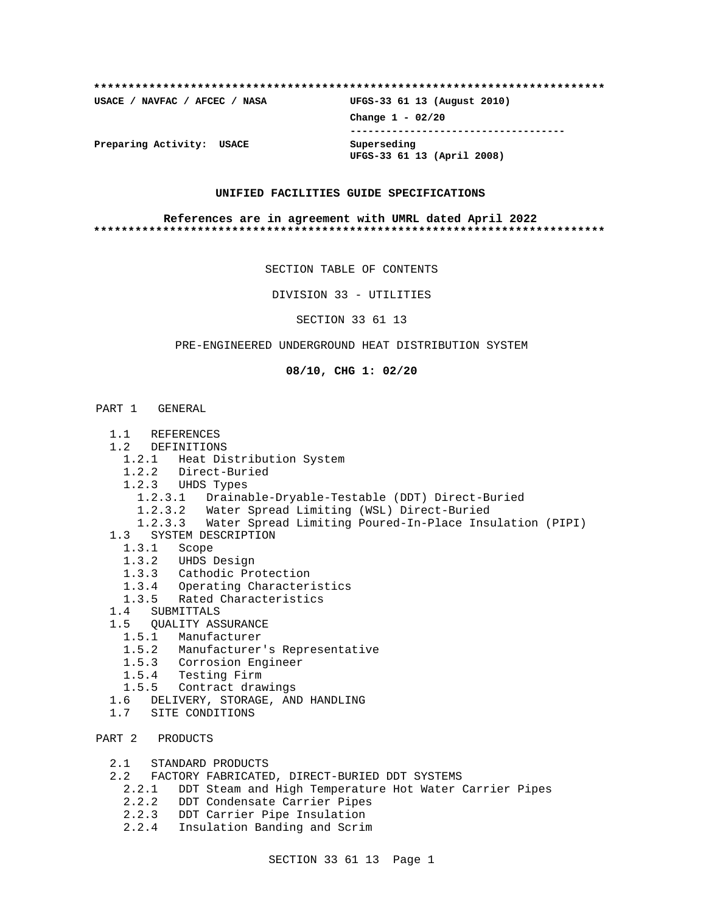**************************************************************************

**USACE / NAVFAC / AFCEC / NASA** **UFGS-33 61 13 (August 2010)**

**Change 1 - 02/20**

-----------------------------------

**Preparing Activity: USACE** **Superseding**
**UFGS-33 61 13 (April 2008)**

**UNIFIED FACILITIES GUIDE SPECIFICATIONS**

**References are in agreement with UMRL dated April 2022**

**************************************************************************

SECTION TABLE OF CONTENTS

DIVISION 33 - UTILITIES

SECTION 33 61 13

PRE-ENGINEERED UNDERGROUND HEAT DISTRIBUTION SYSTEM

**08/10, CHG 1: 02/20**

PART 1 GENERAL

- 1.1 REFERENCES
- 1.2 DEFINITIONS
  - 1.2.1 Heat Distribution System
  - 1.2.2 Direct-Buried
  - 1.2.3 UHDS Types
    - 1.2.3.1 Drainable-Dryable-Testable (DDT) Direct-Buried
    - 1.2.3.2 Water Spread Limiting (WSL) Direct-Buried
    - 1.2.3.3 Water Spread Limiting Poured-In-Place Insulation (PIPI)
- 1.3 SYSTEM DESCRIPTION
  - 1.3.1 Scope
  - 1.3.2 UHDS Design
  - 1.3.3 Cathodic Protection
  - 1.3.4 Operating Characteristics
  - 1.3.5 Rated Characteristics
- 1.4 SUBMITTALS
- 1.5 QUALITY ASSURANCE
  - 1.5.1 Manufacturer
  - 1.5.2 Manufacturer's Representative
  - 1.5.3 Corrosion Engineer
  - 1.5.4 Testing Firm
  - 1.5.5 Contract drawings
- 1.6 DELIVERY, STORAGE, AND HANDLING
- 1.7 SITE CONDITIONS

PART 2 PRODUCTS

- 2.1 STANDARD PRODUCTS
- 2.2 FACTORY FABRICATED, DIRECT-BURIED DDT SYSTEMS
  - 2.2.1 DDT Steam and High Temperature Hot Water Carrier Pipes
  - 2.2.2 DDT Condensate Carrier Pipes
  - 2.2.3 DDT Carrier Pipe Insulation
  - 2.2.4 Insulation Banding and Scrim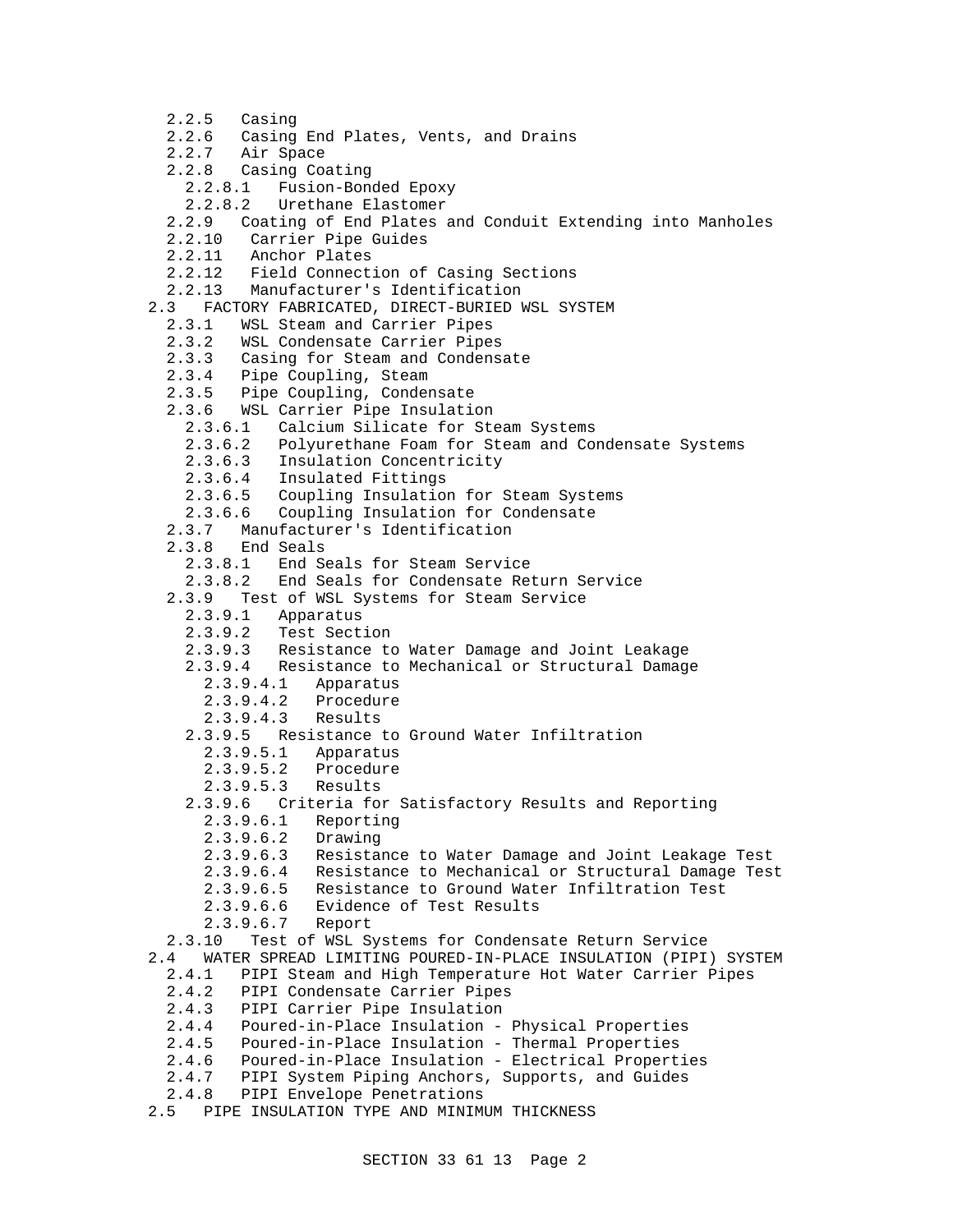- 2.2.5 Casing
- 2.2.6 Casing End Plates, Vents, and Drains
- 2.2.7 Air Space
- 2.2.8 Casing Coating
  - 2.2.8.1 Fusion-Bonded Epoxy
  - 2.2.8.2 Urethane Elastomer
- 2.2.9 Coating of End Plates and Conduit Extending into Manholes
- 2.2.10 Carrier Pipe Guides
- 2.2.11 Anchor Plates
- 2.2.12 Field Connection of Casing Sections
- 2.2.13 Manufacturer's Identification

2.3 FACTORY FABRICATED, DIRECT-BURIED WSL SYSTEM

- 2.3.1 WSL Steam and Carrier Pipes
- 2.3.2 WSL Condensate Carrier Pipes
- 2.3.3 Casing for Steam and Condensate
- 2.3.4 Pipe Coupling, Steam
- 2.3.5 Pipe Coupling, Condensate
- 2.3.6 WSL Carrier Pipe Insulation
  - 2.3.6.1 Calcium Silicate for Steam Systems
  - 2.3.6.2 Polyurethane Foam for Steam and Condensate Systems
  - 2.3.6.3 Insulation Concentricity
  - 2.3.6.4 Insulated Fittings
  - 2.3.6.5 Coupling Insulation for Steam Systems
  - 2.3.6.6 Coupling Insulation for Condensate
- 2.3.7 Manufacturer's Identification
- 2.3.8 End Seals
  - 2.3.8.1 End Seals for Steam Service
  - 2.3.8.2 End Seals for Condensate Return Service
- 2.3.9 Test of WSL Systems for Steam Service
  - 2.3.9.1 Apparatus
  - 2.3.9.2 Test Section
  - 2.3.9.3 Resistance to Water Damage and Joint Leakage
  - 2.3.9.4 Resistance to Mechanical or Structural Damage
    - 2.3.9.4.1 Apparatus
    - 2.3.9.4.2 Procedure
    - 2.3.9.4.3 Results
  - 2.3.9.5 Resistance to Ground Water Infiltration
    - 2.3.9.5.1 Apparatus
    - 2.3.9.5.2 Procedure
    - 2.3.9.5.3 Results
  - 2.3.9.6 Criteria for Satisfactory Results and Reporting
    - 2.3.9.6.1 Reporting
    - 2.3.9.6.2 Drawing
    - 2.3.9.6.3 Resistance to Water Damage and Joint Leakage Test
    - 2.3.9.6.4 Resistance to Mechanical or Structural Damage Test
    - 2.3.9.6.5 Resistance to Ground Water Infiltration Test
    - 2.3.9.6.6 Evidence of Test Results
    - 2.3.9.6.7 Report
- 2.3.10 Test of WSL Systems for Condensate Return Service

2.4 WATER SPREAD LIMITING POURED-IN-PLACE INSULATION (PIPI) SYSTEM

- 2.4.1 PIPI Steam and High Temperature Hot Water Carrier Pipes
- 2.4.2 PIPI Condensate Carrier Pipes
- 2.4.3 PIPI Carrier Pipe Insulation
- 2.4.4 Poured-in-Place Insulation - Physical Properties
- 2.4.5 Poured-in-Place Insulation - Thermal Properties
- 2.4.6 Poured-in-Place Insulation - Electrical Properties
- 2.4.7 PIPI System Piping Anchors, Supports, and Guides
- 2.4.8 PIPI Envelope Penetrations

2.5 PIPE INSULATION TYPE AND MINIMUM THICKNESS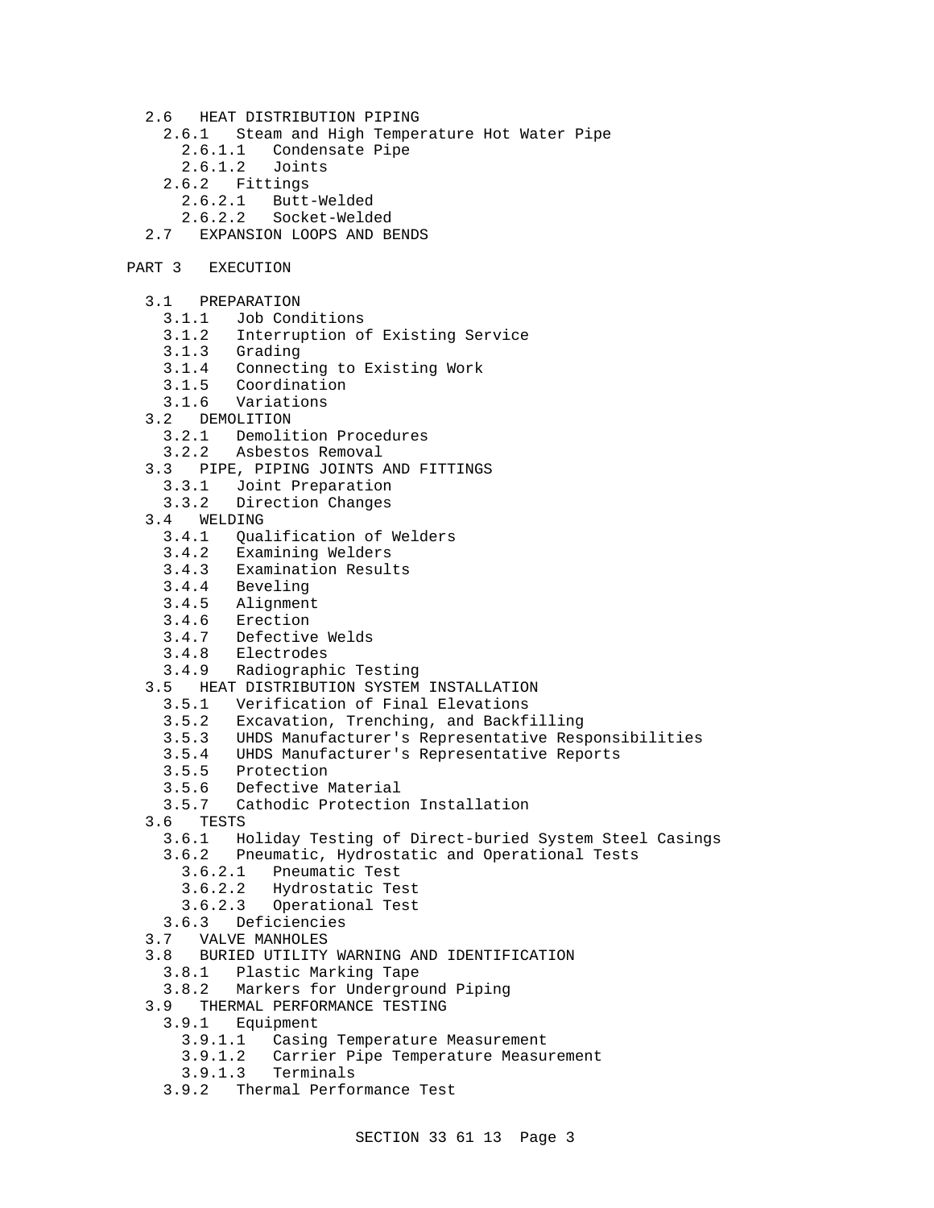- 2.6 HEAT DISTRIBUTION PIPING
  - 2.6.1 Steam and High Temperature Hot Water Pipe
    - 2.6.1.1 Condensate Pipe
    - 2.6.1.2 Joints
  - 2.6.2 Fittings
    - 2.6.2.1 Butt-Welded
    - 2.6.2.2 Socket-Welded
- 2.7 EXPANSION LOOPS AND BENDS

PART 3 EXECUTION

- 3.1 PREPARATION
  - 3.1.1 Job Conditions
  - 3.1.2 Interruption of Existing Service
  - 3.1.3 Grading
  - 3.1.4 Connecting to Existing Work
  - 3.1.5 Coordination
  - 3.1.6 Variations
- 3.2 DEMOLITION
  - 3.2.1 Demolition Procedures
  - 3.2.2 Asbestos Removal
- 3.3 PIPE, PIPING JOINTS AND FITTINGS
  - 3.3.1 Joint Preparation
  - 3.3.2 Direction Changes
- 3.4 WELDING
  - 3.4.1 Qualification of Welders
  - 3.4.2 Examining Welders
  - 3.4.3 Examination Results
  - 3.4.4 Beveling
  - 3.4.5 Alignment
  - 3.4.6 Erection
  - 3.4.7 Defective Welds
  - 3.4.8 Electrodes
  - 3.4.9 Radiographic Testing
- 3.5 HEAT DISTRIBUTION SYSTEM INSTALLATION
  - 3.5.1 Verification of Final Elevations
  - 3.5.2 Excavation, Trenching, and Backfilling
  - 3.5.3 UHDS Manufacturer's Representative Responsibilities
  - 3.5.4 UHDS Manufacturer's Representative Reports
  - 3.5.5 Protection
  - 3.5.6 Defective Material
  - 3.5.7 Cathodic Protection Installation
- 3.6 TESTS
  - 3.6.1 Holiday Testing of Direct-buried System Steel Casings
  - 3.6.2 Pneumatic, Hydrostatic and Operational Tests
    - 3.6.2.1 Pneumatic Test
    - 3.6.2.2 Hydrostatic Test
    - 3.6.2.3 Operational Test
  - 3.6.3 Deficiencies
- 3.7 VALVE MANHOLES
- 3.8 BURIED UTILITY WARNING AND IDENTIFICATION
  - 3.8.1 Plastic Marking Tape
  - 3.8.2 Markers for Underground Piping
- 3.9 THERMAL PERFORMANCE TESTING
  - 3.9.1 Equipment
    - 3.9.1.1 Casing Temperature Measurement
    - 3.9.1.2 Carrier Pipe Temperature Measurement
    - 3.9.1.3 Terminals
  - 3.9.2 Thermal Performance Test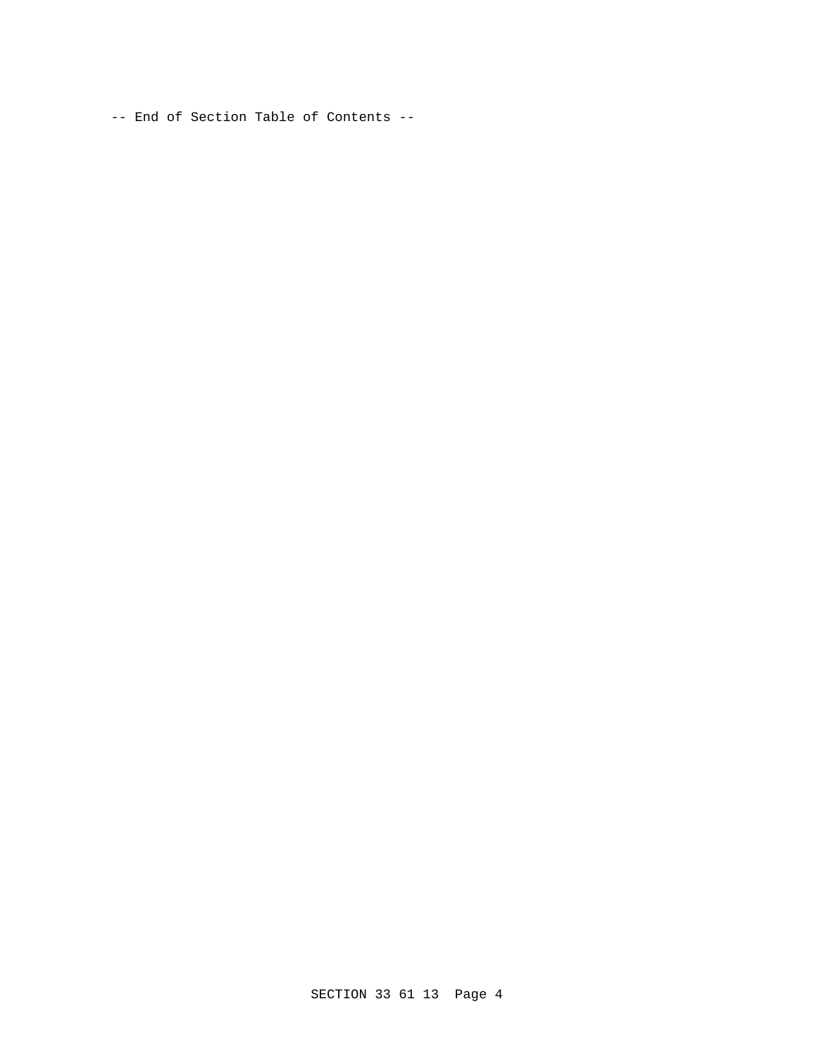-- End of Section Table of Contents --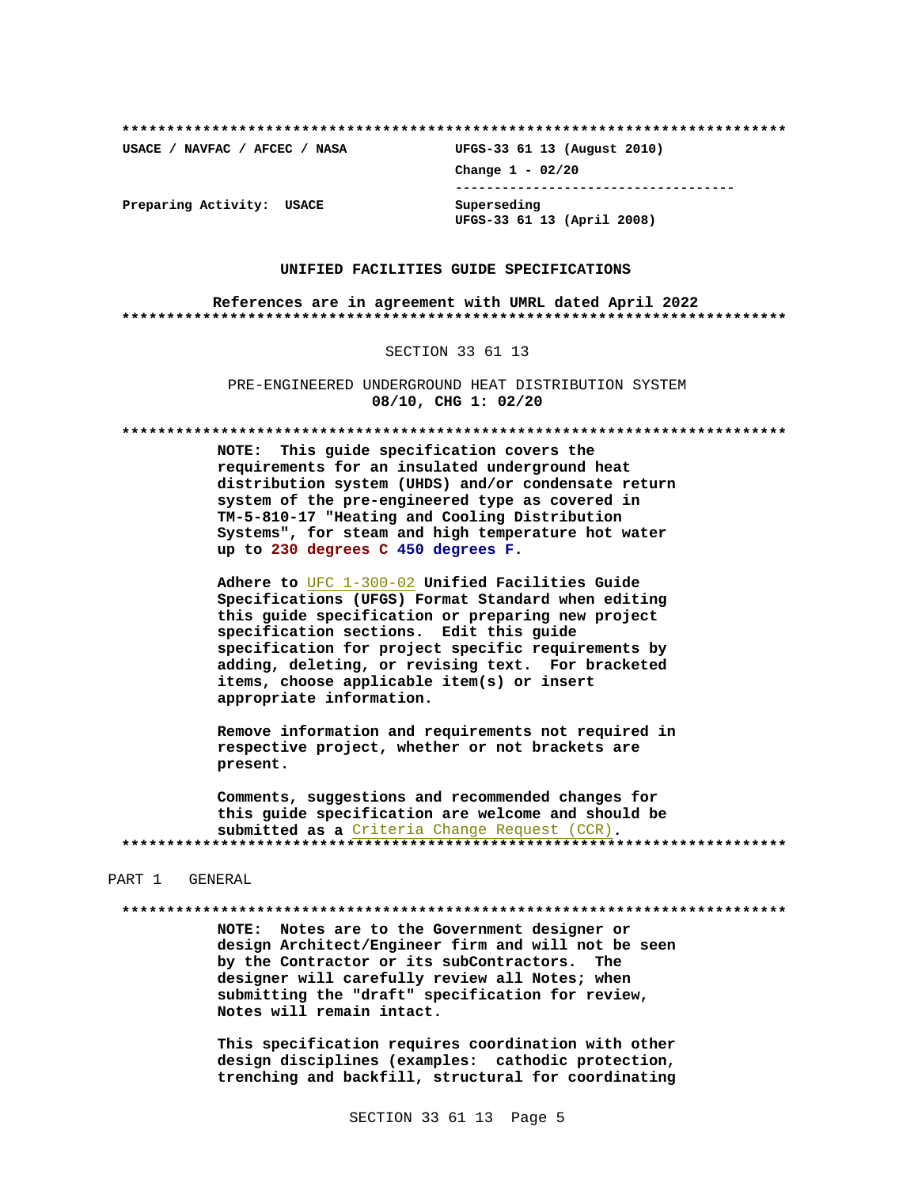**************************************************************************

**USACE / NAVFAC / AFCEC / NASA** | **UFGS-33 61 13 (August 2010)**

**Change 1 - 02/20**

------------------------------------

**Preparing Activity: USACE** | **Superseding UFGS-33 61 13 (April 2008)**

**UNIFIED FACILITIES GUIDE SPECIFICATIONS**

**References are in agreement with UMRL dated April 2022**

**************************************************************************

SECTION 33 61 13

PRE-ENGINEERED UNDERGROUND HEAT DISTRIBUTION SYSTEM
**08/10, CHG 1: 02/20**

**************************************************************************

**NOTE: This guide specification covers the requirements for an insulated underground heat distribution system (UHDS) and/or condensate return system of the pre-engineered type as covered in TM-5-810-17 "Heating and Cooling Distribution Systems", for steam and high temperature hot water up to 230 degrees C 450 degrees F.**

**Adhere to UFC 1-300-02 Unified Facilities Guide Specifications (UFGS) Format Standard when editing this guide specification or preparing new project specification sections. Edit this guide specification for project specific requirements by adding, deleting, or revising text. For bracketed items, choose applicable item(s) or insert appropriate information.**

**Remove information and requirements not required in respective project, whether or not brackets are present.**

**Comments, suggestions and recommended changes for this guide specification are welcome and should be submitted as a Criteria Change Request (CCR).**

**************************************************************************

PART 1 GENERAL

**************************************************************************

**NOTE: Notes are to the Government designer or design Architect/Engineer firm and will not be seen by the Contractor or its subContractors. The designer will carefully review all Notes; when submitting the "draft" specification for review, Notes will remain intact.**

**This specification requires coordination with other design disciplines (examples: cathodic protection, trenching and backfill, structural for coordinating**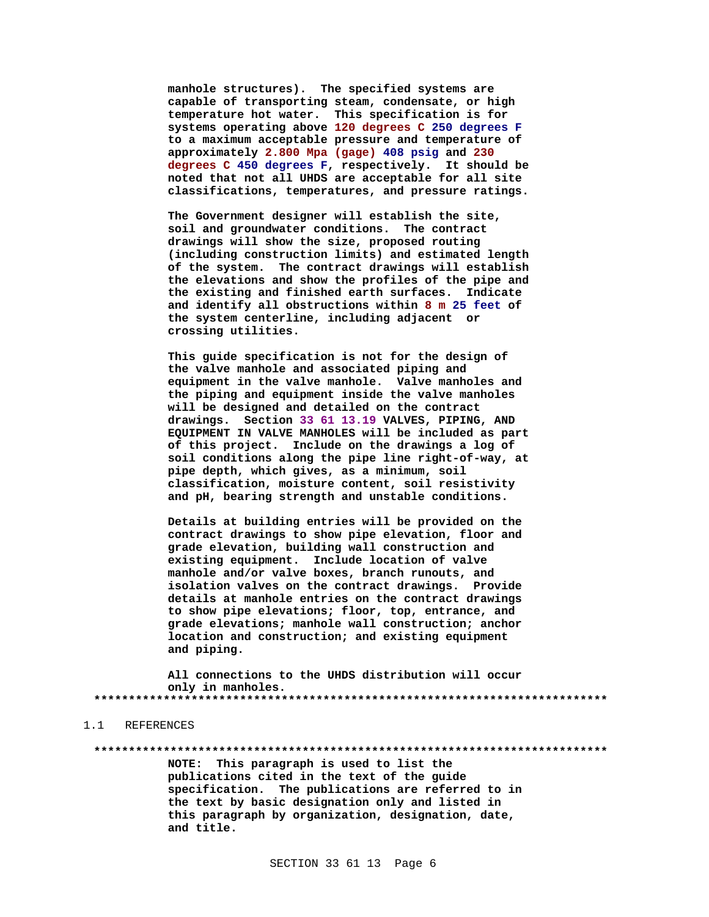**manhole structures). The specified systems are capable of transporting steam, condensate, or high temperature hot water. This specification is for systems operating above 120 degrees C 250 degrees F to a maximum acceptable pressure and temperature of approximately 2.800 Mpa (gage) 408 psig and 230 degrees C 450 degrees F, respectively. It should be noted that not all UHDS are acceptable for all site classifications, temperatures, and pressure ratings.**

**The Government designer will establish the site, soil and groundwater conditions. The contract drawings will show the size, proposed routing (including construction limits) and estimated length of the system. The contract drawings will establish the elevations and show the profiles of the pipe and the existing and finished earth surfaces. Indicate and identify all obstructions within 8 m 25 feet of the system centerline, including adjacent or crossing utilities.**

**This guide specification is not for the design of the valve manhole and associated piping and equipment in the valve manhole. Valve manholes and the piping and equipment inside the valve manholes will be designed and detailed on the contract drawings. Section 33 61 13.19 VALVES, PIPING, AND EQUIPMENT IN VALVE MANHOLES will be included as part of this project. Include on the drawings a log of soil conditions along the pipe line right-of-way, at pipe depth, which gives, as a minimum, soil classification, moisture content, soil resistivity and pH, bearing strength and unstable conditions.**

**Details at building entries will be provided on the contract drawings to show pipe elevation, floor and grade elevation, building wall construction and existing equipment. Include location of valve manhole and/or valve boxes, branch runouts, and isolation valves on the contract drawings. Provide details at manhole entries on the contract drawings to show pipe elevations; floor, top, entrance, and grade elevations; manhole wall construction; anchor location and construction; and existing equipment and piping.**

**All connections to the UHDS distribution will occur only in manholes.**
**************************************************************************

## 1.1 REFERENCES

**************************************************************************
**NOTE: This paragraph is used to list the publications cited in the text of the guide specification. The publications are referred to in the text by basic designation only and listed in this paragraph by organization, designation, date, and title.**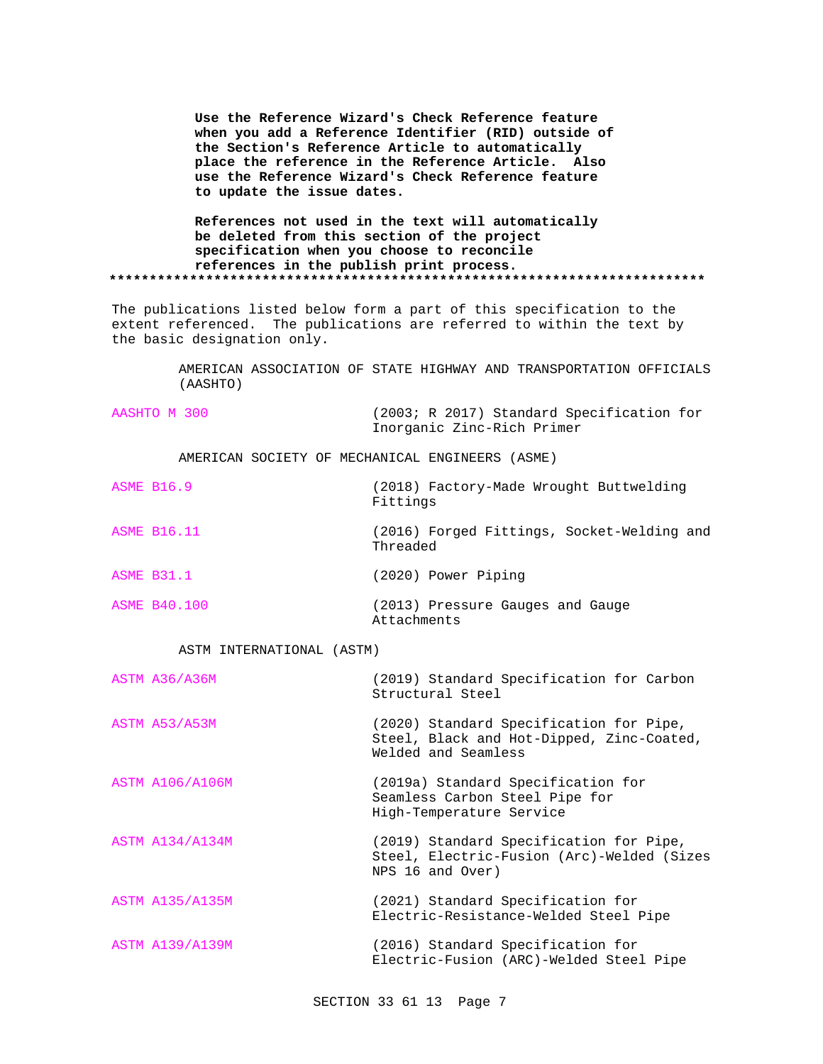**Use the Reference Wizard's Check Reference feature when you add a Reference Identifier (RID) outside of the Section's Reference Article to automatically place the reference in the Reference Article. Also use the Reference Wizard's Check Reference feature to update the issue dates.**

**References not used in the text will automatically be deleted from this section of the project specification when you choose to reconcile references in the publish print process.**

**************************************************************************

The publications listed below form a part of this specification to the extent referenced. The publications are referred to within the text by the basic designation only.

AMERICAN ASSOCIATION OF STATE HIGHWAY AND TRANSPORTATION OFFICIALS (AASHTO)

| | |
|---|---|
| AASHTO M 300 | (2003; R 2017) Standard Specification for Inorganic Zinc-Rich Primer |

AMERICAN SOCIETY OF MECHANICAL ENGINEERS (ASME)

| | |
|---|---|
| ASME B16.9 | (2018) Factory-Made Wrought Buttwelding Fittings |
| ASME B16.11 | (2016) Forged Fittings, Socket-Welding and Threaded |
| ASME B31.1 | (2020) Power Piping |
| ASME B40.100 | (2013) Pressure Gauges and Gauge Attachments |

ASTM INTERNATIONAL (ASTM)

| | |
|---|---|
| ASTM A36/A36M | (2019) Standard Specification for Carbon Structural Steel |
| ASTM A53/A53M | (2020) Standard Specification for Pipe, Steel, Black and Hot-Dipped, Zinc-Coated, Welded and Seamless |
| ASTM A106/A106M | (2019a) Standard Specification for Seamless Carbon Steel Pipe for High-Temperature Service |
| ASTM A134/A134M | (2019) Standard Specification for Pipe, Steel, Electric-Fusion (Arc)-Welded (Sizes NPS 16 and Over) |
| ASTM A135/A135M | (2021) Standard Specification for Electric-Resistance-Welded Steel Pipe |
| ASTM A139/A139M | (2016) Standard Specification for Electric-Fusion (ARC)-Welded Steel Pipe |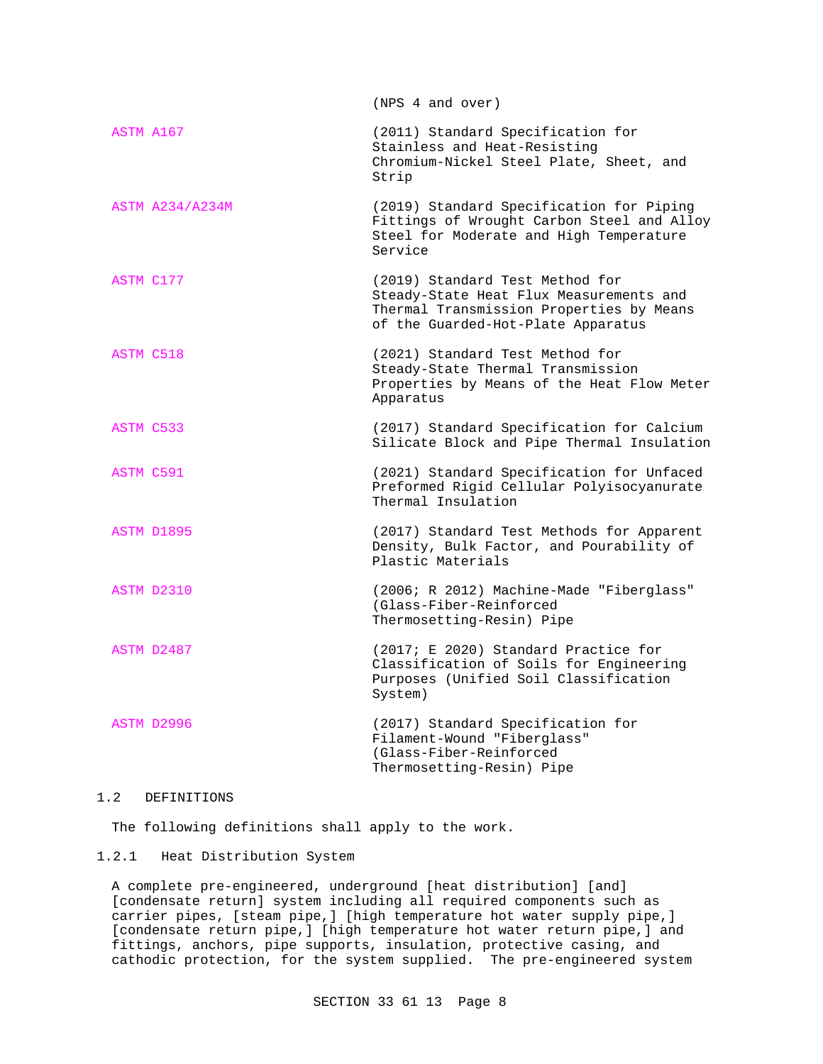| | |
|---|---|
| | (NPS 4 and over) |
| ASTM A167 | (2011) Standard Specification for Stainless and Heat-Resisting Chromium-Nickel Steel Plate, Sheet, and Strip |
| ASTM A234/A234M | (2019) Standard Specification for Piping Fittings of Wrought Carbon Steel and Alloy Steel for Moderate and High Temperature Service |
| ASTM C177 | (2019) Standard Test Method for Steady-State Heat Flux Measurements and Thermal Transmission Properties by Means of the Guarded-Hot-Plate Apparatus |
| ASTM C518 | (2021) Standard Test Method for Steady-State Thermal Transmission Properties by Means of the Heat Flow Meter Apparatus |
| ASTM C533 | (2017) Standard Specification for Calcium Silicate Block and Pipe Thermal Insulation |
| ASTM C591 | (2021) Standard Specification for Unfaced Preformed Rigid Cellular Polyisocyanurate Thermal Insulation |
| ASTM D1895 | (2017) Standard Test Methods for Apparent Density, Bulk Factor, and Pourability of Plastic Materials |
| ASTM D2310 | (2006; R 2012) Machine-Made "Fiberglass" (Glass-Fiber-Reinforced Thermosetting-Resin) Pipe |
| ASTM D2487 | (2017; E 2020) Standard Practice for Classification of Soils for Engineering Purposes (Unified Soil Classification System) |
| ASTM D2996 | (2017) Standard Specification for Filament-Wound "Fiberglass" (Glass-Fiber-Reinforced Thermosetting-Resin) Pipe |

## 1.2 DEFINITIONS

The following definitions shall apply to the work.

### 1.2.1 Heat Distribution System

A complete pre-engineered, underground [heat distribution] [and] [condensate return] system including all required components such as carrier pipes, [steam pipe,] [high temperature hot water supply pipe,] [condensate return pipe,] [high temperature hot water return pipe,] and fittings, anchors, pipe supports, insulation, protective casing, and cathodic protection, for the system supplied. The pre-engineered system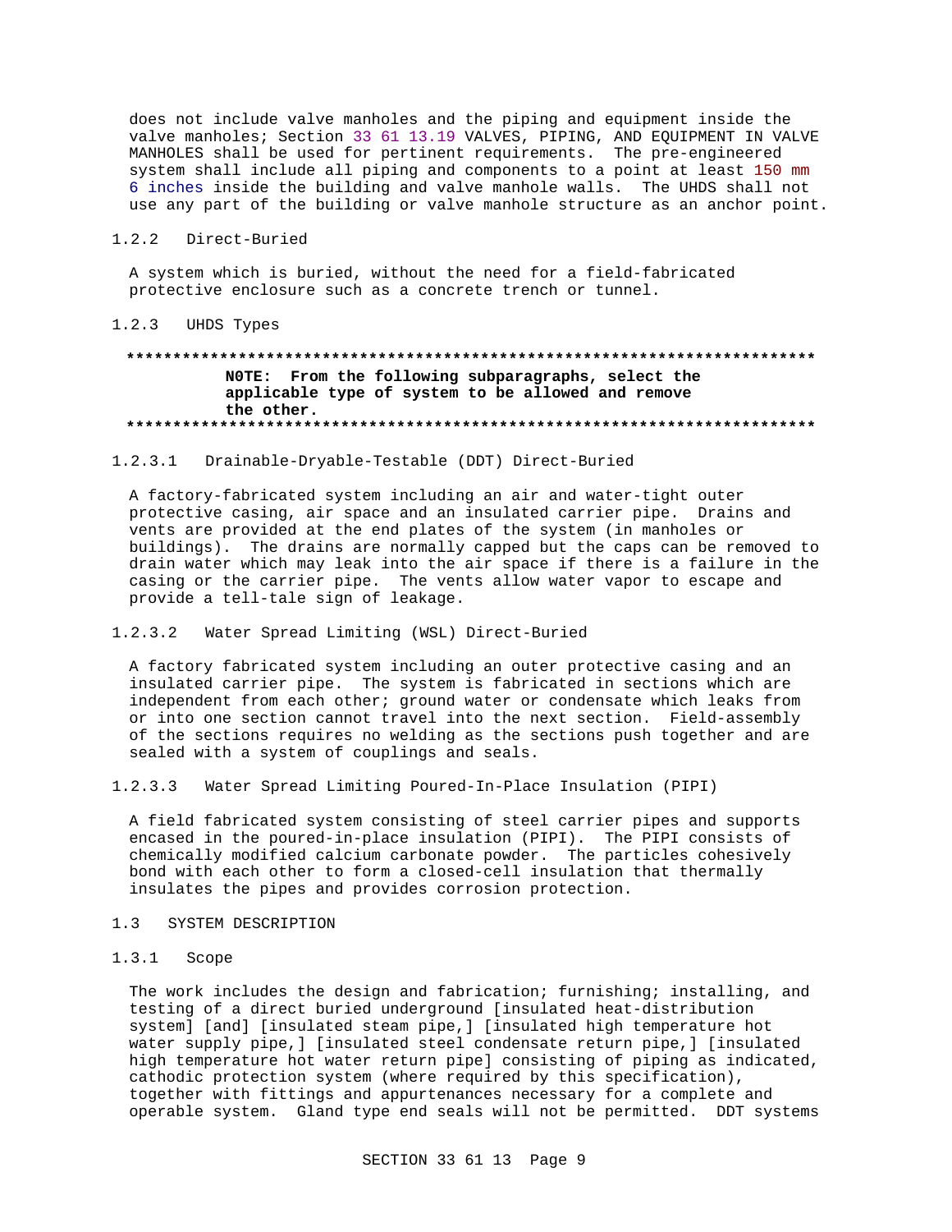does not include valve manholes and the piping and equipment inside the valve manholes; Section 33 61 13.19 VALVES, PIPING, AND EQUIPMENT IN VALVE MANHOLES shall be used for pertinent requirements. The pre-engineered system shall include all piping and components to a point at least 150 mm 6 inches inside the building and valve manhole walls. The UHDS shall not use any part of the building or valve manhole structure as an anchor point.

#### 1.2.2 Direct-Buried

A system which is buried, without the need for a field-fabricated protective enclosure such as a concrete trench or tunnel.

#### 1.2.3 UHDS Types

**************************************************************************
**N0TE: From the following subparagraphs, select the applicable type of system to be allowed and remove the other.**
**************************************************************************

##### 1.2.3.1 Drainable-Dryable-Testable (DDT) Direct-Buried

A factory-fabricated system including an air and water-tight outer protective casing, air space and an insulated carrier pipe. Drains and vents are provided at the end plates of the system (in manholes or buildings). The drains are normally capped but the caps can be removed to drain water which may leak into the air space if there is a failure in the casing or the carrier pipe. The vents allow water vapor to escape and provide a tell-tale sign of leakage.

##### 1.2.3.2 Water Spread Limiting (WSL) Direct-Buried

A factory fabricated system including an outer protective casing and an insulated carrier pipe. The system is fabricated in sections which are independent from each other; ground water or condensate which leaks from or into one section cannot travel into the next section. Field-assembly of the sections requires no welding as the sections push together and are sealed with a system of couplings and seals.

##### 1.2.3.3 Water Spread Limiting Poured-In-Place Insulation (PIPI)

A field fabricated system consisting of steel carrier pipes and supports encased in the poured-in-place insulation (PIPI). The PIPI consists of chemically modified calcium carbonate powder. The particles cohesively bond with each other to form a closed-cell insulation that thermally insulates the pipes and provides corrosion protection.

### 1.3 SYSTEM DESCRIPTION

#### 1.3.1 Scope

The work includes the design and fabrication; furnishing; installing, and testing of a direct buried underground [insulated heat-distribution system] [and] [insulated steam pipe,] [insulated high temperature hot water supply pipe,] [insulated steel condensate return pipe,] [insulated high temperature hot water return pipe] consisting of piping as indicated, cathodic protection system (where required by this specification), together with fittings and appurtenances necessary for a complete and operable system. Gland type end seals will not be permitted. DDT systems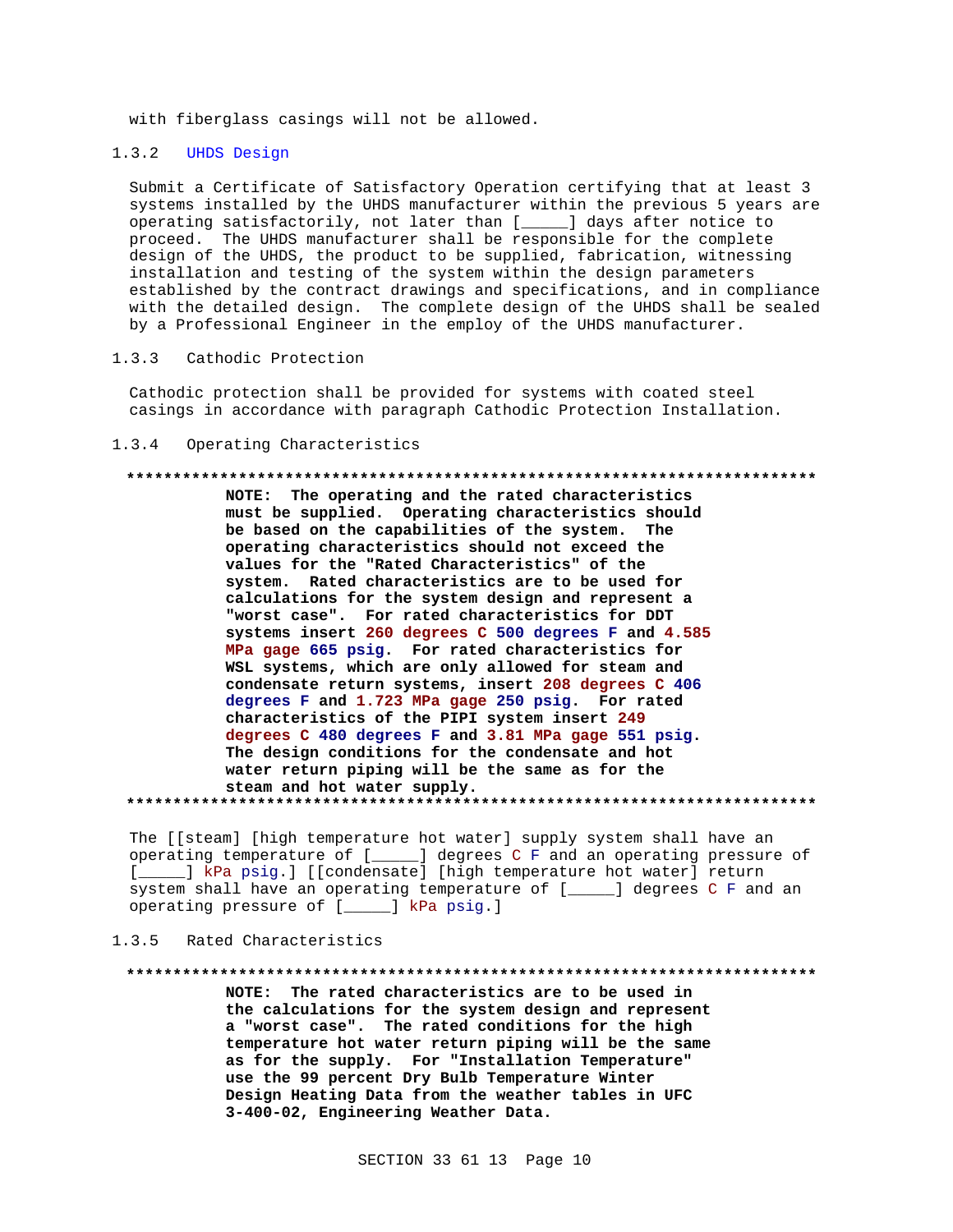with fiberglass casings will not be allowed.

### 1.3.2 UHDS Design

Submit a Certificate of Satisfactory Operation certifying that at least 3 systems installed by the UHDS manufacturer within the previous 5 years are operating satisfactorily, not later than [_____] days after notice to proceed. The UHDS manufacturer shall be responsible for the complete design of the UHDS, the product to be supplied, fabrication, witnessing installation and testing of the system within the design parameters established by the contract drawings and specifications, and in compliance with the detailed design. The complete design of the UHDS shall be sealed by a Professional Engineer in the employ of the UHDS manufacturer.

### 1.3.3 Cathodic Protection

Cathodic protection shall be provided for systems with coated steel casings in accordance with paragraph Cathodic Protection Installation.

### 1.3.4 Operating Characteristics

**************************************************************************

**NOTE: The operating and the rated characteristics must be supplied. Operating characteristics should be based on the capabilities of the system. The operating characteristics should not exceed the values for the "Rated Characteristics" of the system. Rated characteristics are to be used for calculations for the system design and represent a "worst case". For rated characteristics for DDT systems insert 260 degrees C 500 degrees F and 4.585 MPa gage 665 psig. For rated characteristics for WSL systems, which are only allowed for steam and condensate return systems, insert 208 degrees C 406 degrees F and 1.723 MPa gage 250 psig. For rated characteristics of the PIPI system insert 249 degrees C 480 degrees F and 3.81 MPa gage 551 psig. The design conditions for the condensate and hot water return piping will be the same as for the steam and hot water supply.**

**************************************************************************

The [[steam] [high temperature hot water] supply system shall have an operating temperature of [_____] degrees C F and an operating pressure of [_____] kPa psig.] [[condensate] [high temperature hot water] return system shall have an operating temperature of [_____] degrees C F and an operating pressure of [_____] kPa psig.]

### 1.3.5 Rated Characteristics

**************************************************************************

**NOTE: The rated characteristics are to be used in the calculations for the system design and represent a "worst case". The rated conditions for the high temperature hot water return piping will be the same as for the supply. For "Installation Temperature" use the 99 percent Dry Bulb Temperature Winter Design Heating Data from the weather tables in UFC 3-400-02, Engineering Weather Data.**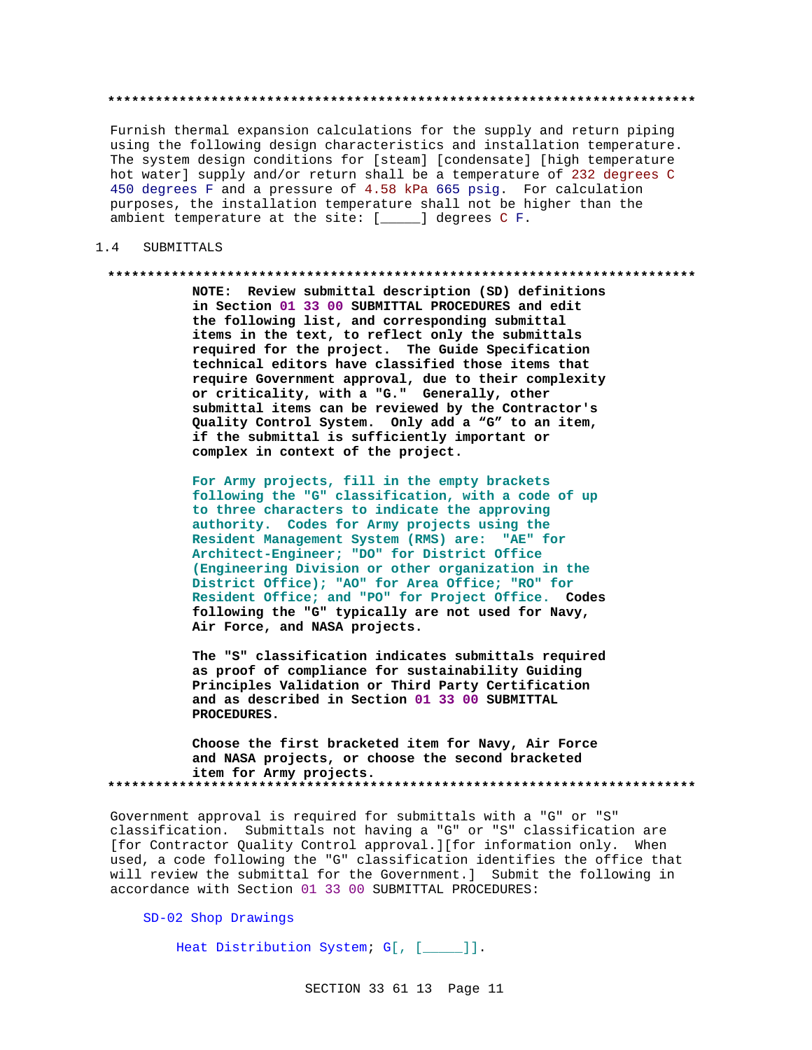**************************************************************************

Furnish thermal expansion calculations for the supply and return piping using the following design characteristics and installation temperature. The system design conditions for [steam] [condensate] [high temperature hot water] supply and/or return shall be a temperature of 232 degrees C 450 degrees F and a pressure of 4.58 kPa 665 psig. For calculation purposes, the installation temperature shall not be higher than the ambient temperature at the site: [_____] degrees C F.

## 1.4 SUBMITTALS

**************************************************************************

**NOTE: Review submittal description (SD) definitions in Section 01 33 00 SUBMITTAL PROCEDURES and edit the following list, and corresponding submittal items in the text, to reflect only the submittals required for the project. The Guide Specification technical editors have classified those items that require Government approval, due to their complexity or criticality, with a "G." Generally, other submittal items can be reviewed by the Contractor's Quality Control System. Only add a "G" to an item, if the submittal is sufficiently important or complex in context of the project.**

**For Army projects, fill in the empty brackets following the "G" classification, with a code of up to three characters to indicate the approving authority. Codes for Army projects using the Resident Management System (RMS) are: "AE" for Architect-Engineer; "DO" for District Office (Engineering Division or other organization in the District Office); "AO" for Area Office; "RO" for Resident Office; and "PO" for Project Office. Codes following the "G" typically are not used for Navy, Air Force, and NASA projects.**

**The "S" classification indicates submittals required as proof of compliance for sustainability Guiding Principles Validation or Third Party Certification and as described in Section 01 33 00 SUBMITTAL PROCEDURES.**

**Choose the first bracketed item for Navy, Air Force and NASA projects, or choose the second bracketed item for Army projects.**

**************************************************************************

Government approval is required for submittals with a "G" or "S" classification. Submittals not having a "G" or "S" classification are [for Contractor Quality Control approval.][for information only. When used, a code following the "G" classification identifies the office that will review the submittal for the Government.] Submit the following in accordance with Section 01 33 00 SUBMITTAL PROCEDURES:

SD-02 Shop Drawings

Heat Distribution System; G[, [_____]].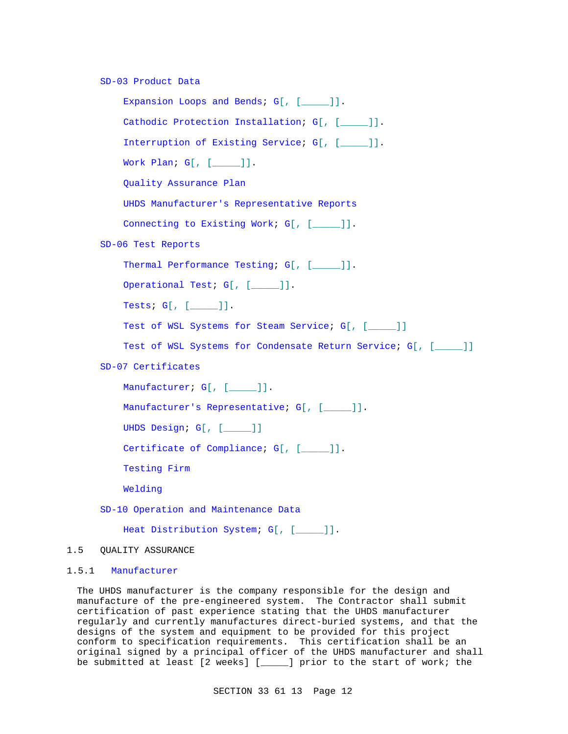SD-03 Product Data

Expansion Loops and Bends; G[, [_____]].

Cathodic Protection Installation; G[, [_____]].

Interruption of Existing Service; G[, [_____]].

Work Plan; G[, [_____]].

Quality Assurance Plan

UHDS Manufacturer's Representative Reports

Connecting to Existing Work; G[, [_____]].

SD-06 Test Reports

Thermal Performance Testing; G[, [_____]].

Operational Test; G[, [_____]].

Tests; G[, [_____]].

Test of WSL Systems for Steam Service; G[, [_____]]

Test of WSL Systems for Condensate Return Service; G[, [_____]]

SD-07 Certificates

Manufacturer; G[, [_____]].

Manufacturer's Representative; G[, [_____]].

UHDS Design; G[, [_____]]

Certificate of Compliance; G[, [_____]].

Testing Firm

Welding

SD-10 Operation and Maintenance Data

Heat Distribution System; G[, [_____]].

## 1.5 QUALITY ASSURANCE

### 1.5.1 Manufacturer

The UHDS manufacturer is the company responsible for the design and manufacture of the pre-engineered system. The Contractor shall submit certification of past experience stating that the UHDS manufacturer regularly and currently manufactures direct-buried systems, and that the designs of the system and equipment to be provided for this project conform to specification requirements. This certification shall be an original signed by a principal officer of the UHDS manufacturer and shall be submitted at least [2 weeks] [_____] prior to the start of work; the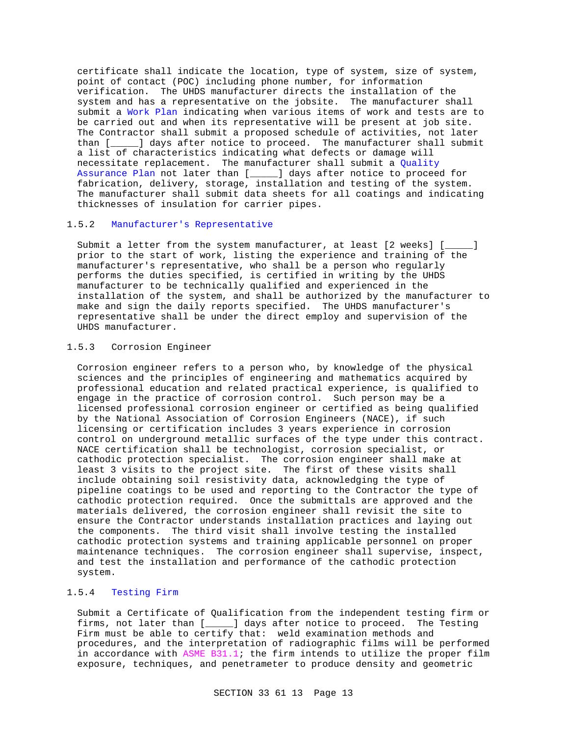certificate shall indicate the location, type of system, size of system, point of contact (POC) including phone number, for information verification. The UHDS manufacturer directs the installation of the system and has a representative on the jobsite. The manufacturer shall submit a Work Plan indicating when various items of work and tests are to be carried out and when its representative will be present at job site. The Contractor shall submit a proposed schedule of activities, not later than [_____] days after notice to proceed. The manufacturer shall submit a list of characteristics indicating what defects or damage will necessitate replacement. The manufacturer shall submit a Quality Assurance Plan not later than [_____] days after notice to proceed for fabrication, delivery, storage, installation and testing of the system. The manufacturer shall submit data sheets for all coatings and indicating thicknesses of insulation for carrier pipes.

### 1.5.2 Manufacturer's Representative

Submit a letter from the system manufacturer, at least [2 weeks] [_____] prior to the start of work, listing the experience and training of the manufacturer's representative, who shall be a person who regularly performs the duties specified, is certified in writing by the UHDS manufacturer to be technically qualified and experienced in the installation of the system, and shall be authorized by the manufacturer to make and sign the daily reports specified. The UHDS manufacturer's representative shall be under the direct employ and supervision of the UHDS manufacturer.

### 1.5.3 Corrosion Engineer

Corrosion engineer refers to a person who, by knowledge of the physical sciences and the principles of engineering and mathematics acquired by professional education and related practical experience, is qualified to engage in the practice of corrosion control. Such person may be a licensed professional corrosion engineer or certified as being qualified by the National Association of Corrosion Engineers (NACE), if such licensing or certification includes 3 years experience in corrosion control on underground metallic surfaces of the type under this contract. NACE certification shall be technologist, corrosion specialist, or cathodic protection specialist. The corrosion engineer shall make at least 3 visits to the project site. The first of these visits shall include obtaining soil resistivity data, acknowledging the type of pipeline coatings to be used and reporting to the Contractor the type of cathodic protection required. Once the submittals are approved and the materials delivered, the corrosion engineer shall revisit the site to ensure the Contractor understands installation practices and laying out the components. The third visit shall involve testing the installed cathodic protection systems and training applicable personnel on proper maintenance techniques. The corrosion engineer shall supervise, inspect, and test the installation and performance of the cathodic protection system.

### 1.5.4 Testing Firm

Submit a Certificate of Qualification from the independent testing firm or firms, not later than [_____] days after notice to proceed. The Testing Firm must be able to certify that: weld examination methods and procedures, and the interpretation of radiographic films will be performed in accordance with ASME B31.1; the firm intends to utilize the proper film exposure, techniques, and penetrameter to produce density and geometric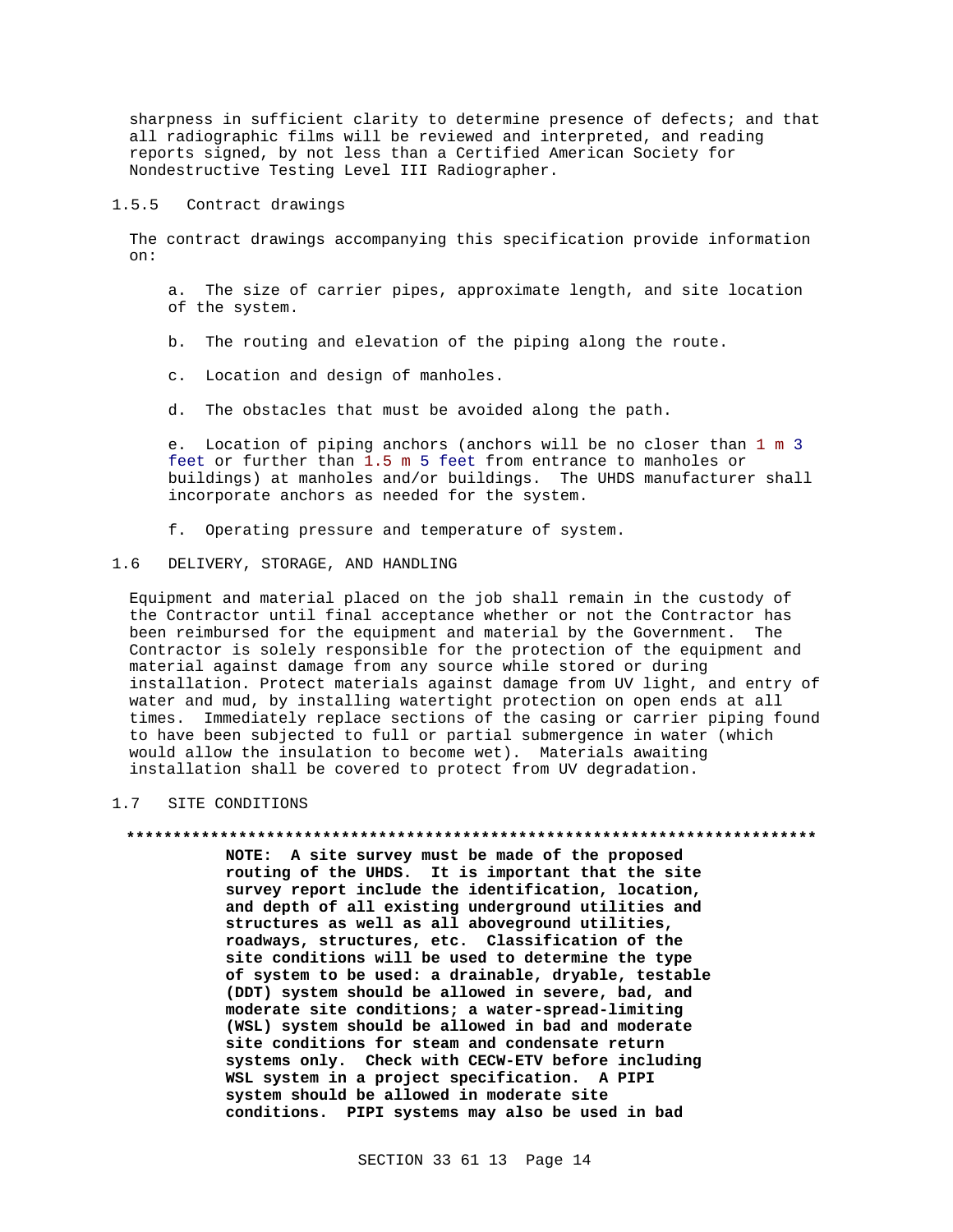sharpness in sufficient clarity to determine presence of defects; and that all radiographic films will be reviewed and interpreted, and reading reports signed, by not less than a Certified American Society for Nondestructive Testing Level III Radiographer.

### 1.5.5 Contract drawings

The contract drawings accompanying this specification provide information on:

a. The size of carrier pipes, approximate length, and site location of the system.

b. The routing and elevation of the piping along the route.

c. Location and design of manholes.

d. The obstacles that must be avoided along the path.

e. Location of piping anchors (anchors will be no closer than 1 m 3 feet or further than 1.5 m 5 feet from entrance to manholes or buildings) at manholes and/or buildings. The UHDS manufacturer shall incorporate anchors as needed for the system.

f. Operating pressure and temperature of system.

## 1.6 DELIVERY, STORAGE, AND HANDLING

Equipment and material placed on the job shall remain in the custody of the Contractor until final acceptance whether or not the Contractor has been reimbursed for the equipment and material by the Government. The Contractor is solely responsible for the protection of the equipment and material against damage from any source while stored or during installation. Protect materials against damage from UV light, and entry of water and mud, by installing watertight protection on open ends at all times. Immediately replace sections of the casing or carrier piping found to have been subjected to full or partial submergence in water (which would allow the insulation to become wet). Materials awaiting installation shall be covered to protect from UV degradation.

## 1.7 SITE CONDITIONS

**************************************************************************

**NOTE: A site survey must be made of the proposed routing of the UHDS. It is important that the site survey report include the identification, location, and depth of all existing underground utilities and structures as well as all aboveground utilities, roadways, structures, etc. Classification of the site conditions will be used to determine the type of system to be used: a drainable, dryable, testable (DDT) system should be allowed in severe, bad, and moderate site conditions; a water-spread-limiting (WSL) system should be allowed in bad and moderate site conditions for steam and condensate return systems only. Check with CECW-ETV before including WSL system in a project specification. A PIPI system should be allowed in moderate site conditions. PIPI systems may also be used in bad**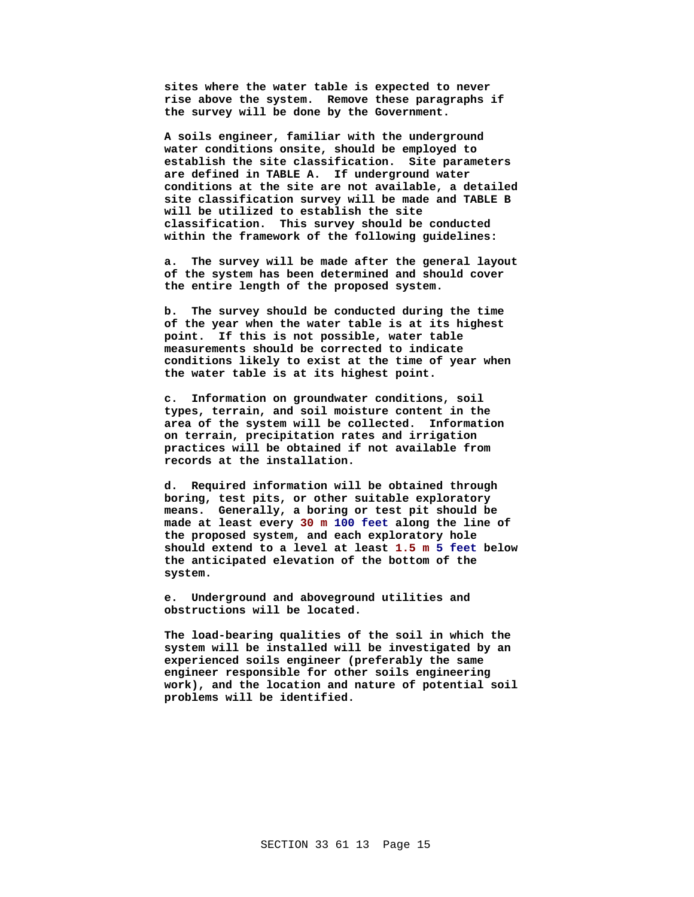**sites where the water table is expected to never rise above the system. Remove these paragraphs if the survey will be done by the Government.**

**A soils engineer, familiar with the underground water conditions onsite, should be employed to establish the site classification. Site parameters are defined in TABLE A. If underground water conditions at the site are not available, a detailed site classification survey will be made and TABLE B will be utilized to establish the site classification. This survey should be conducted within the framework of the following guidelines:**

**a. The survey will be made after the general layout of the system has been determined and should cover the entire length of the proposed system.**

**b. The survey should be conducted during the time of the year when the water table is at its highest point. If this is not possible, water table measurements should be corrected to indicate conditions likely to exist at the time of year when the water table is at its highest point.**

**c. Information on groundwater conditions, soil types, terrain, and soil moisture content in the area of the system will be collected. Information on terrain, precipitation rates and irrigation practices will be obtained if not available from records at the installation.**

**d. Required information will be obtained through boring, test pits, or other suitable exploratory means. Generally, a boring or test pit should be made at least every 30 m 100 feet along the line of the proposed system, and each exploratory hole should extend to a level at least 1.5 m 5 feet below the anticipated elevation of the bottom of the system.**

**e. Underground and aboveground utilities and obstructions will be located.**

**The load-bearing qualities of the soil in which the system will be installed will be investigated by an experienced soils engineer (preferably the same engineer responsible for other soils engineering work), and the location and nature of potential soil problems will be identified.**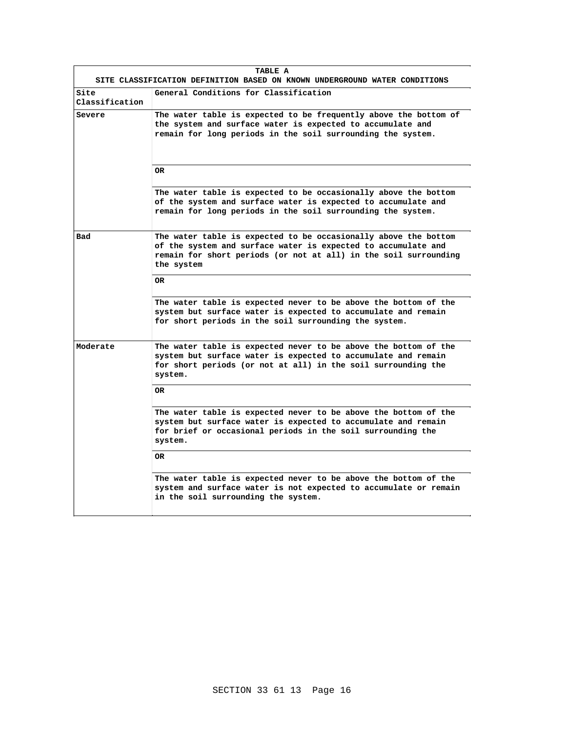**TABLE A**

**SITE CLASSIFICATION DEFINITION BASED ON KNOWN UNDERGROUND WATER CONDITIONS**

| Site Classification | General Conditions for Classification |
|---|---|
| Severe | The water table is expected to be frequently above the bottom of the system and surface water is expected to accumulate and remain for long periods in the soil surrounding the system. |
| | OR |
| | The water table is expected to be occasionally above the bottom of the system and surface water is expected to accumulate and remain for long periods in the soil surrounding the system. |
| Bad | The water table is expected to be occasionally above the bottom of the system and surface water is expected to accumulate and remain for short periods (or not at all) in the soil surrounding the system |
| | OR |
| | The water table is expected never to be above the bottom of the system but surface water is expected to accumulate and remain for short periods in the soil surrounding the system. |
| Moderate | The water table is expected never to be above the bottom of the system but surface water is expected to accumulate and remain for short periods (or not at all) in the soil surrounding the system. |
| | OR |
| | The water table is expected never to be above the bottom of the system but surface water is expected to accumulate and remain for brief or occasional periods in the soil surrounding the system. |
| | OR |
| | The water table is expected never to be above the bottom of the system and surface water is not expected to accumulate or remain in the soil surrounding the system. |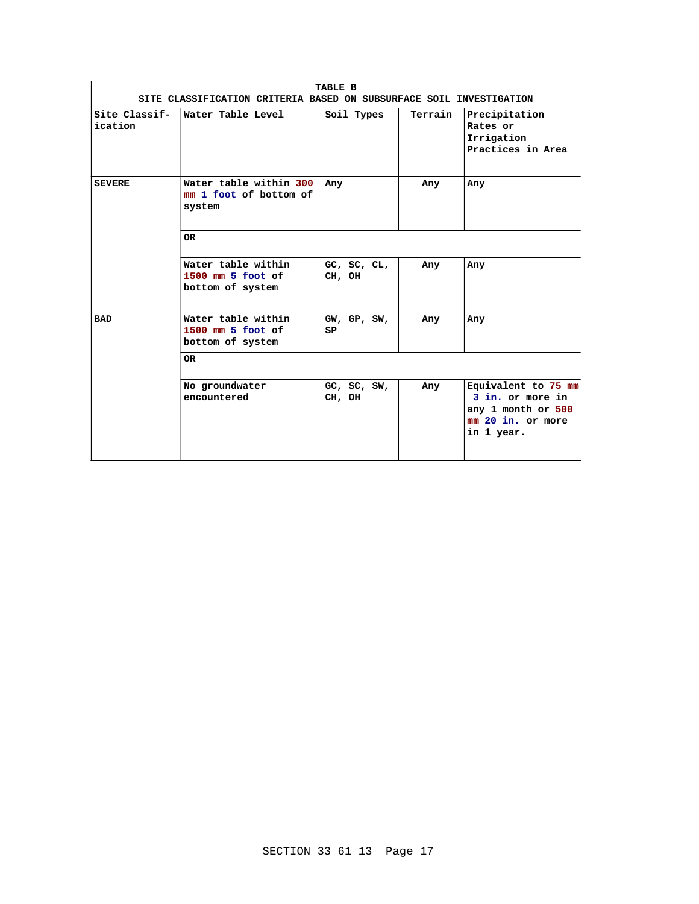| TABLE B<br>SITE CLASSIFICATION CRITERIA BASED ON SUBSURFACE SOIL INVESTIGATION | | | | |
|---|---|---|---|---|
| Site Classif-ication | Water Table Level | Soil Types | Terrain | Precipitation Rates or Irrigation Practices in Area |
| **SEVERE** | Water table within 300 mm 1 foot of bottom of system | Any | Any | Any |
| | **OR** | | | |
| | Water table within 1500 mm 5 foot of bottom of system | GC, SC, CL, CH, OH | Any | Any |
| **BAD** | Water table within 1500 mm 5 foot of bottom of system | GW, GP, SW, SP | Any | Any |
| | **OR** | | | |
| | No groundwater encountered | GC, SC, SW, CH, OH | Any | Equivalent to 75 mm 3 in. or more in any 1 month or 500 mm 20 in. or more in 1 year. |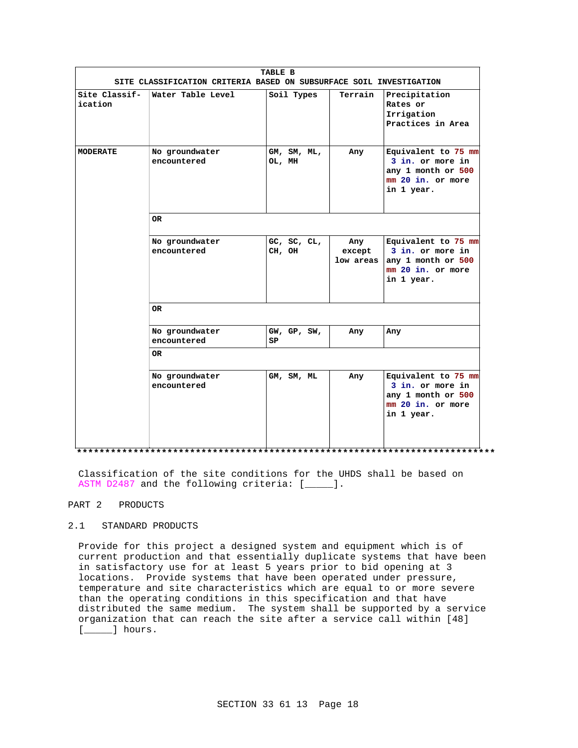| TABLE B<br>SITE CLASSIFICATION CRITERIA BASED ON SUBSURFACE SOIL INVESTIGATION | | | | |
|---|---|---|---|---|
| Site Classification | Water Table Level | Soil Types | Terrain | Precipitation Rates or Irrigation Practices in Area |
| MODERATE | No groundwater encountered | GM, SM, ML, OL, MH | Any | Equivalent to 75 mm 3 in. or more in any 1 month or 500 mm 20 in. or more in 1 year. |
| | OR | | | |
| | No groundwater encountered | GC, SC, CL, CH, OH | Any except low areas | Equivalent to 75 mm 3 in. or more in any 1 month or 500 mm 20 in. or more in 1 year. |
| | OR | | | |
| | No groundwater encountered | GW, GP, SW, SP | Any | Any |
| | OR | | | |
| | No groundwater encountered | GM, SM, ML | Any | Equivalent to 75 mm 3 in. or more in any 1 month or 500 mm 20 in. or more in 1 year. |

**************************************************************************

Classification of the site conditions for the UHDS shall be based on ASTM D2487 and the following criteria: [_____].

## PART 2 PRODUCTS

### 2.1 STANDARD PRODUCTS

Provide for this project a designed system and equipment which is of current production and that essentially duplicate systems that have been in satisfactory use for at least 5 years prior to bid opening at 3 locations. Provide systems that have been operated under pressure, temperature and site characteristics which are equal to or more severe than the operating conditions in this specification and that have distributed the same medium. The system shall be supported by a service organization that can reach the site after a service call within [48] [_____] hours.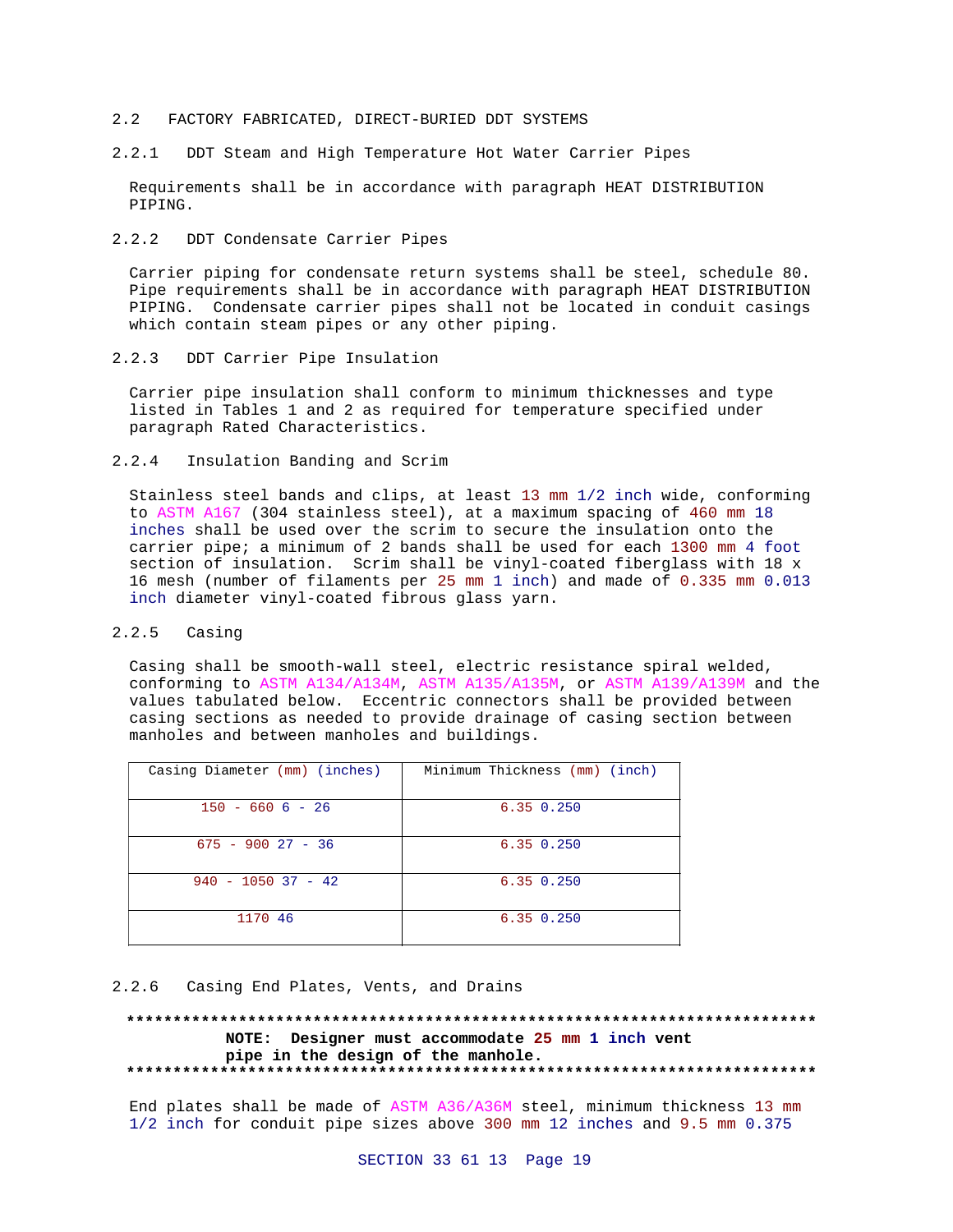## 2.2 FACTORY FABRICATED, DIRECT-BURIED DDT SYSTEMS

### 2.2.1 DDT Steam and High Temperature Hot Water Carrier Pipes

Requirements shall be in accordance with paragraph HEAT DISTRIBUTION PIPING.

### 2.2.2 DDT Condensate Carrier Pipes

Carrier piping for condensate return systems shall be steel, schedule 80. Pipe requirements shall be in accordance with paragraph HEAT DISTRIBUTION PIPING. Condensate carrier pipes shall not be located in conduit casings which contain steam pipes or any other piping.

### 2.2.3 DDT Carrier Pipe Insulation

Carrier pipe insulation shall conform to minimum thicknesses and type listed in Tables 1 and 2 as required for temperature specified under paragraph Rated Characteristics.

### 2.2.4 Insulation Banding and Scrim

Stainless steel bands and clips, at least 13 mm 1/2 inch wide, conforming to ASTM A167 (304 stainless steel), at a maximum spacing of 460 mm 18 inches shall be used over the scrim to secure the insulation onto the carrier pipe; a minimum of 2 bands shall be used for each 1300 mm 4 foot section of insulation. Scrim shall be vinyl-coated fiberglass with 18 x 16 mesh (number of filaments per 25 mm 1 inch) and made of 0.335 mm 0.013 inch diameter vinyl-coated fibrous glass yarn.

### 2.2.5 Casing

Casing shall be smooth-wall steel, electric resistance spiral welded, conforming to ASTM A134/A134M, ASTM A135/A135M, or ASTM A139/A139M and the values tabulated below. Eccentric connectors shall be provided between casing sections as needed to provide drainage of casing section between manholes and between manholes and buildings.

| Casing Diameter (mm) (inches) | Minimum Thickness (mm) (inch) |
|---|---|
| 150 - 660 6 - 26 | 6.35 0.250 |
| 675 - 900 27 - 36 | 6.35 0.250 |
| 940 - 1050 37 - 42 | 6.35 0.250 |
| 1170 46 | 6.35 0.250 |

### 2.2.6 Casing End Plates, Vents, and Drains

**************************************************************************
**NOTE: Designer must accommodate 25 mm 1 inch vent pipe in the design of the manhole.**
**************************************************************************

End plates shall be made of ASTM A36/A36M steel, minimum thickness 13 mm 1/2 inch for conduit pipe sizes above 300 mm 12 inches and 9.5 mm 0.375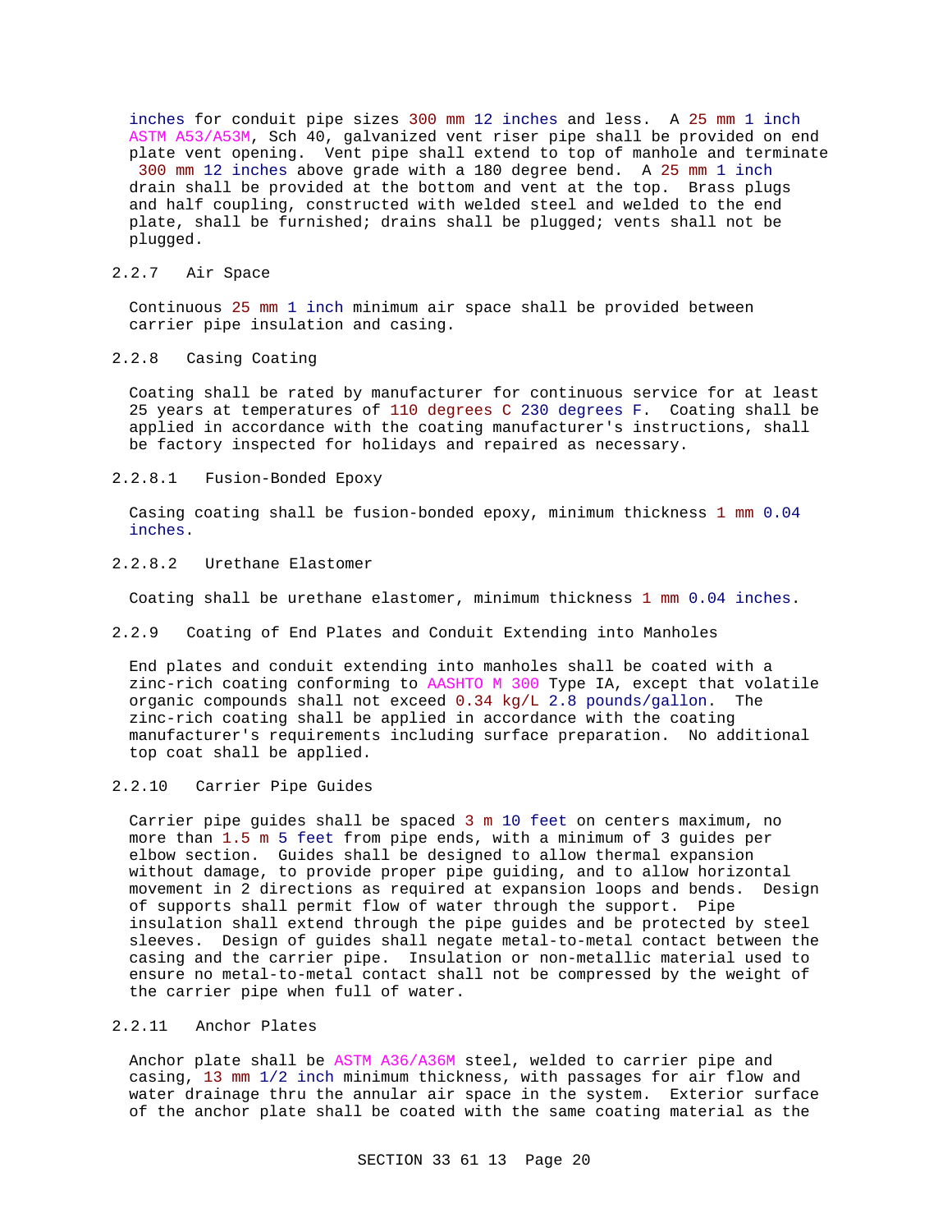inches for conduit pipe sizes 300 mm 12 inches and less. A 25 mm 1 inch ASTM A53/A53M, Sch 40, galvanized vent riser pipe shall be provided on end plate vent opening. Vent pipe shall extend to top of manhole and terminate 300 mm 12 inches above grade with a 180 degree bend. A 25 mm 1 inch drain shall be provided at the bottom and vent at the top. Brass plugs and half coupling, constructed with welded steel and welded to the end plate, shall be furnished; drains shall be plugged; vents shall not be plugged.

### 2.2.7 Air Space

Continuous 25 mm 1 inch minimum air space shall be provided between carrier pipe insulation and casing.

### 2.2.8 Casing Coating

Coating shall be rated by manufacturer for continuous service for at least 25 years at temperatures of 110 degrees C 230 degrees F. Coating shall be applied in accordance with the coating manufacturer's instructions, shall be factory inspected for holidays and repaired as necessary.

#### 2.2.8.1 Fusion-Bonded Epoxy

Casing coating shall be fusion-bonded epoxy, minimum thickness 1 mm 0.04 inches.

#### 2.2.8.2 Urethane Elastomer

Coating shall be urethane elastomer, minimum thickness 1 mm 0.04 inches.

### 2.2.9 Coating of End Plates and Conduit Extending into Manholes

End plates and conduit extending into manholes shall be coated with a zinc-rich coating conforming to AASHTO M 300 Type IA, except that volatile organic compounds shall not exceed 0.34 kg/L 2.8 pounds/gallon. The zinc-rich coating shall be applied in accordance with the coating manufacturer's requirements including surface preparation. No additional top coat shall be applied.

### 2.2.10 Carrier Pipe Guides

Carrier pipe guides shall be spaced 3 m 10 feet on centers maximum, no more than 1.5 m 5 feet from pipe ends, with a minimum of 3 guides per elbow section. Guides shall be designed to allow thermal expansion without damage, to provide proper pipe guiding, and to allow horizontal movement in 2 directions as required at expansion loops and bends. Design of supports shall permit flow of water through the support. Pipe insulation shall extend through the pipe guides and be protected by steel sleeves. Design of guides shall negate metal-to-metal contact between the casing and the carrier pipe. Insulation or non-metallic material used to ensure no metal-to-metal contact shall not be compressed by the weight of the carrier pipe when full of water.

### 2.2.11 Anchor Plates

Anchor plate shall be ASTM A36/A36M steel, welded to carrier pipe and casing, 13 mm 1/2 inch minimum thickness, with passages for air flow and water drainage thru the annular air space in the system. Exterior surface of the anchor plate shall be coated with the same coating material as the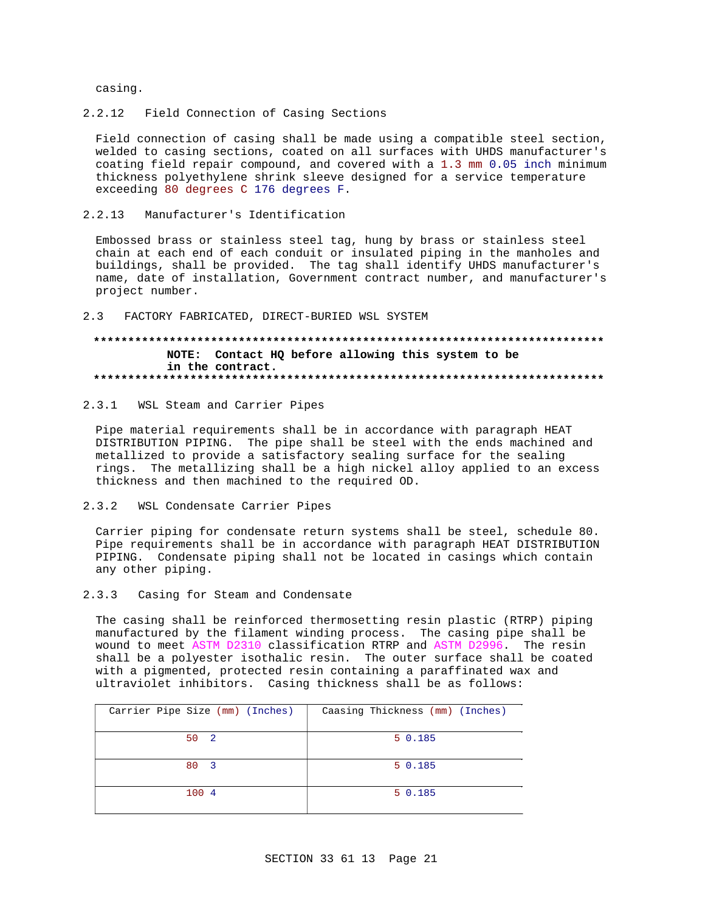casing.

### 2.2.12 Field Connection of Casing Sections

Field connection of casing shall be made using a compatible steel section, welded to casing sections, coated on all surfaces with UHDS manufacturer's coating field repair compound, and covered with a 1.3 mm 0.05 inch minimum thickness polyethylene shrink sleeve designed for a service temperature exceeding 80 degrees C 176 degrees F.

### 2.2.13 Manufacturer's Identification

Embossed brass or stainless steel tag, hung by brass or stainless steel chain at each end of each conduit or insulated piping in the manholes and buildings, shall be provided. The tag shall identify UHDS manufacturer's name, date of installation, Government contract number, and manufacturer's project number.

## 2.3 FACTORY FABRICATED, DIRECT-BURIED WSL SYSTEM

**************************************************************************

**NOTE: Contact HQ before allowing this system to be in the contract.**

**************************************************************************

### 2.3.1 WSL Steam and Carrier Pipes

Pipe material requirements shall be in accordance with paragraph HEAT DISTRIBUTION PIPING. The pipe shall be steel with the ends machined and metallized to provide a satisfactory sealing surface for the sealing rings. The metallizing shall be a high nickel alloy applied to an excess thickness and then machined to the required OD.

### 2.3.2 WSL Condensate Carrier Pipes

Carrier piping for condensate return systems shall be steel, schedule 80. Pipe requirements shall be in accordance with paragraph HEAT DISTRIBUTION PIPING. Condensate piping shall not be located in casings which contain any other piping.

### 2.3.3 Casing for Steam and Condensate

The casing shall be reinforced thermosetting resin plastic (RTRP) piping manufactured by the filament winding process. The casing pipe shall be wound to meet ASTM D2310 classification RTRP and ASTM D2996. The resin shall be a polyester isothalic resin. The outer surface shall be coated with a pigmented, protected resin containing a paraffinated wax and ultraviolet inhibitors. Casing thickness shall be as follows:

| Carrier Pipe Size (mm) (Inches) | Caasing Thickness (mm) (Inches) |
|---|---|
| 50 2 | 5 0.185 |
| 80 3 | 5 0.185 |
| 100 4 | 5 0.185 |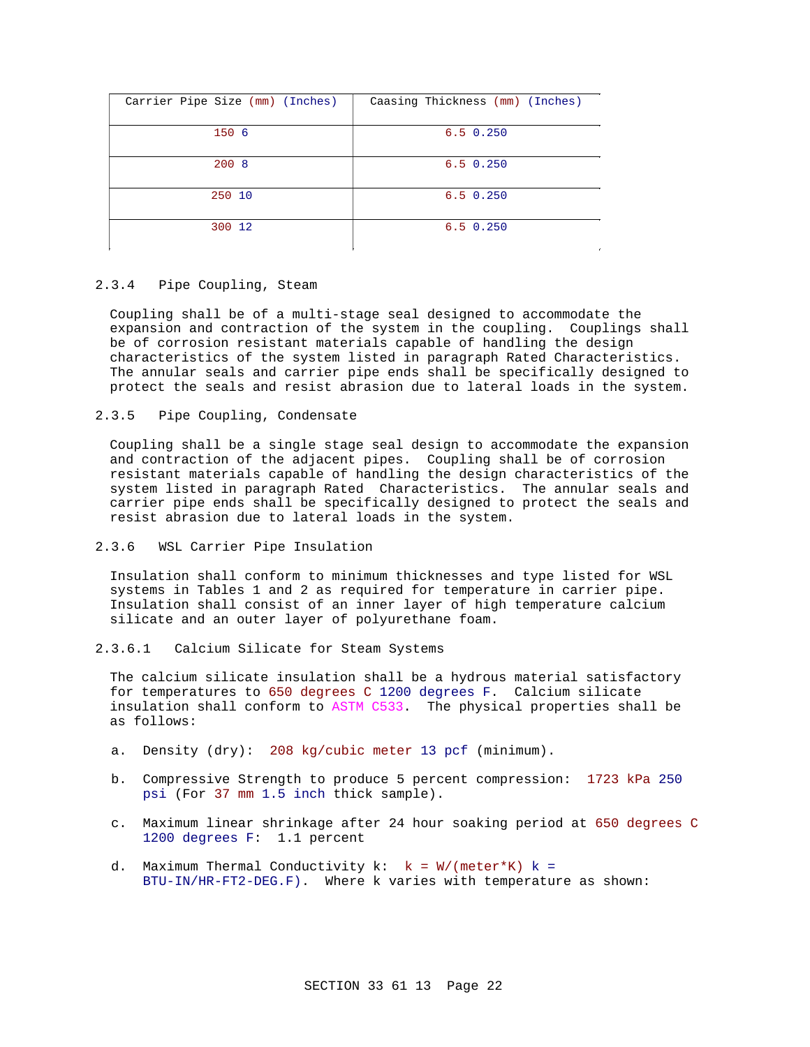| Carrier Pipe Size (mm) (Inches) | Caasing Thickness (mm) (Inches) |
|---|---|
| 150 6 | 6.5 0.250 |
| 200 8 | 6.5 0.250 |
| 250 10 | 6.5 0.250 |
| 300 12 | 6.5 0.250 |

### 2.3.4 Pipe Coupling, Steam

Coupling shall be of a multi-stage seal designed to accommodate the expansion and contraction of the system in the coupling. Couplings shall be of corrosion resistant materials capable of handling the design characteristics of the system listed in paragraph Rated Characteristics. The annular seals and carrier pipe ends shall be specifically designed to protect the seals and resist abrasion due to lateral loads in the system.

### 2.3.5 Pipe Coupling, Condensate

Coupling shall be a single stage seal design to accommodate the expansion and contraction of the adjacent pipes. Coupling shall be of corrosion resistant materials capable of handling the design characteristics of the system listed in paragraph Rated Characteristics. The annular seals and carrier pipe ends shall be specifically designed to protect the seals and resist abrasion due to lateral loads in the system.

### 2.3.6 WSL Carrier Pipe Insulation

Insulation shall conform to minimum thicknesses and type listed for WSL systems in Tables 1 and 2 as required for temperature in carrier pipe. Insulation shall consist of an inner layer of high temperature calcium silicate and an outer layer of polyurethane foam.

#### 2.3.6.1 Calcium Silicate for Steam Systems

The calcium silicate insulation shall be a hydrous material satisfactory for temperatures to 650 degrees C 1200 degrees F. Calcium silicate insulation shall conform to ASTM C533. The physical properties shall be as follows:

a. Density (dry): 208 kg/cubic meter 13 pcf (minimum).

b. Compressive Strength to produce 5 percent compression: 1723 kPa 250 psi (For 37 mm 1.5 inch thick sample).

c. Maximum linear shrinkage after 24 hour soaking period at 650 degrees C 1200 degrees F: 1.1 percent

d. Maximum Thermal Conductivity k: k = W/(meter*K) k = BTU-IN/HR-FT2-DEG.F). Where k varies with temperature as shown: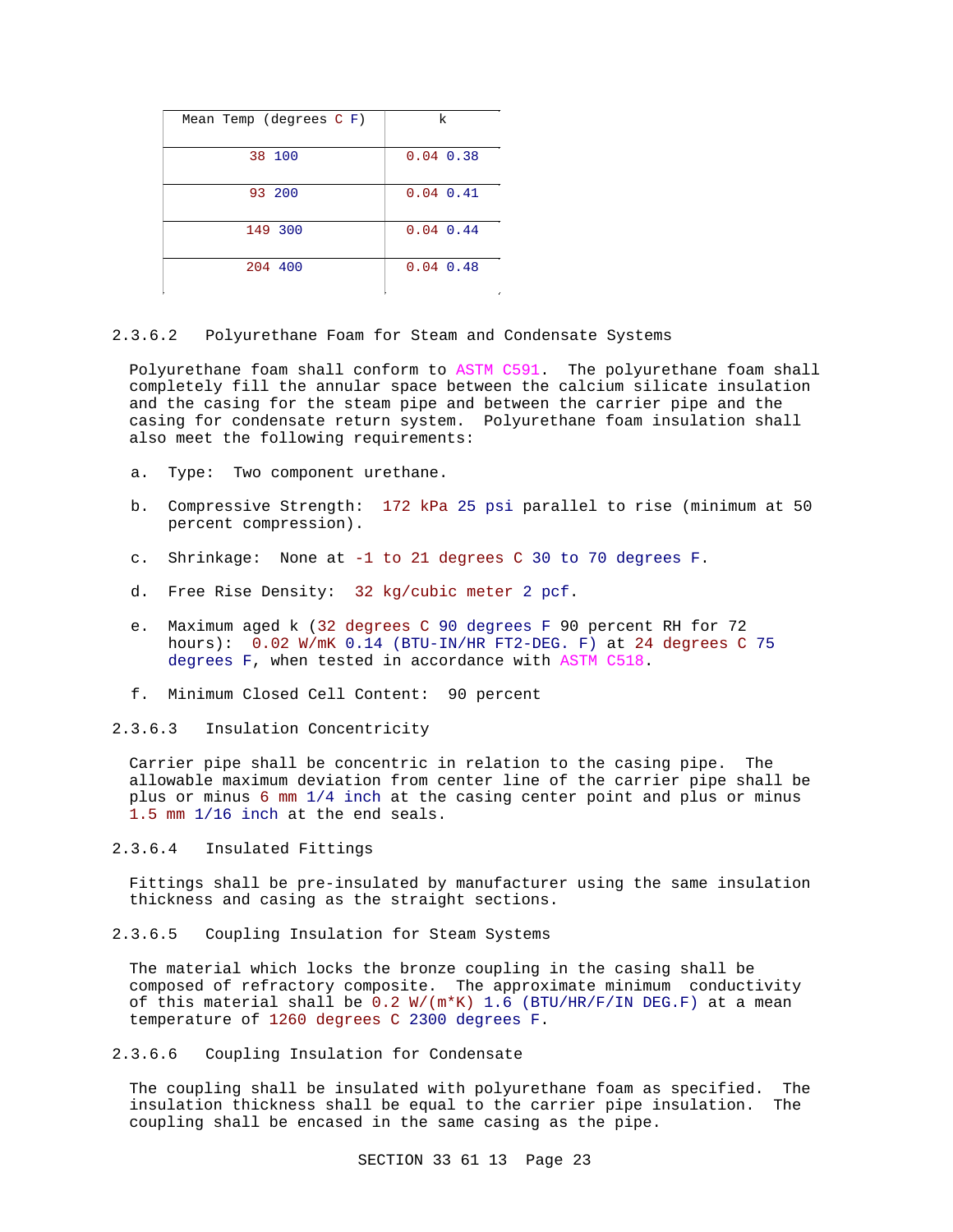| Mean Temp (degrees C F) | k |
|---|---|
| 38 100 | 0.04 0.38 |
| 93 200 | 0.04 0.41 |
| 149 300 | 0.04 0.44 |
| 204 400 | 0.04 0.48 |

### 2.3.6.2 Polyurethane Foam for Steam and Condensate Systems

Polyurethane foam shall conform to ASTM C591. The polyurethane foam shall completely fill the annular space between the calcium silicate insulation and the casing for the steam pipe and between the carrier pipe and the casing for condensate return system. Polyurethane foam insulation shall also meet the following requirements:

a. Type: Two component urethane.

b. Compressive Strength: 172 kPa 25 psi parallel to rise (minimum at 50 percent compression).

c. Shrinkage: None at -1 to 21 degrees C 30 to 70 degrees F.

d. Free Rise Density: 32 kg/cubic meter 2 pcf.

e. Maximum aged k (32 degrees C 90 degrees F 90 percent RH for 72 hours): 0.02 W/mK 0.14 (BTU-IN/HR FT2-DEG. F) at 24 degrees C 75 degrees F, when tested in accordance with ASTM C518.

f. Minimum Closed Cell Content: 90 percent

### 2.3.6.3 Insulation Concentricity

Carrier pipe shall be concentric in relation to the casing pipe. The allowable maximum deviation from center line of the carrier pipe shall be plus or minus 6 mm 1/4 inch at the casing center point and plus or minus 1.5 mm 1/16 inch at the end seals.

### 2.3.6.4 Insulated Fittings

Fittings shall be pre-insulated by manufacturer using the same insulation thickness and casing as the straight sections.

### 2.3.6.5 Coupling Insulation for Steam Systems

The material which locks the bronze coupling in the casing shall be composed of refractory composite. The approximate minimum conductivity of this material shall be 0.2 W/(m*K) 1.6 (BTU/HR/F/IN DEG.F) at a mean temperature of 1260 degrees C 2300 degrees F.

### 2.3.6.6 Coupling Insulation for Condensate

The coupling shall be insulated with polyurethane foam as specified. The insulation thickness shall be equal to the carrier pipe insulation. The coupling shall be encased in the same casing as the pipe.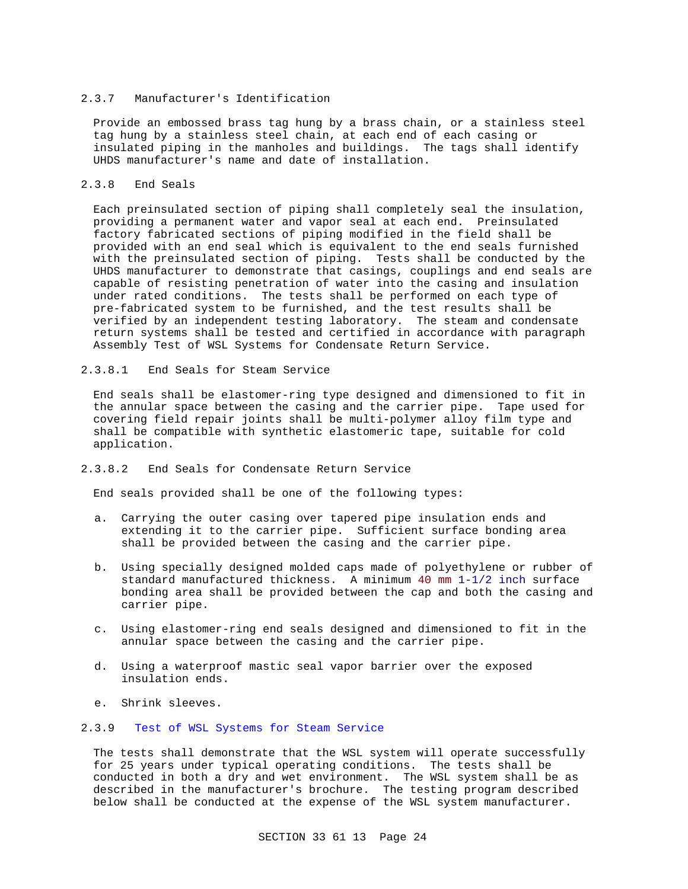### 2.3.7 Manufacturer's Identification

Provide an embossed brass tag hung by a brass chain, or a stainless steel tag hung by a stainless steel chain, at each end of each casing or insulated piping in the manholes and buildings. The tags shall identify UHDS manufacturer's name and date of installation.

### 2.3.8 End Seals

Each preinsulated section of piping shall completely seal the insulation, providing a permanent water and vapor seal at each end. Preinsulated factory fabricated sections of piping modified in the field shall be provided with an end seal which is equivalent to the end seals furnished with the preinsulated section of piping. Tests shall be conducted by the UHDS manufacturer to demonstrate that casings, couplings and end seals are capable of resisting penetration of water into the casing and insulation under rated conditions. The tests shall be performed on each type of pre-fabricated system to be furnished, and the test results shall be verified by an independent testing laboratory. The steam and condensate return systems shall be tested and certified in accordance with paragraph Assembly Test of WSL Systems for Condensate Return Service.

#### 2.3.8.1 End Seals for Steam Service

End seals shall be elastomer-ring type designed and dimensioned to fit in the annular space between the casing and the carrier pipe. Tape used for covering field repair joints shall be multi-polymer alloy film type and shall be compatible with synthetic elastomeric tape, suitable for cold application.

#### 2.3.8.2 End Seals for Condensate Return Service

End seals provided shall be one of the following types:

a. Carrying the outer casing over tapered pipe insulation ends and extending it to the carrier pipe. Sufficient surface bonding area shall be provided between the casing and the carrier pipe.

b. Using specially designed molded caps made of polyethylene or rubber of standard manufactured thickness. A minimum 40 mm 1-1/2 inch surface bonding area shall be provided between the cap and both the casing and carrier pipe.

c. Using elastomer-ring end seals designed and dimensioned to fit in the annular space between the casing and the carrier pipe.

d. Using a waterproof mastic seal vapor barrier over the exposed insulation ends.

e. Shrink sleeves.

### 2.3.9 Test of WSL Systems for Steam Service

The tests shall demonstrate that the WSL system will operate successfully for 25 years under typical operating conditions. The tests shall be conducted in both a dry and wet environment. The WSL system shall be as described in the manufacturer's brochure. The testing program described below shall be conducted at the expense of the WSL system manufacturer.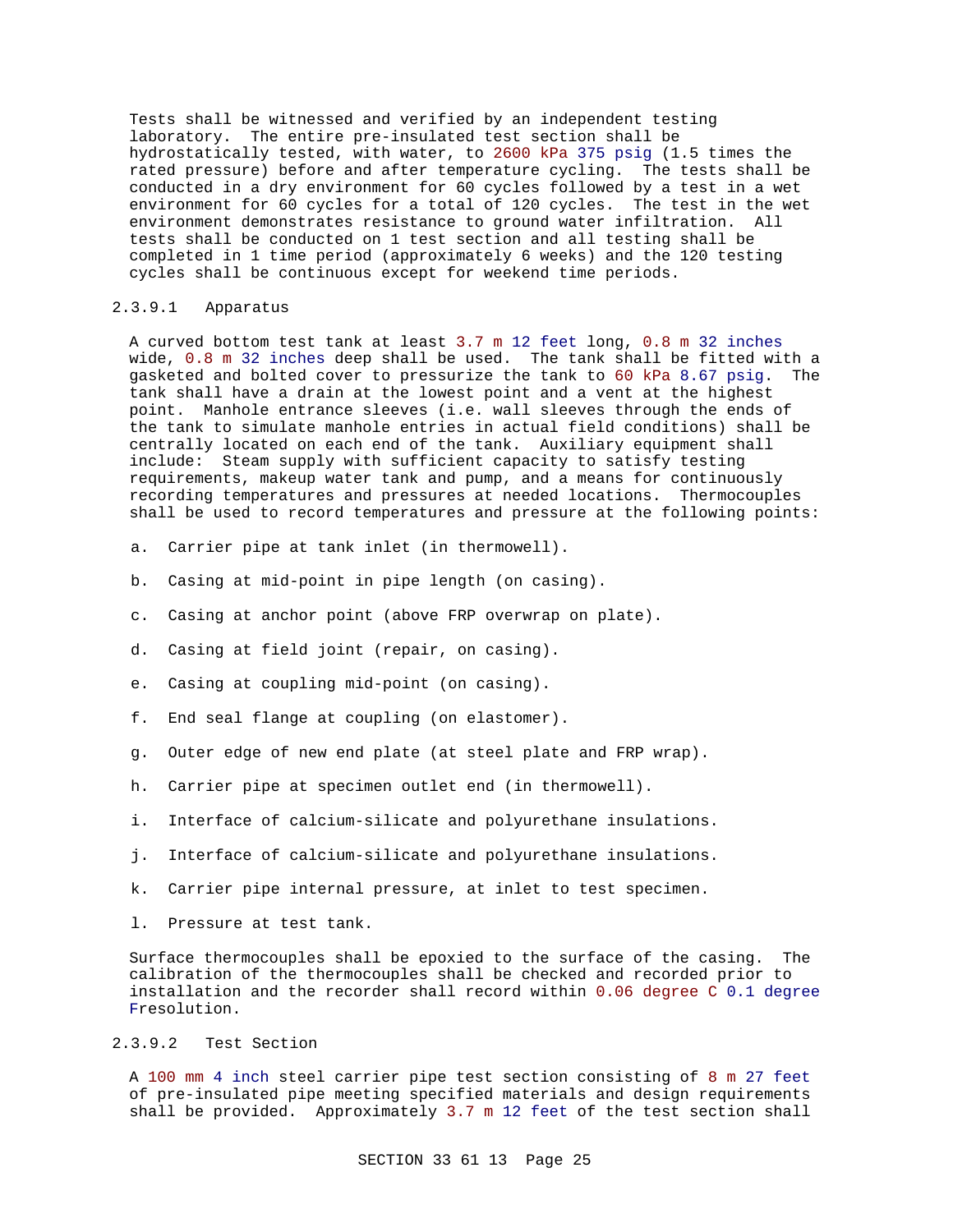Tests shall be witnessed and verified by an independent testing laboratory. The entire pre-insulated test section shall be hydrostatically tested, with water, to 2600 kPa 375 psig (1.5 times the rated pressure) before and after temperature cycling. The tests shall be conducted in a dry environment for 60 cycles followed by a test in a wet environment for 60 cycles for a total of 120 cycles. The test in the wet environment demonstrates resistance to ground water infiltration. All tests shall be conducted on 1 test section and all testing shall be completed in 1 time period (approximately 6 weeks) and the 120 testing cycles shall be continuous except for weekend time periods.

#### 2.3.9.1 Apparatus

A curved bottom test tank at least 3.7 m 12 feet long, 0.8 m 32 inches wide, 0.8 m 32 inches deep shall be used. The tank shall be fitted with a gasketed and bolted cover to pressurize the tank to 60 kPa 8.67 psig. The tank shall have a drain at the lowest point and a vent at the highest point. Manhole entrance sleeves (i.e. wall sleeves through the ends of the tank to simulate manhole entries in actual field conditions) shall be centrally located on each end of the tank. Auxiliary equipment shall include: Steam supply with sufficient capacity to satisfy testing requirements, makeup water tank and pump, and a means for continuously recording temperatures and pressures at needed locations. Thermocouples shall be used to record temperatures and pressure at the following points:

a. Carrier pipe at tank inlet (in thermowell).

b. Casing at mid-point in pipe length (on casing).

c. Casing at anchor point (above FRP overwrap on plate).

d. Casing at field joint (repair, on casing).

e. Casing at coupling mid-point (on casing).

f. End seal flange at coupling (on elastomer).

g. Outer edge of new end plate (at steel plate and FRP wrap).

h. Carrier pipe at specimen outlet end (in thermowell).

i. Interface of calcium-silicate and polyurethane insulations.

j. Interface of calcium-silicate and polyurethane insulations.

k. Carrier pipe internal pressure, at inlet to test specimen.

l. Pressure at test tank.

Surface thermocouples shall be epoxied to the surface of the casing. The calibration of the thermocouples shall be checked and recorded prior to installation and the recorder shall record within 0.06 degree C 0.1 degree Fresolution.

#### 2.3.9.2 Test Section

A 100 mm 4 inch steel carrier pipe test section consisting of 8 m 27 feet of pre-insulated pipe meeting specified materials and design requirements shall be provided. Approximately 3.7 m 12 feet of the test section shall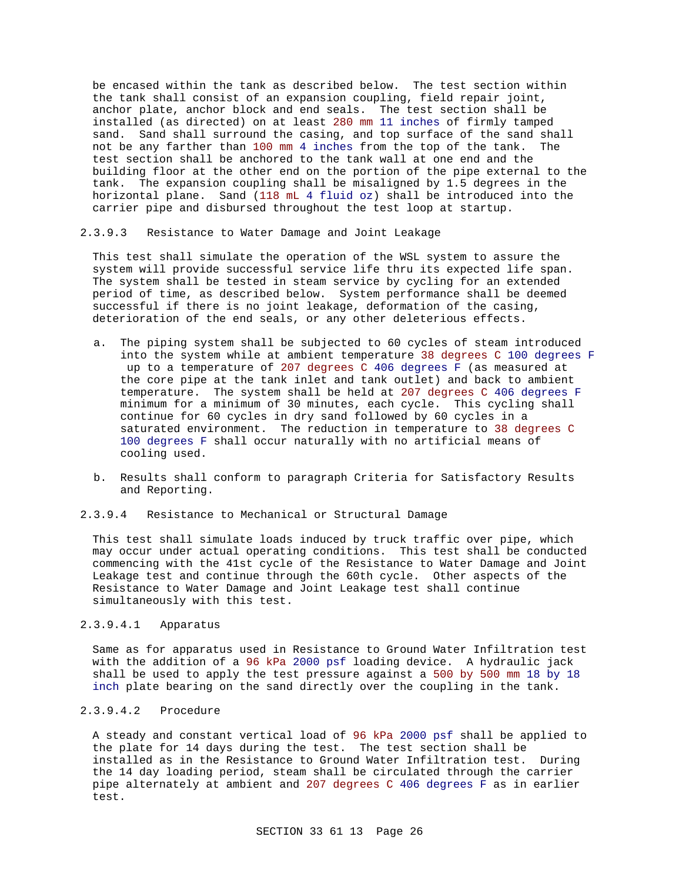be encased within the tank as described below. The test section within the tank shall consist of an expansion coupling, field repair joint, anchor plate, anchor block and end seals. The test section shall be installed (as directed) on at least 280 mm 11 inches of firmly tamped sand. Sand shall surround the casing, and top surface of the sand shall not be any farther than 100 mm 4 inches from the top of the tank. The test section shall be anchored to the tank wall at one end and the building floor at the other end on the portion of the pipe external to the tank. The expansion coupling shall be misaligned by 1.5 degrees in the horizontal plane. Sand (118 mL 4 fluid oz) shall be introduced into the carrier pipe and disbursed throughout the test loop at startup.

#### 2.3.9.3 Resistance to Water Damage and Joint Leakage

This test shall simulate the operation of the WSL system to assure the system will provide successful service life thru its expected life span. The system shall be tested in steam service by cycling for an extended period of time, as described below. System performance shall be deemed successful if there is no joint leakage, deformation of the casing, deterioration of the end seals, or any other deleterious effects.

a. The piping system shall be subjected to 60 cycles of steam introduced into the system while at ambient temperature 38 degrees C 100 degrees F up to a temperature of 207 degrees C 406 degrees F (as measured at the core pipe at the tank inlet and tank outlet) and back to ambient temperature. The system shall be held at 207 degrees C 406 degrees F minimum for a minimum of 30 minutes, each cycle. This cycling shall continue for 60 cycles in dry sand followed by 60 cycles in a saturated environment. The reduction in temperature to 38 degrees C 100 degrees F shall occur naturally with no artificial means of cooling used.

b. Results shall conform to paragraph Criteria for Satisfactory Results and Reporting.

#### 2.3.9.4 Resistance to Mechanical or Structural Damage

This test shall simulate loads induced by truck traffic over pipe, which may occur under actual operating conditions. This test shall be conducted commencing with the 41st cycle of the Resistance to Water Damage and Joint Leakage test and continue through the 60th cycle. Other aspects of the Resistance to Water Damage and Joint Leakage test shall continue simultaneously with this test.

##### 2.3.9.4.1 Apparatus

Same as for apparatus used in Resistance to Ground Water Infiltration test with the addition of a 96 kPa 2000 psf loading device. A hydraulic jack shall be used to apply the test pressure against a 500 by 500 mm 18 by 18 inch plate bearing on the sand directly over the coupling in the tank.

##### 2.3.9.4.2 Procedure

A steady and constant vertical load of 96 kPa 2000 psf shall be applied to the plate for 14 days during the test. The test section shall be installed as in the Resistance to Ground Water Infiltration test. During the 14 day loading period, steam shall be circulated through the carrier pipe alternately at ambient and 207 degrees C 406 degrees F as in earlier test.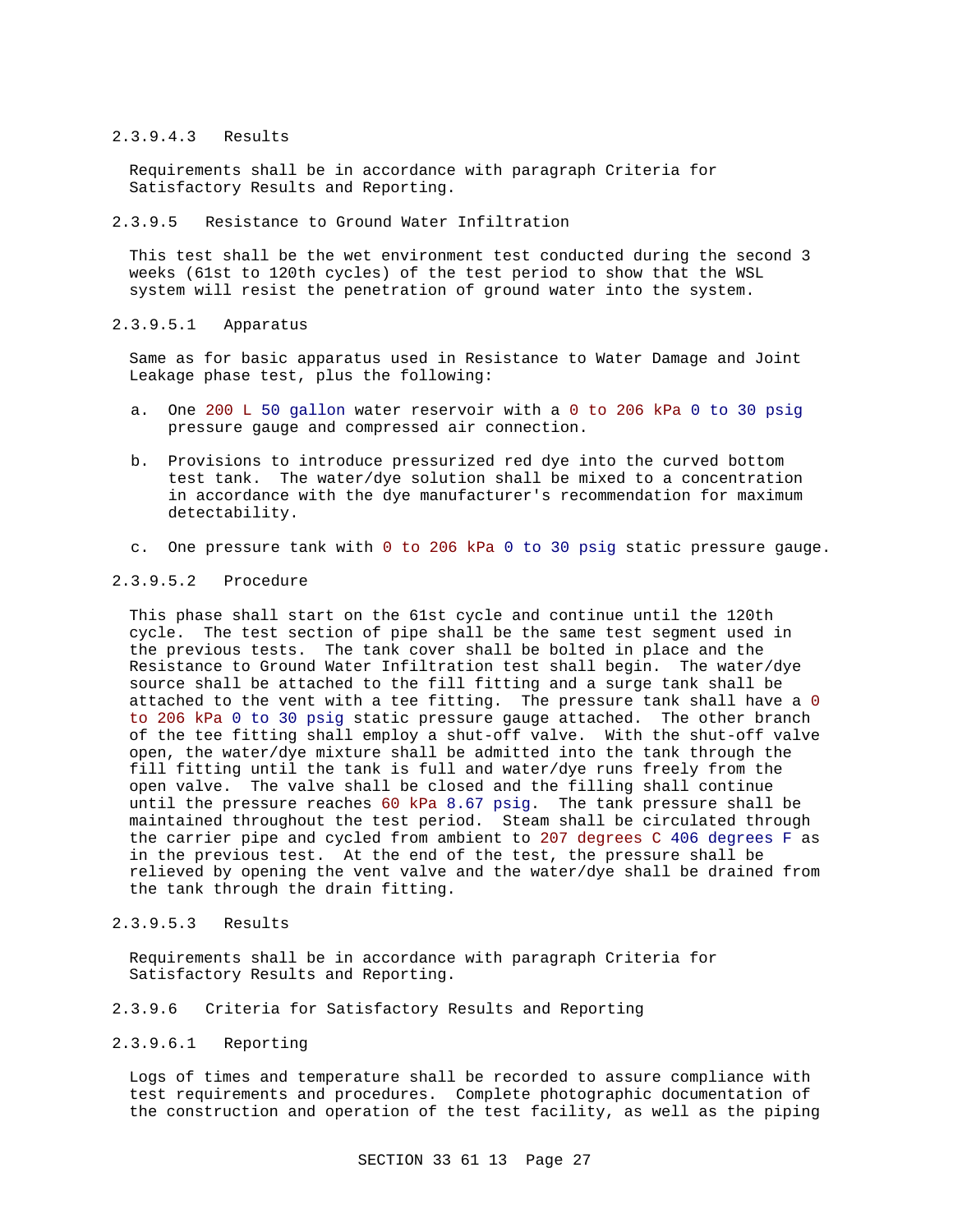#### 2.3.9.4.3 Results

Requirements shall be in accordance with paragraph Criteria for Satisfactory Results and Reporting.

### 2.3.9.5 Resistance to Ground Water Infiltration

This test shall be the wet environment test conducted during the second 3 weeks (61st to 120th cycles) of the test period to show that the WSL system will resist the penetration of ground water into the system.

#### 2.3.9.5.1 Apparatus

Same as for basic apparatus used in Resistance to Water Damage and Joint Leakage phase test, plus the following:

a. One 200 L 50 gallon water reservoir with a 0 to 206 kPa 0 to 30 psig pressure gauge and compressed air connection.

b. Provisions to introduce pressurized red dye into the curved bottom test tank. The water/dye solution shall be mixed to a concentration in accordance with the dye manufacturer's recommendation for maximum detectability.

c. One pressure tank with 0 to 206 kPa 0 to 30 psig static pressure gauge.

#### 2.3.9.5.2 Procedure

This phase shall start on the 61st cycle and continue until the 120th cycle. The test section of pipe shall be the same test segment used in the previous tests. The tank cover shall be bolted in place and the Resistance to Ground Water Infiltration test shall begin. The water/dye source shall be attached to the fill fitting and a surge tank shall be attached to the vent with a tee fitting. The pressure tank shall have a 0 to 206 kPa 0 to 30 psig static pressure gauge attached. The other branch of the tee fitting shall employ a shut-off valve. With the shut-off valve open, the water/dye mixture shall be admitted into the tank through the fill fitting until the tank is full and water/dye runs freely from the open valve. The valve shall be closed and the filling shall continue until the pressure reaches 60 kPa 8.67 psig. The tank pressure shall be maintained throughout the test period. Steam shall be circulated through the carrier pipe and cycled from ambient to 207 degrees C 406 degrees F as in the previous test. At the end of the test, the pressure shall be relieved by opening the vent valve and the water/dye shall be drained from the tank through the drain fitting.

#### 2.3.9.5.3 Results

Requirements shall be in accordance with paragraph Criteria for Satisfactory Results and Reporting.

### 2.3.9.6 Criteria for Satisfactory Results and Reporting

#### 2.3.9.6.1 Reporting

Logs of times and temperature shall be recorded to assure compliance with test requirements and procedures. Complete photographic documentation of the construction and operation of the test facility, as well as the piping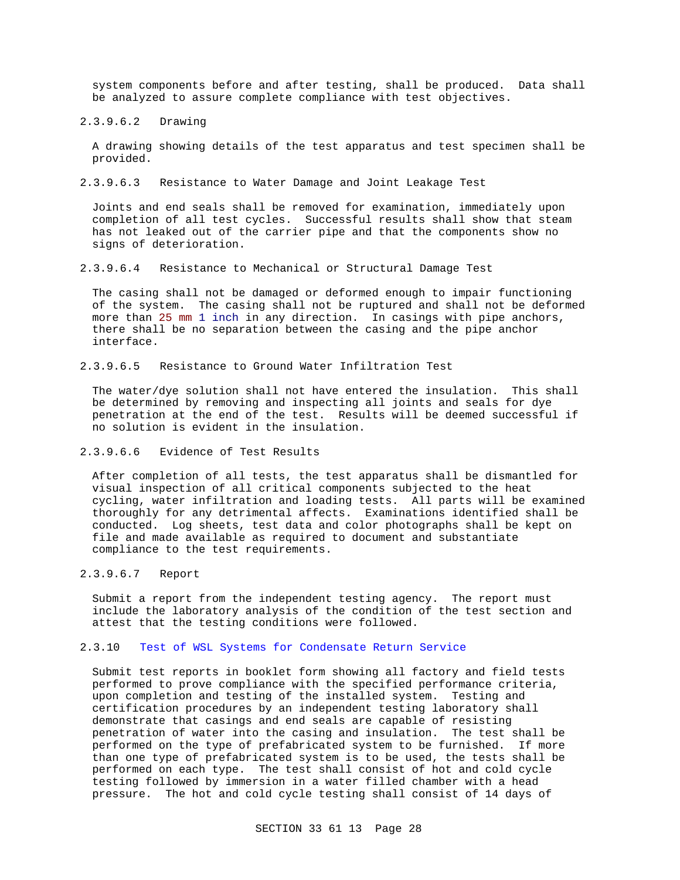system components before and after testing, shall be produced. Data shall be analyzed to assure complete compliance with test objectives.

#### 2.3.9.6.2 Drawing

A drawing showing details of the test apparatus and test specimen shall be provided.

#### 2.3.9.6.3 Resistance to Water Damage and Joint Leakage Test

Joints and end seals shall be removed for examination, immediately upon completion of all test cycles. Successful results shall show that steam has not leaked out of the carrier pipe and that the components show no signs of deterioration.

#### 2.3.9.6.4 Resistance to Mechanical or Structural Damage Test

The casing shall not be damaged or deformed enough to impair functioning of the system. The casing shall not be ruptured and shall not be deformed more than 25 mm 1 inch in any direction. In casings with pipe anchors, there shall be no separation between the casing and the pipe anchor interface.

#### 2.3.9.6.5 Resistance to Ground Water Infiltration Test

The water/dye solution shall not have entered the insulation. This shall be determined by removing and inspecting all joints and seals for dye penetration at the end of the test. Results will be deemed successful if no solution is evident in the insulation.

#### 2.3.9.6.6 Evidence of Test Results

After completion of all tests, the test apparatus shall be dismantled for visual inspection of all critical components subjected to the heat cycling, water infiltration and loading tests. All parts will be examined thoroughly for any detrimental affects. Examinations identified shall be conducted. Log sheets, test data and color photographs shall be kept on file and made available as required to document and substantiate compliance to the test requirements.

#### 2.3.9.6.7 Report

Submit a report from the independent testing agency. The report must include the laboratory analysis of the condition of the test section and attest that the testing conditions were followed.

### 2.3.10 Test of WSL Systems for Condensate Return Service

Submit test reports in booklet form showing all factory and field tests performed to prove compliance with the specified performance criteria, upon completion and testing of the installed system. Testing and certification procedures by an independent testing laboratory shall demonstrate that casings and end seals are capable of resisting penetration of water into the casing and insulation. The test shall be performed on the type of prefabricated system to be furnished. If more than one type of prefabricated system is to be used, the tests shall be performed on each type. The test shall consist of hot and cold cycle testing followed by immersion in a water filled chamber with a head pressure. The hot and cold cycle testing shall consist of 14 days of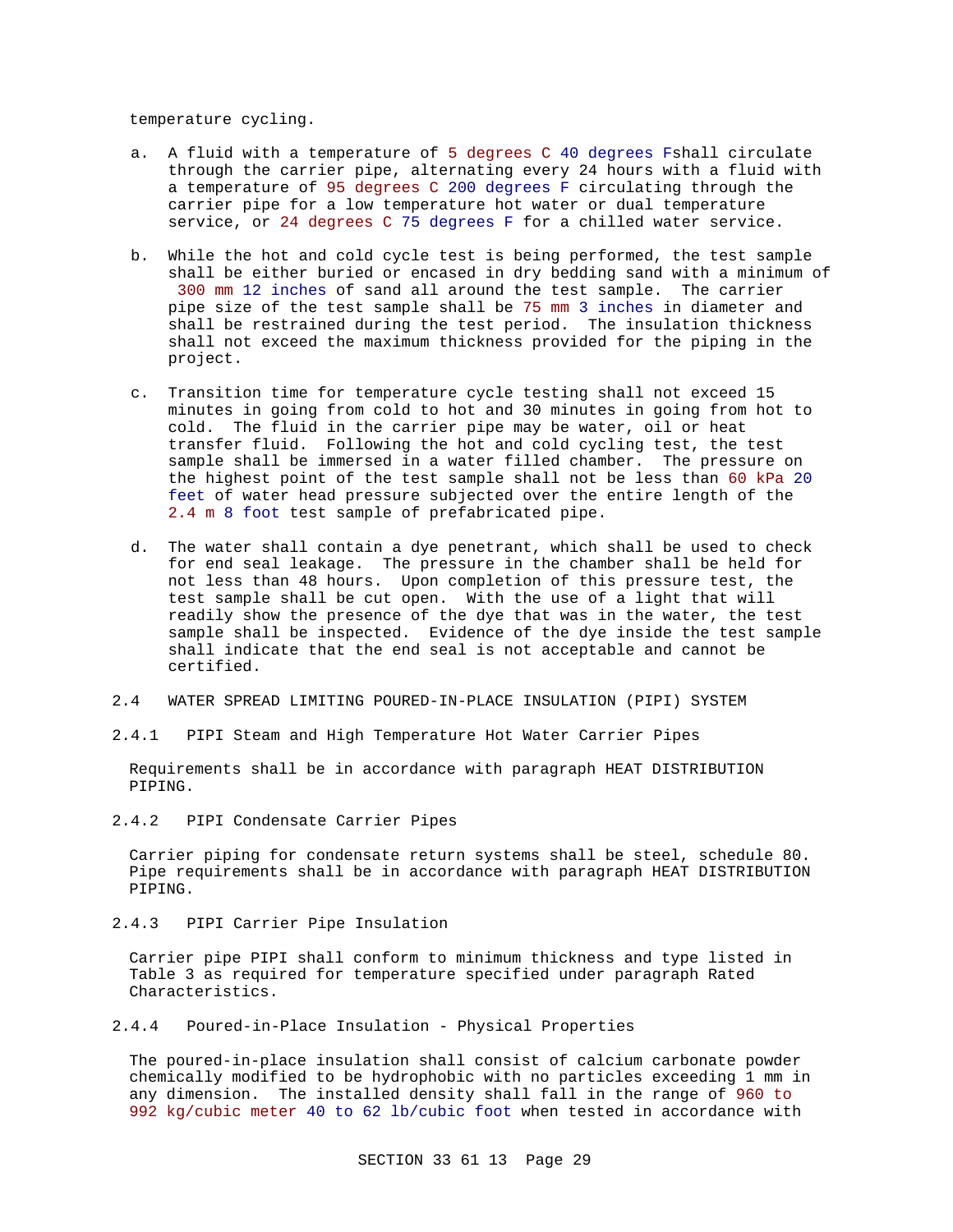temperature cycling.

a. A fluid with a temperature of 5 degrees C 40 degrees Fshall circulate through the carrier pipe, alternating every 24 hours with a fluid with a temperature of 95 degrees C 200 degrees F circulating through the carrier pipe for a low temperature hot water or dual temperature service, or 24 degrees C 75 degrees F for a chilled water service.

b. While the hot and cold cycle test is being performed, the test sample shall be either buried or encased in dry bedding sand with a minimum of 300 mm 12 inches of sand all around the test sample. The carrier pipe size of the test sample shall be 75 mm 3 inches in diameter and shall be restrained during the test period. The insulation thickness shall not exceed the maximum thickness provided for the piping in the project.

c. Transition time for temperature cycle testing shall not exceed 15 minutes in going from cold to hot and 30 minutes in going from hot to cold. The fluid in the carrier pipe may be water, oil or heat transfer fluid. Following the hot and cold cycling test, the test sample shall be immersed in a water filled chamber. The pressure on the highest point of the test sample shall not be less than 60 kPa 20 feet of water head pressure subjected over the entire length of the 2.4 m 8 foot test sample of prefabricated pipe.

d. The water shall contain a dye penetrant, which shall be used to check for end seal leakage. The pressure in the chamber shall be held for not less than 48 hours. Upon completion of this pressure test, the test sample shall be cut open. With the use of a light that will readily show the presence of the dye that was in the water, the test sample shall be inspected. Evidence of the dye inside the test sample shall indicate that the end seal is not acceptable and cannot be certified.

## 2.4 WATER SPREAD LIMITING POURED-IN-PLACE INSULATION (PIPI) SYSTEM

### 2.4.1 PIPI Steam and High Temperature Hot Water Carrier Pipes

Requirements shall be in accordance with paragraph HEAT DISTRIBUTION PIPING.

### 2.4.2 PIPI Condensate Carrier Pipes

Carrier piping for condensate return systems shall be steel, schedule 80. Pipe requirements shall be in accordance with paragraph HEAT DISTRIBUTION PIPING.

### 2.4.3 PIPI Carrier Pipe Insulation

Carrier pipe PIPI shall conform to minimum thickness and type listed in Table 3 as required for temperature specified under paragraph Rated Characteristics.

### 2.4.4 Poured-in-Place Insulation - Physical Properties

The poured-in-place insulation shall consist of calcium carbonate powder chemically modified to be hydrophobic with no particles exceeding 1 mm in any dimension. The installed density shall fall in the range of 960 to 992 kg/cubic meter 40 to 62 lb/cubic foot when tested in accordance with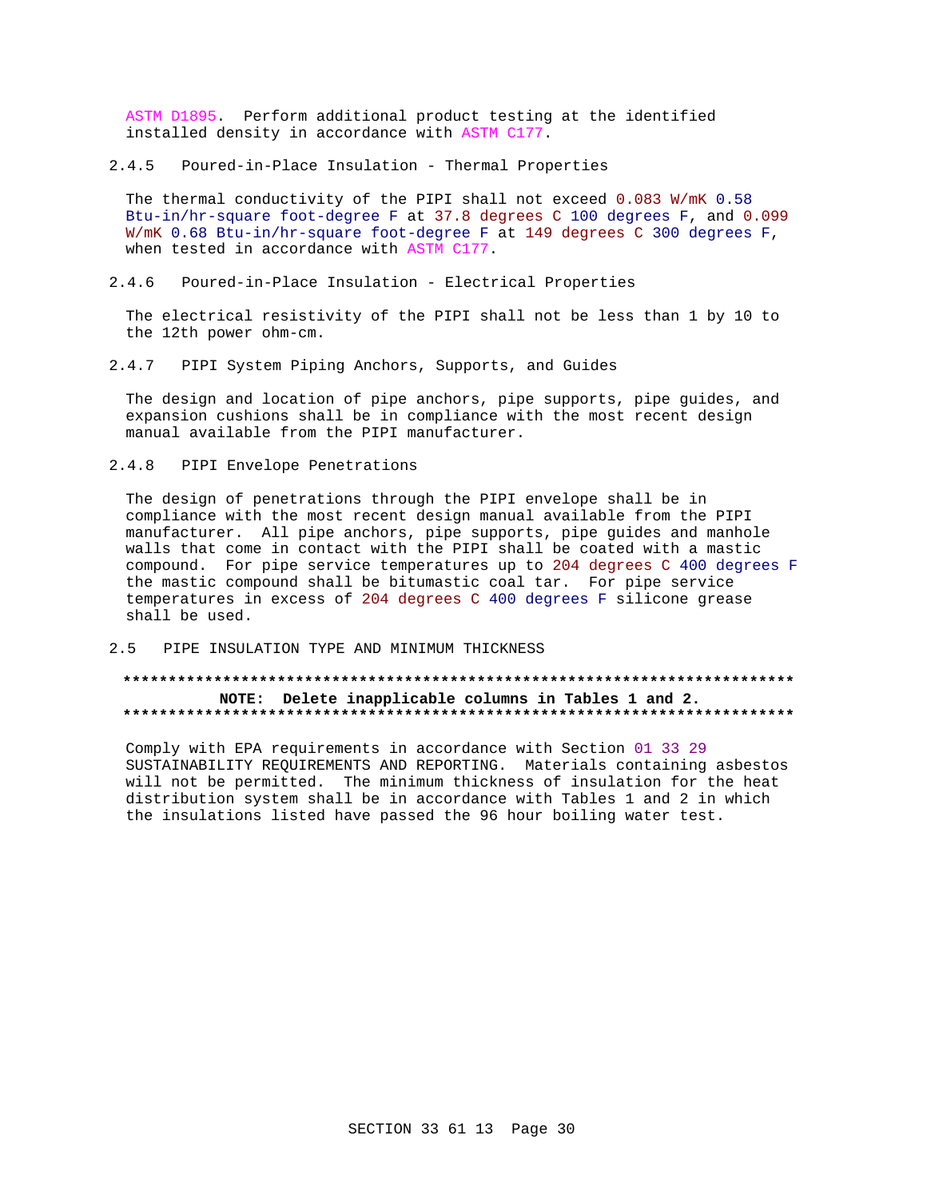ASTM D1895. Perform additional product testing at the identified installed density in accordance with ASTM C177.

### 2.4.5 Poured-in-Place Insulation - Thermal Properties

The thermal conductivity of the PIPI shall not exceed 0.083 W/mK 0.58 Btu-in/hr-square foot-degree F at 37.8 degrees C 100 degrees F, and 0.099 W/mK 0.68 Btu-in/hr-square foot-degree F at 149 degrees C 300 degrees F, when tested in accordance with ASTM C177.

### 2.4.6 Poured-in-Place Insulation - Electrical Properties

The electrical resistivity of the PIPI shall not be less than 1 by 10 to the 12th power ohm-cm.

### 2.4.7 PIPI System Piping Anchors, Supports, and Guides

The design and location of pipe anchors, pipe supports, pipe guides, and expansion cushions shall be in compliance with the most recent design manual available from the PIPI manufacturer.

### 2.4.8 PIPI Envelope Penetrations

The design of penetrations through the PIPI envelope shall be in compliance with the most recent design manual available from the PIPI manufacturer. All pipe anchors, pipe supports, pipe guides and manhole walls that come in contact with the PIPI shall be coated with a mastic compound. For pipe service temperatures up to 204 degrees C 400 degrees F the mastic compound shall be bitumastic coal tar. For pipe service temperatures in excess of 204 degrees C 400 degrees F silicone grease shall be used.

## 2.5 PIPE INSULATION TYPE AND MINIMUM THICKNESS

**************************************************************************
**NOTE: Delete inapplicable columns in Tables 1 and 2.**
**************************************************************************

Comply with EPA requirements in accordance with Section 01 33 29 SUSTAINABILITY REQUIREMENTS AND REPORTING. Materials containing asbestos will not be permitted. The minimum thickness of insulation for the heat distribution system shall be in accordance with Tables 1 and 2 in which the insulations listed have passed the 96 hour boiling water test.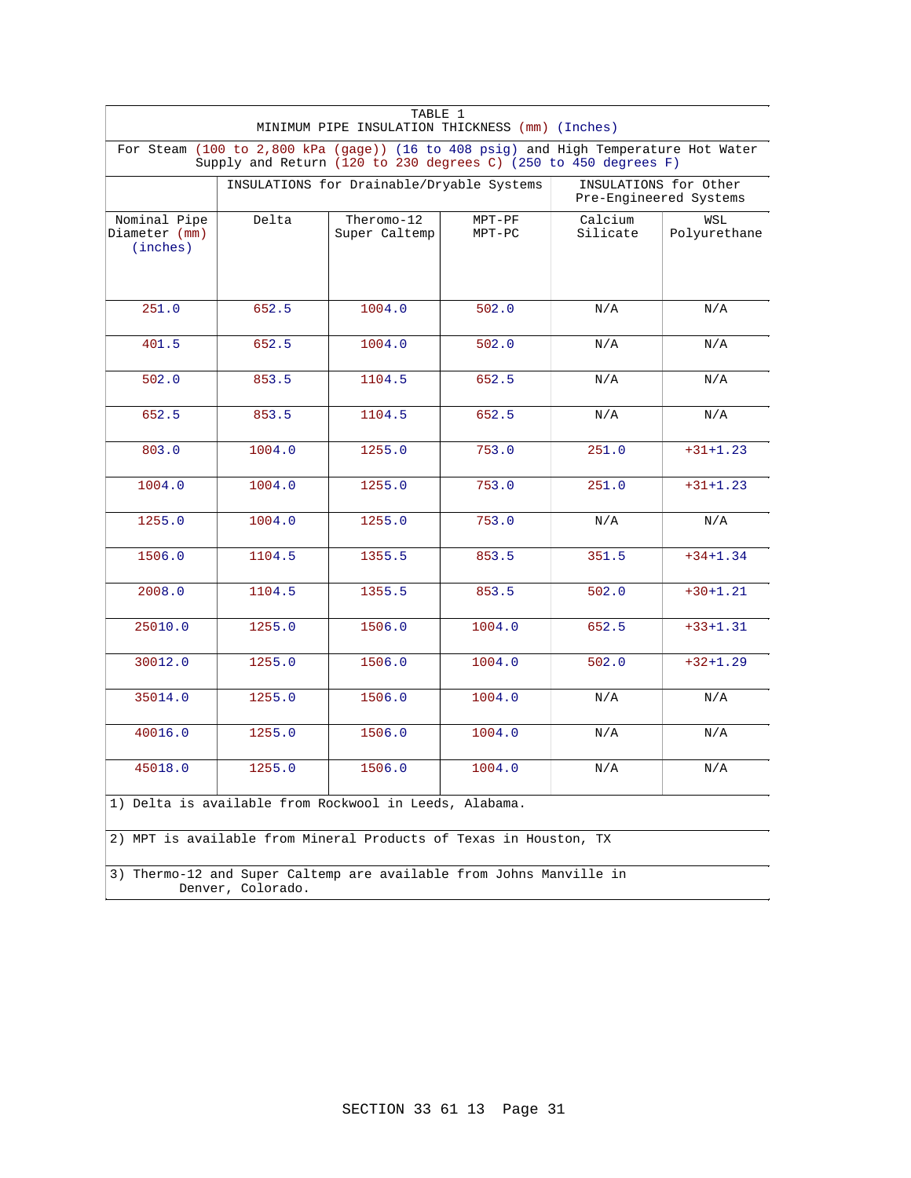TABLE 1
MINIMUM PIPE INSULATION THICKNESS (mm) (Inches)

For Steam (100 to 2,800 kPa (gage)) (16 to 408 psig) and High Temperature Hot Water Supply and Return (120 to 230 degrees C) (250 to 450 degrees F)

| | INSULATIONS for Drainable/Dryable Systems | | | INSULATIONS for Other Pre-Engineered Systems | |
|---|---|---|---|---|---|
| Nominal Pipe Diameter (mm) (inches) | Delta | Theromo-12 Super Caltemp | MPT-PF MPT-PC | Calcium Silicate | WSL Polyurethane |
| 251.0 | 652.5 | 1004.0 | 502.0 | N/A | N/A |
| 401.5 | 652.5 | 1004.0 | 502.0 | N/A | N/A |
| 502.0 | 853.5 | 1104.5 | 652.5 | N/A | N/A |
| 652.5 | 853.5 | 1104.5 | 652.5 | N/A | N/A |
| 803.0 | 1004.0 | 1255.0 | 753.0 | 251.0 | +31+1.23 |
| 1004.0 | 1004.0 | 1255.0 | 753.0 | 251.0 | +31+1.23 |
| 1255.0 | 1004.0 | 1255.0 | 753.0 | N/A | N/A |
| 1506.0 | 1104.5 | 1355.5 | 853.5 | 351.5 | +34+1.34 |
| 2008.0 | 1104.5 | 1355.5 | 853.5 | 502.0 | +30+1.21 |
| 25010.0 | 1255.0 | 1506.0 | 1004.0 | 652.5 | +33+1.31 |
| 30012.0 | 1255.0 | 1506.0 | 1004.0 | 502.0 | +32+1.29 |
| 35014.0 | 1255.0 | 1506.0 | 1004.0 | N/A | N/A |
| 40016.0 | 1255.0 | 1506.0 | 1004.0 | N/A | N/A |
| 45018.0 | 1255.0 | 1506.0 | 1004.0 | N/A | N/A |

1) Delta is available from Rockwool in Leeds, Alabama.

2) MPT is available from Mineral Products of Texas in Houston, TX

3) Thermo-12 and Super Caltemp are available from Johns Manville in Denver, Colorado.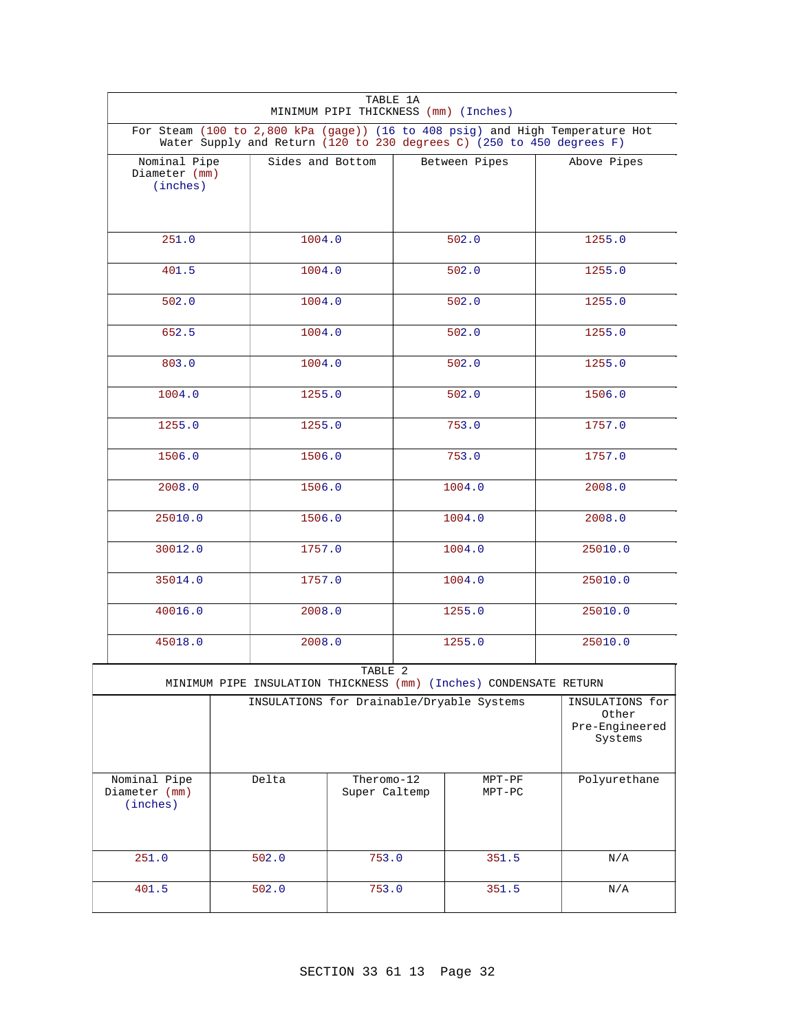| TABLE 1A MINIMUM PIPI THICKNESS (mm) (Inches) | | | |
|---|---|---|---|
| For Steam (100 to 2,800 kPa (gage)) (16 to 408 psig) and High Temperature Hot Water Supply and Return (120 to 230 degrees C) (250 to 450 degrees F) | | | |
| Nominal Pipe Diameter (mm) (inches) | Sides and Bottom | Between Pipes | Above Pipes |
| 251.0 | 1004.0 | 502.0 | 1255.0 |
| 401.5 | 1004.0 | 502.0 | 1255.0 |
| 502.0 | 1004.0 | 502.0 | 1255.0 |
| 652.5 | 1004.0 | 502.0 | 1255.0 |
| 803.0 | 1004.0 | 502.0 | 1255.0 |
| 1004.0 | 1255.0 | 502.0 | 1506.0 |
| 1255.0 | 1255.0 | 753.0 | 1757.0 |
| 1506.0 | 1506.0 | 753.0 | 1757.0 |
| 2008.0 | 1506.0 | 1004.0 | 2008.0 |
| 25010.0 | 1506.0 | 1004.0 | 2008.0 |
| 30012.0 | 1757.0 | 1004.0 | 25010.0 |
| 35014.0 | 1757.0 | 1004.0 | 25010.0 |
| 40016.0 | 2008.0 | 1255.0 | 25010.0 |
| 45018.0 | 2008.0 | 1255.0 | 25010.0 |

| TABLE 2 MINIMUM PIPE INSULATION THICKNESS (mm) (Inches) CONDENSATE RETURN | | | | |
|---|---|---|---|---|
| | INSULATIONS for Drainable/Dryable Systems | | | INSULATIONS for Other Pre-Engineered Systems |
| Nominal Pipe Diameter (mm) (inches) | Delta | Theromo-12 Super Caltemp | MPT-PF MPT-PC | Polyurethane |
| 251.0 | 502.0 | 753.0 | 351.5 | N/A |
| 401.5 | 502.0 | 753.0 | 351.5 | N/A |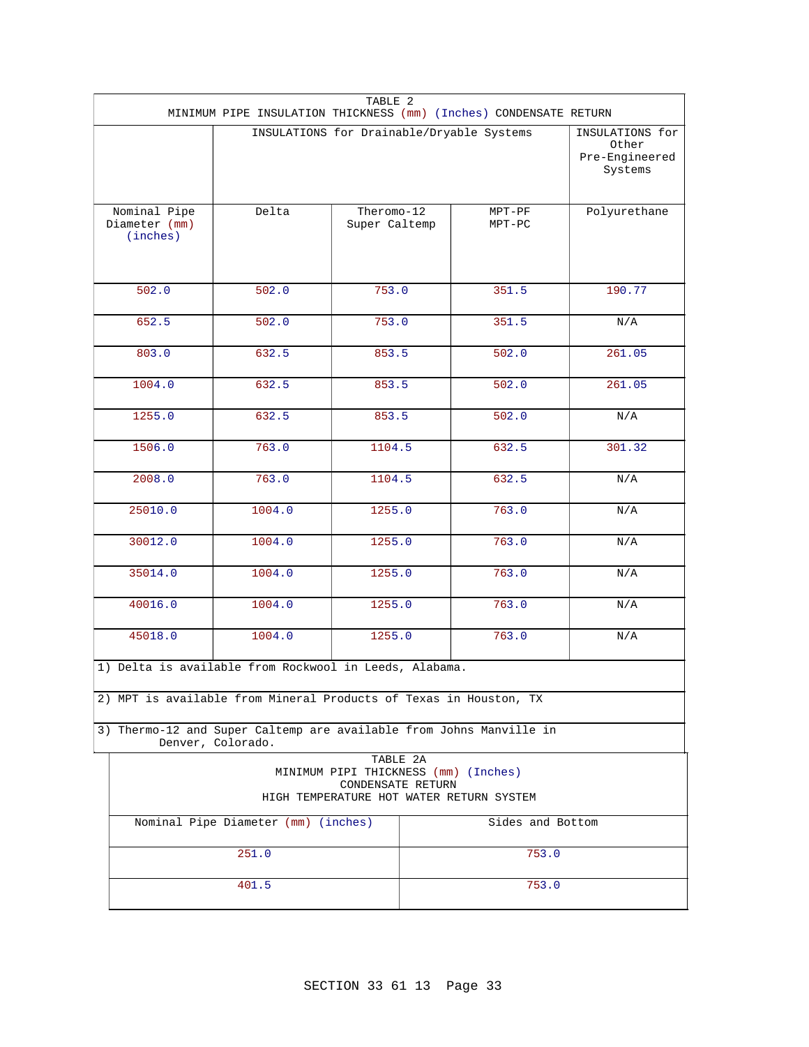| TABLE 2<br>MINIMUM PIPE INSULATION THICKNESS (mm) (Inches) CONDENSATE RETURN | | | | |
|---|---|---|---|---|
| | INSULATIONS for Drainable/Dryable Systems | | | INSULATIONS for Other Pre-Engineered Systems |
| Nominal Pipe Diameter (mm) (inches) | Delta | Theromo-12 Super Caltemp | MPT-PF MPT-PC | Polyurethane |
| 502.0 | 502.0 | 753.0 | 351.5 | 190.77 |
| 652.5 | 502.0 | 753.0 | 351.5 | N/A |
| 803.0 | 632.5 | 853.5 | 502.0 | 261.05 |
| 1004.0 | 632.5 | 853.5 | 502.0 | 261.05 |
| 1255.0 | 632.5 | 853.5 | 502.0 | N/A |
| 1506.0 | 763.0 | 1104.5 | 632.5 | 301.32 |
| 2008.0 | 763.0 | 1104.5 | 632.5 | N/A |
| 25010.0 | 1004.0 | 1255.0 | 763.0 | N/A |
| 30012.0 | 1004.0 | 1255.0 | 763.0 | N/A |
| 35014.0 | 1004.0 | 1255.0 | 763.0 | N/A |
| 40016.0 | 1004.0 | 1255.0 | 763.0 | N/A |
| 45018.0 | 1004.0 | 1255.0 | 763.0 | N/A |

1) Delta is available from Rockwool in Leeds, Alabama.

2) MPT is available from Mineral Products of Texas in Houston, TX

3) Thermo-12 and Super Caltemp are available from Johns Manville in Denver, Colorado.

| TABLE 2A<br>MINIMUM PIPI THICKNESS (mm) (Inches)<br>CONDENSATE RETURN<br>HIGH TEMPERATURE HOT WATER RETURN SYSTEM | |
|---|---|
| Nominal Pipe Diameter (mm) (inches) | Sides and Bottom |
| 251.0 | 753.0 |
| 401.5 | 753.0 |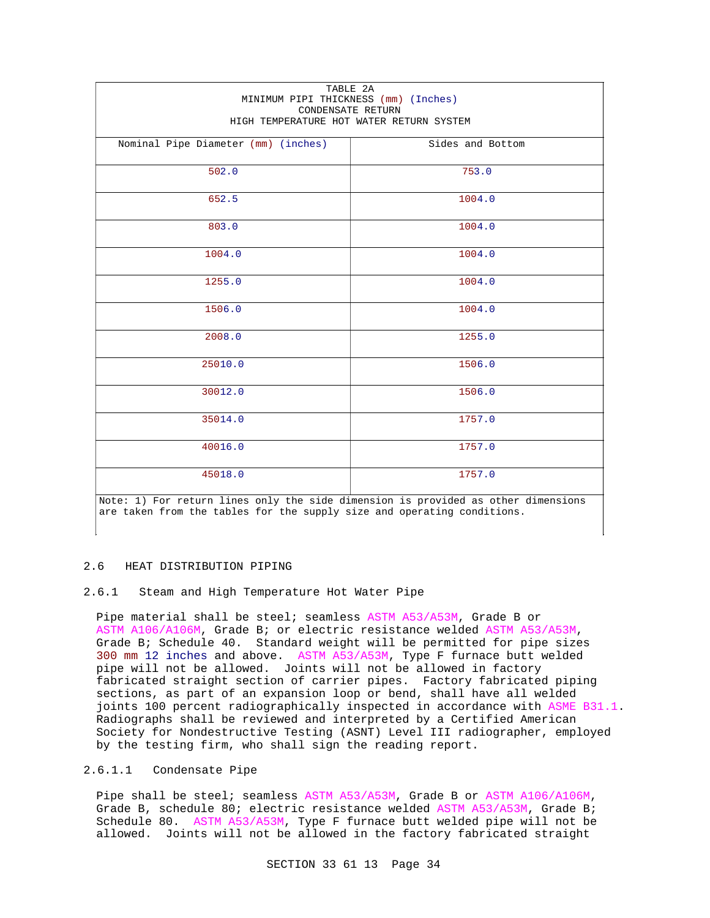| TABLE 2A<br>MINIMUM PIPI THICKNESS (mm) (Inches)<br>CONDENSATE RETURN<br>HIGH TEMPERATURE HOT WATER RETURN SYSTEM | |
|---|---|
| Nominal Pipe Diameter (mm) (inches) | Sides and Bottom |
| 502.0 | 753.0 |
| 652.5 | 1004.0 |
| 803.0 | 1004.0 |
| 1004.0 | 1004.0 |
| 1255.0 | 1004.0 |
| 1506.0 | 1004.0 |
| 2008.0 | 1255.0 |
| 25010.0 | 1506.0 |
| 30012.0 | 1506.0 |
| 35014.0 | 1757.0 |
| 40016.0 | 1757.0 |
| 45018.0 | 1757.0 |
| Note: 1) For return lines only the side dimension is provided as other dimensions are taken from the tables for the supply size and operating conditions. | |

## 2.6 HEAT DISTRIBUTION PIPING

### 2.6.1 Steam and High Temperature Hot Water Pipe

Pipe material shall be steel; seamless ASTM A53/A53M, Grade B or ASTM A106/A106M, Grade B; or electric resistance welded ASTM A53/A53M, Grade B; Schedule 40. Standard weight will be permitted for pipe sizes 300 mm 12 inches and above. ASTM A53/A53M, Type F furnace butt welded pipe will not be allowed. Joints will not be allowed in factory fabricated straight section of carrier pipes. Factory fabricated piping sections, as part of an expansion loop or bend, shall have all welded joints 100 percent radiographically inspected in accordance with ASME B31.1. Radiographs shall be reviewed and interpreted by a Certified American Society for Nondestructive Testing (ASNT) Level III radiographer, employed by the testing firm, who shall sign the reading report.

#### 2.6.1.1 Condensate Pipe

Pipe shall be steel; seamless ASTM A53/A53M, Grade B or ASTM A106/A106M, Grade B, schedule 80; electric resistance welded ASTM A53/A53M, Grade B; Schedule 80. ASTM A53/A53M, Type F furnace butt welded pipe will not be allowed. Joints will not be allowed in the factory fabricated straight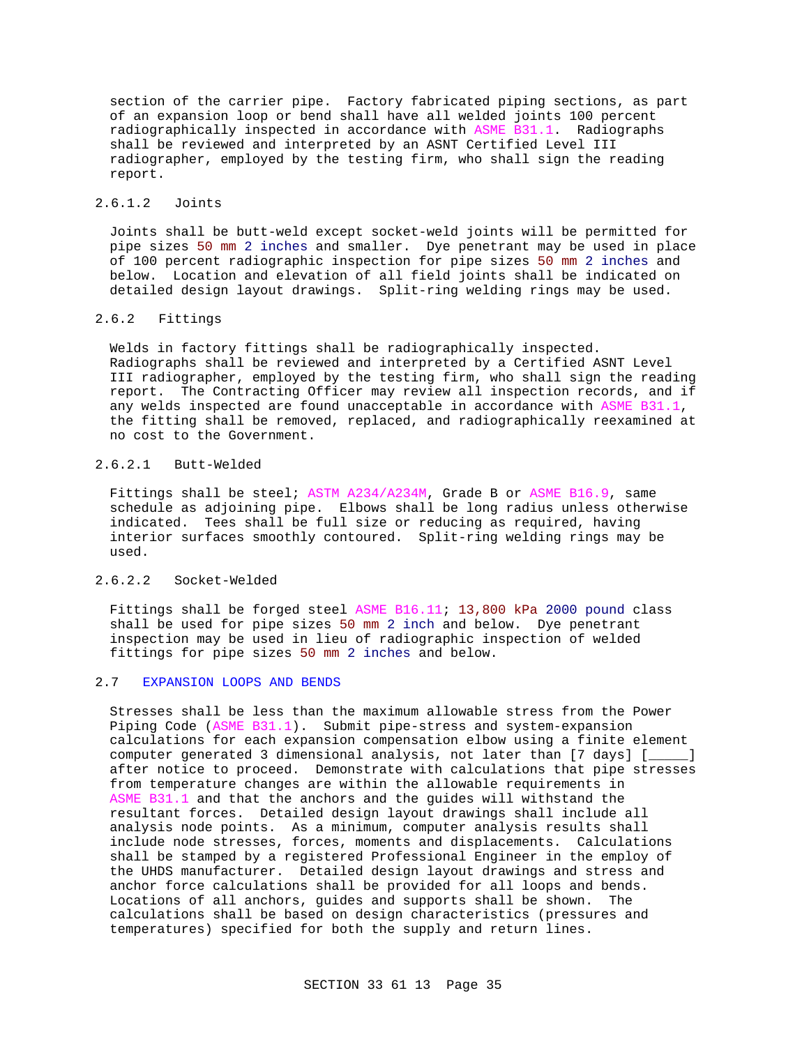section of the carrier pipe. Factory fabricated piping sections, as part of an expansion loop or bend shall have all welded joints 100 percent radiographically inspected in accordance with ASME B31.1. Radiographs shall be reviewed and interpreted by an ASNT Certified Level III radiographer, employed by the testing firm, who shall sign the reading report.

#### 2.6.1.2 Joints

Joints shall be butt-weld except socket-weld joints will be permitted for pipe sizes 50 mm 2 inches and smaller. Dye penetrant may be used in place of 100 percent radiographic inspection for pipe sizes 50 mm 2 inches and below. Location and elevation of all field joints shall be indicated on detailed design layout drawings. Split-ring welding rings may be used.

### 2.6.2 Fittings

Welds in factory fittings shall be radiographically inspected. Radiographs shall be reviewed and interpreted by a Certified ASNT Level III radiographer, employed by the testing firm, who shall sign the reading report. The Contracting Officer may review all inspection records, and if any welds inspected are found unacceptable in accordance with ASME B31.1, the fitting shall be removed, replaced, and radiographically reexamined at no cost to the Government.

#### 2.6.2.1 Butt-Welded

Fittings shall be steel; ASTM A234/A234M, Grade B or ASME B16.9, same schedule as adjoining pipe. Elbows shall be long radius unless otherwise indicated. Tees shall be full size or reducing as required, having interior surfaces smoothly contoured. Split-ring welding rings may be used.

#### 2.6.2.2 Socket-Welded

Fittings shall be forged steel ASME B16.11; 13,800 kPa 2000 pound class shall be used for pipe sizes 50 mm 2 inch and below. Dye penetrant inspection may be used in lieu of radiographic inspection of welded fittings for pipe sizes 50 mm 2 inches and below.

## 2.7 EXPANSION LOOPS AND BENDS

Stresses shall be less than the maximum allowable stress from the Power Piping Code (ASME B31.1). Submit pipe-stress and system-expansion calculations for each expansion compensation elbow using a finite element computer generated 3 dimensional analysis, not later than [7 days] [_____] after notice to proceed. Demonstrate with calculations that pipe stresses from temperature changes are within the allowable requirements in ASME B31.1 and that the anchors and the guides will withstand the resultant forces. Detailed design layout drawings shall include all analysis node points. As a minimum, computer analysis results shall include node stresses, forces, moments and displacements. Calculations shall be stamped by a registered Professional Engineer in the employ of the UHDS manufacturer. Detailed design layout drawings and stress and anchor force calculations shall be provided for all loops and bends. Locations of all anchors, guides and supports shall be shown. The calculations shall be based on design characteristics (pressures and temperatures) specified for both the supply and return lines.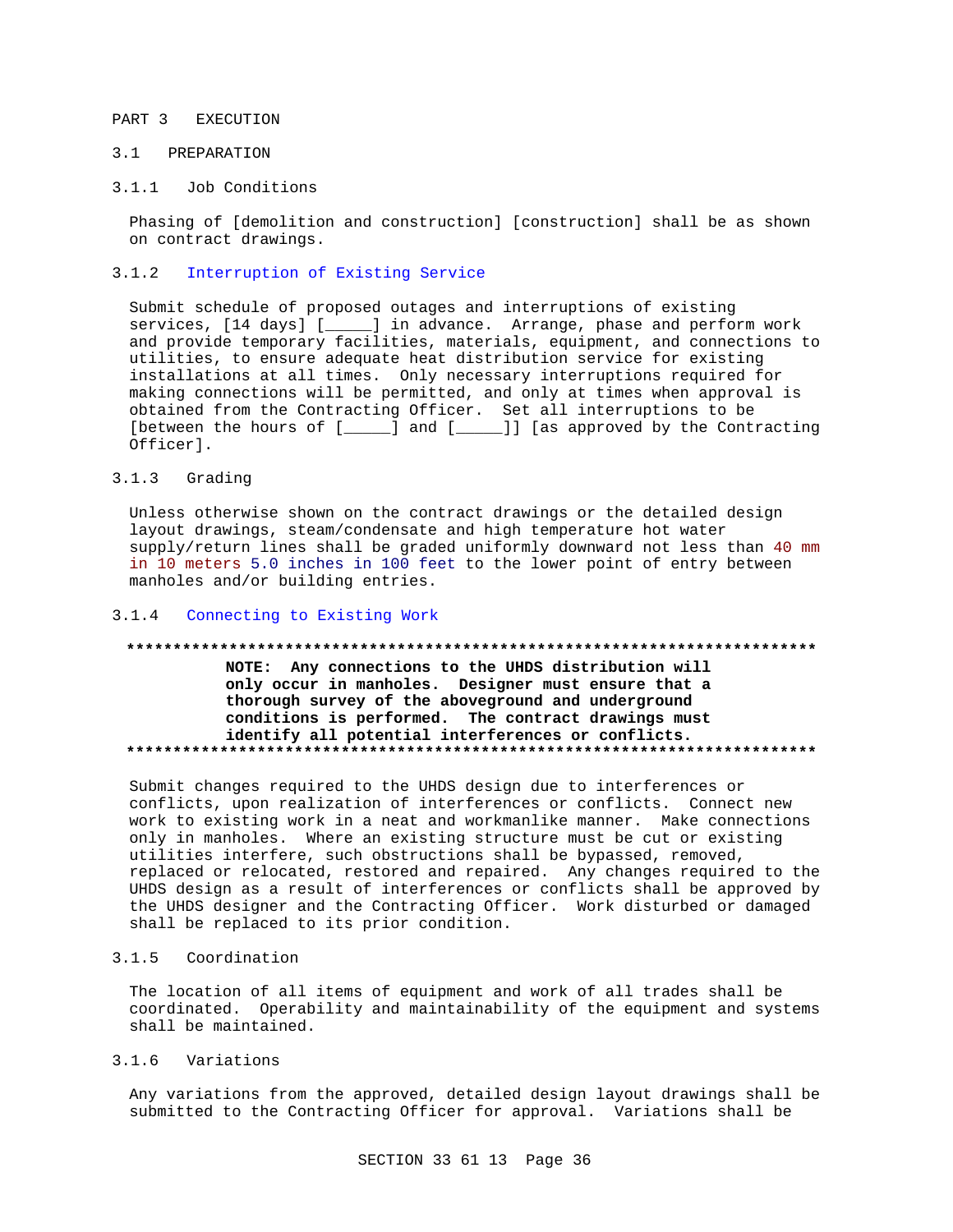## PART 3 EXECUTION

### 3.1 PREPARATION

#### 3.1.1 Job Conditions

Phasing of [demolition and construction] [construction] shall be as shown on contract drawings.

#### 3.1.2 Interruption of Existing Service

Submit schedule of proposed outages and interruptions of existing services, [14 days] [_____] in advance. Arrange, phase and perform work and provide temporary facilities, materials, equipment, and connections to utilities, to ensure adequate heat distribution service for existing installations at all times. Only necessary interruptions required for making connections will be permitted, and only at times when approval is obtained from the Contracting Officer. Set all interruptions to be [between the hours of [_____] and [_____]] [as approved by the Contracting Officer].

#### 3.1.3 Grading

Unless otherwise shown on the contract drawings or the detailed design layout drawings, steam/condensate and high temperature hot water supply/return lines shall be graded uniformly downward not less than 40 mm in 10 meters 5.0 inches in 100 feet to the lower point of entry between manholes and/or building entries.

#### 3.1.4 Connecting to Existing Work

**************************************************************************

**NOTE: Any connections to the UHDS distribution will only occur in manholes. Designer must ensure that a thorough survey of the aboveground and underground conditions is performed. The contract drawings must identify all potential interferences or conflicts.**

**************************************************************************

Submit changes required to the UHDS design due to interferences or conflicts, upon realization of interferences or conflicts. Connect new work to existing work in a neat and workmanlike manner. Make connections only in manholes. Where an existing structure must be cut or existing utilities interfere, such obstructions shall be bypassed, removed, replaced or relocated, restored and repaired. Any changes required to the UHDS design as a result of interferences or conflicts shall be approved by the UHDS designer and the Contracting Officer. Work disturbed or damaged shall be replaced to its prior condition.

#### 3.1.5 Coordination

The location of all items of equipment and work of all trades shall be coordinated. Operability and maintainability of the equipment and systems shall be maintained.

#### 3.1.6 Variations

Any variations from the approved, detailed design layout drawings shall be submitted to the Contracting Officer for approval. Variations shall be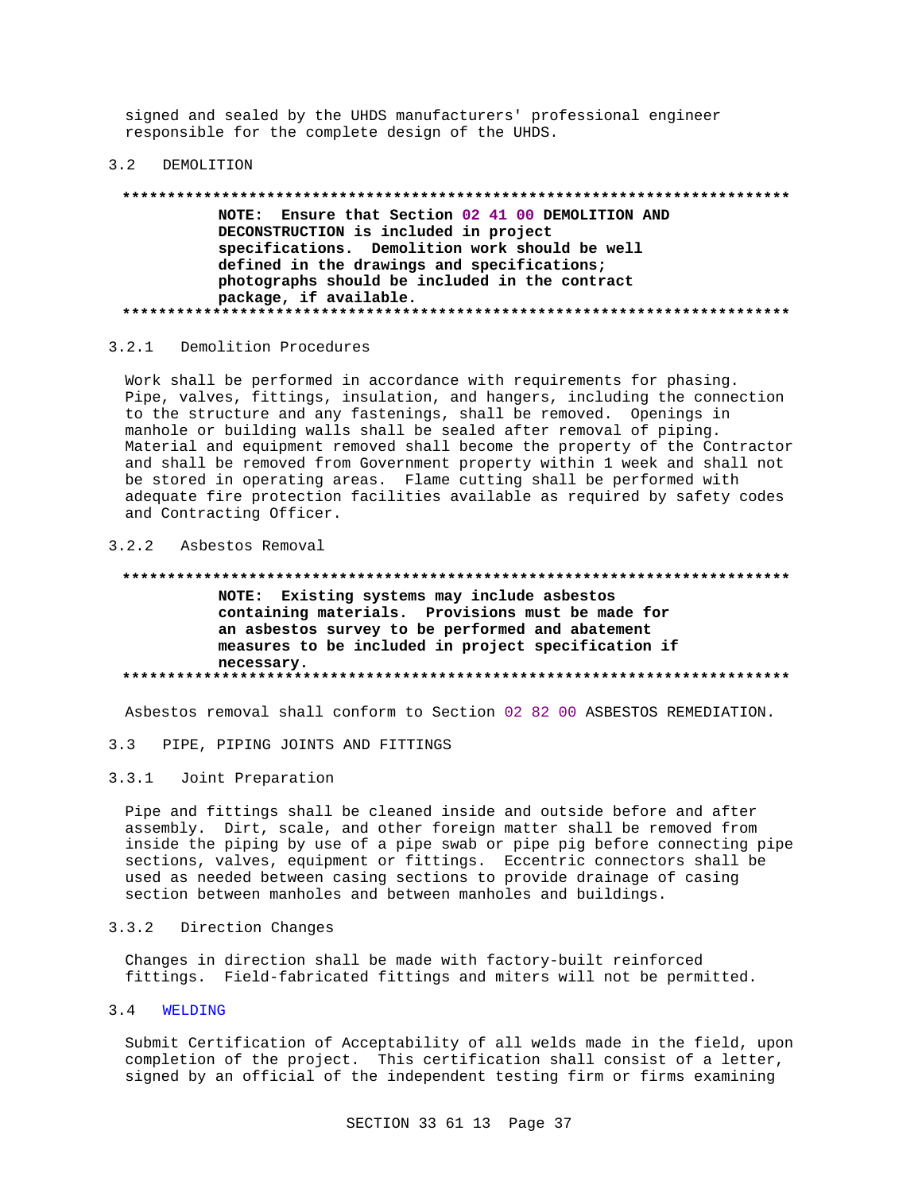signed and sealed by the UHDS manufacturers' professional engineer responsible for the complete design of the UHDS.

## 3.2 DEMOLITION

**************************************************************************

**NOTE: Ensure that Section 02 41 00 DEMOLITION AND DECONSTRUCTION is included in project specifications. Demolition work should be well defined in the drawings and specifications; photographs should be included in the contract package, if available.**

**************************************************************************

### 3.2.1 Demolition Procedures

Work shall be performed in accordance with requirements for phasing. Pipe, valves, fittings, insulation, and hangers, including the connection to the structure and any fastenings, shall be removed. Openings in manhole or building walls shall be sealed after removal of piping. Material and equipment removed shall become the property of the Contractor and shall be removed from Government property within 1 week and shall not be stored in operating areas. Flame cutting shall be performed with adequate fire protection facilities available as required by safety codes and Contracting Officer.

### 3.2.2 Asbestos Removal

**************************************************************************

**NOTE: Existing systems may include asbestos containing materials. Provisions must be made for an asbestos survey to be performed and abatement measures to be included in project specification if necessary.**

**************************************************************************

Asbestos removal shall conform to Section 02 82 00 ASBESTOS REMEDIATION.

## 3.3 PIPE, PIPING JOINTS AND FITTINGS

### 3.3.1 Joint Preparation

Pipe and fittings shall be cleaned inside and outside before and after assembly. Dirt, scale, and other foreign matter shall be removed from inside the piping by use of a pipe swab or pipe pig before connecting pipe sections, valves, equipment or fittings. Eccentric connectors shall be used as needed between casing sections to provide drainage of casing section between manholes and between manholes and buildings.

### 3.3.2 Direction Changes

Changes in direction shall be made with factory-built reinforced fittings. Field-fabricated fittings and miters will not be permitted.

## 3.4 WELDING

Submit Certification of Acceptability of all welds made in the field, upon completion of the project. This certification shall consist of a letter, signed by an official of the independent testing firm or firms examining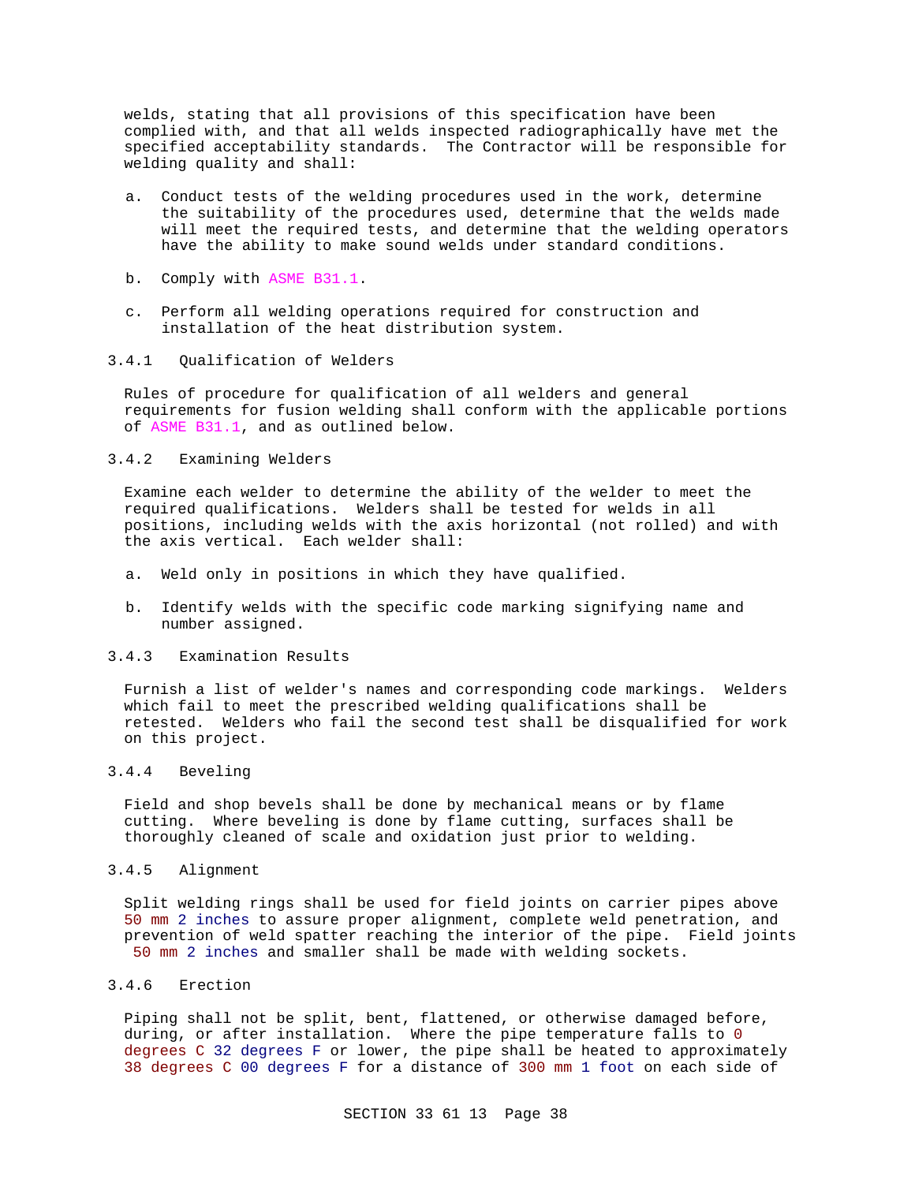welds, stating that all provisions of this specification have been complied with, and that all welds inspected radiographically have met the specified acceptability standards. The Contractor will be responsible for welding quality and shall:

a. Conduct tests of the welding procedures used in the work, determine the suitability of the procedures used, determine that the welds made will meet the required tests, and determine that the welding operators have the ability to make sound welds under standard conditions.

b. Comply with ASME B31.1.

c. Perform all welding operations required for construction and installation of the heat distribution system.

### 3.4.1 Qualification of Welders

Rules of procedure for qualification of all welders and general requirements for fusion welding shall conform with the applicable portions of ASME B31.1, and as outlined below.

### 3.4.2 Examining Welders

Examine each welder to determine the ability of the welder to meet the required qualifications. Welders shall be tested for welds in all positions, including welds with the axis horizontal (not rolled) and with the axis vertical. Each welder shall:

a. Weld only in positions in which they have qualified.

b. Identify welds with the specific code marking signifying name and number assigned.

### 3.4.3 Examination Results

Furnish a list of welder's names and corresponding code markings. Welders which fail to meet the prescribed welding qualifications shall be retested. Welders who fail the second test shall be disqualified for work on this project.

### 3.4.4 Beveling

Field and shop bevels shall be done by mechanical means or by flame cutting. Where beveling is done by flame cutting, surfaces shall be thoroughly cleaned of scale and oxidation just prior to welding.

### 3.4.5 Alignment

Split welding rings shall be used for field joints on carrier pipes above 50 mm 2 inches to assure proper alignment, complete weld penetration, and prevention of weld spatter reaching the interior of the pipe. Field joints 50 mm 2 inches and smaller shall be made with welding sockets.

### 3.4.6 Erection

Piping shall not be split, bent, flattened, or otherwise damaged before, during, or after installation. Where the pipe temperature falls to 0 degrees C 32 degrees F or lower, the pipe shall be heated to approximately 38 degrees C 00 degrees F for a distance of 300 mm 1 foot on each side of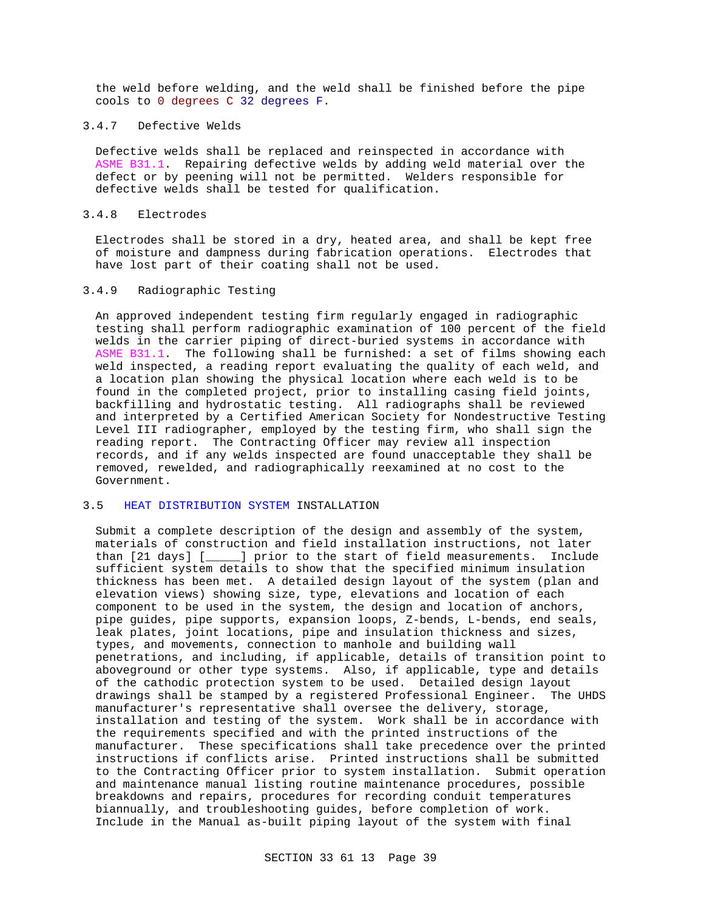the weld before welding, and the weld shall be finished before the pipe cools to 0 degrees C 32 degrees F.

### 3.4.7 Defective Welds

Defective welds shall be replaced and reinspected in accordance with ASME B31.1. Repairing defective welds by adding weld material over the defect or by peening will not be permitted. Welders responsible for defective welds shall be tested for qualification.

### 3.4.8 Electrodes

Electrodes shall be stored in a dry, heated area, and shall be kept free of moisture and dampness during fabrication operations. Electrodes that have lost part of their coating shall not be used.

### 3.4.9 Radiographic Testing

An approved independent testing firm regularly engaged in radiographic testing shall perform radiographic examination of 100 percent of the field welds in the carrier piping of direct-buried systems in accordance with ASME B31.1. The following shall be furnished: a set of films showing each weld inspected, a reading report evaluating the quality of each weld, and a location plan showing the physical location where each weld is to be found in the completed project, prior to installing casing field joints, backfilling and hydrostatic testing. All radiographs shall be reviewed and interpreted by a Certified American Society for Nondestructive Testing Level III radiographer, employed by the testing firm, who shall sign the reading report. The Contracting Officer may review all inspection records, and if any welds inspected are found unacceptable they shall be removed, rewelded, and radiographically reexamined at no cost to the Government.

## 3.5 HEAT DISTRIBUTION SYSTEM INSTALLATION

Submit a complete description of the design and assembly of the system, materials of construction and field installation instructions, not later than [21 days] [_____] prior to the start of field measurements. Include sufficient system details to show that the specified minimum insulation thickness has been met. A detailed design layout of the system (plan and elevation views) showing size, type, elevations and location of each component to be used in the system, the design and location of anchors, pipe guides, pipe supports, expansion loops, Z-bends, L-bends, end seals, leak plates, joint locations, pipe and insulation thickness and sizes, types, and movements, connection to manhole and building wall penetrations, and including, if applicable, details of transition point to aboveground or other type systems. Also, if applicable, type and details of the cathodic protection system to be used. Detailed design layout drawings shall be stamped by a registered Professional Engineer. The UHDS manufacturer's representative shall oversee the delivery, storage, installation and testing of the system. Work shall be in accordance with the requirements specified and with the printed instructions of the manufacturer. These specifications shall take precedence over the printed instructions if conflicts arise. Printed instructions shall be submitted to the Contracting Officer prior to system installation. Submit operation and maintenance manual listing routine maintenance procedures, possible breakdowns and repairs, procedures for recording conduit temperatures biannually, and troubleshooting guides, before completion of work. Include in the Manual as-built piping layout of the system with final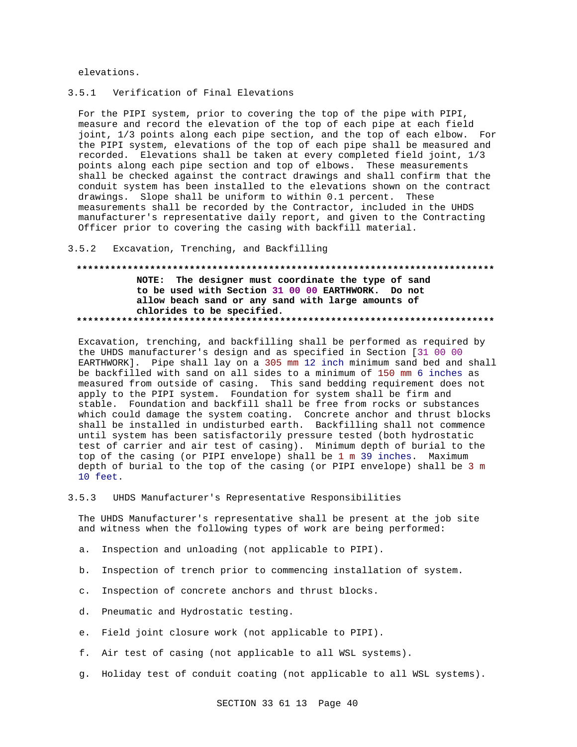elevations.

### 3.5.1 Verification of Final Elevations

For the PIPI system, prior to covering the top of the pipe with PIPI, measure and record the elevation of the top of each pipe at each field joint, 1/3 points along each pipe section, and the top of each elbow. For the PIPI system, elevations of the top of each pipe shall be measured and recorded. Elevations shall be taken at every completed field joint, 1/3 points along each pipe section and top of elbows. These measurements shall be checked against the contract drawings and shall confirm that the conduit system has been installed to the elevations shown on the contract drawings. Slope shall be uniform to within 0.1 percent. These measurements shall be recorded by the Contractor, included in the UHDS manufacturer's representative daily report, and given to the Contracting Officer prior to covering the casing with backfill material.

### 3.5.2 Excavation, Trenching, and Backfilling

**************************************************************************

**NOTE: The designer must coordinate the type of sand to be used with Section 31 00 00 EARTHWORK. Do not allow beach sand or any sand with large amounts of chlorides to be specified.**

**************************************************************************

Excavation, trenching, and backfilling shall be performed as required by the UHDS manufacturer's design and as specified in Section [31 00 00 EARTHWORK]. Pipe shall lay on a 305 mm 12 inch minimum sand bed and shall be backfilled with sand on all sides to a minimum of 150 mm 6 inches as measured from outside of casing. This sand bedding requirement does not apply to the PIPI system. Foundation for system shall be firm and stable. Foundation and backfill shall be free from rocks or substances which could damage the system coating. Concrete anchor and thrust blocks shall be installed in undisturbed earth. Backfilling shall not commence until system has been satisfactorily pressure tested (both hydrostatic test of carrier and air test of casing). Minimum depth of burial to the top of the casing (or PIPI envelope) shall be 1 m 39 inches. Maximum depth of burial to the top of the casing (or PIPI envelope) shall be 3 m 10 feet.

### 3.5.3 UHDS Manufacturer's Representative Responsibilities

The UHDS Manufacturer's representative shall be present at the job site and witness when the following types of work are being performed:

a. Inspection and unloading (not applicable to PIPI).

b. Inspection of trench prior to commencing installation of system.

c. Inspection of concrete anchors and thrust blocks.

d. Pneumatic and Hydrostatic testing.

e. Field joint closure work (not applicable to PIPI).

f. Air test of casing (not applicable to all WSL systems).

g. Holiday test of conduit coating (not applicable to all WSL systems).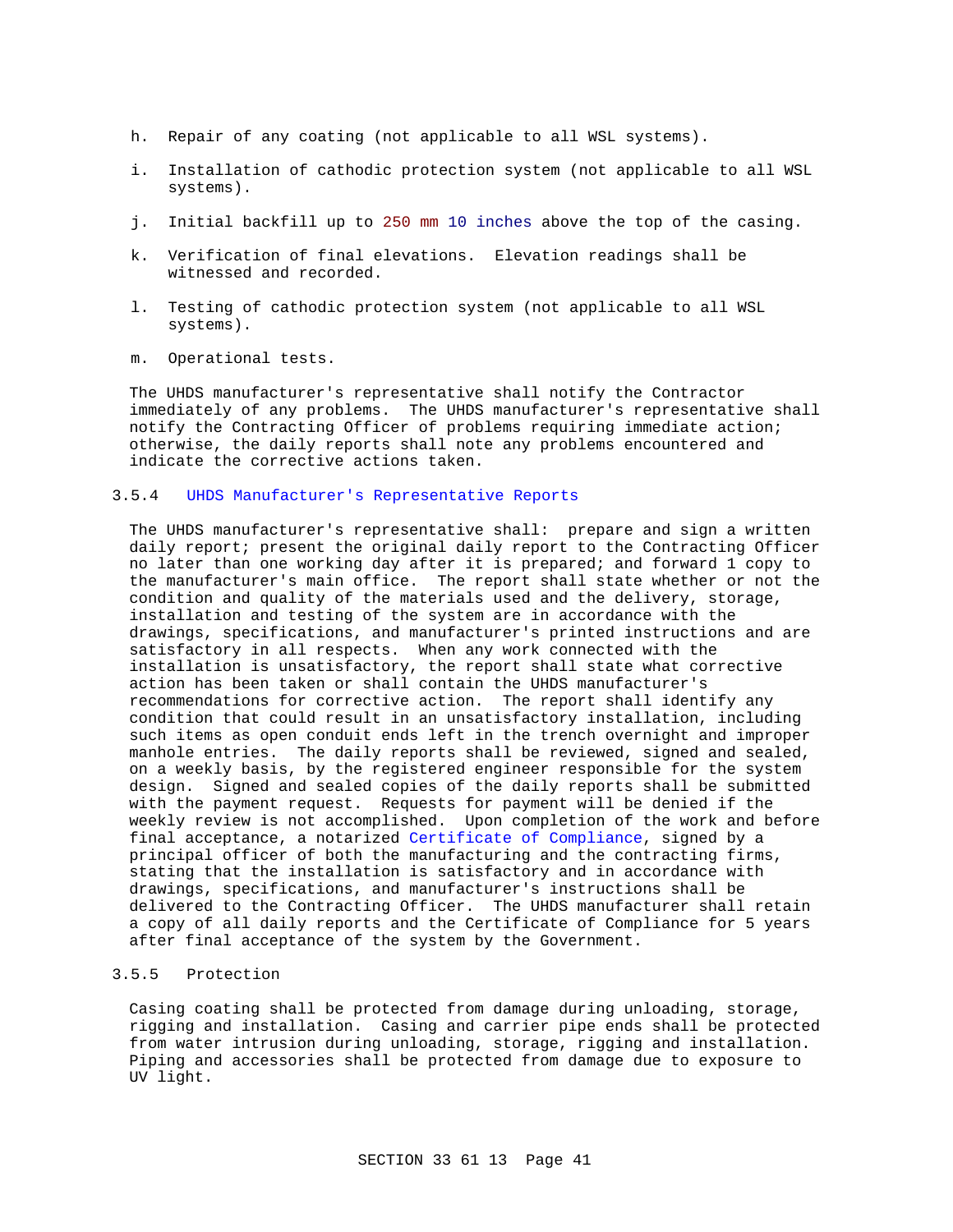h. Repair of any coating (not applicable to all WSL systems).

i. Installation of cathodic protection system (not applicable to all WSL systems).

j. Initial backfill up to 250 mm 10 inches above the top of the casing.

k. Verification of final elevations. Elevation readings shall be witnessed and recorded.

l. Testing of cathodic protection system (not applicable to all WSL systems).

m. Operational tests.

The UHDS manufacturer's representative shall notify the Contractor immediately of any problems. The UHDS manufacturer's representative shall notify the Contracting Officer of problems requiring immediate action; otherwise, the daily reports shall note any problems encountered and indicate the corrective actions taken.

### 3.5.4 UHDS Manufacturer's Representative Reports

The UHDS manufacturer's representative shall: prepare and sign a written daily report; present the original daily report to the Contracting Officer no later than one working day after it is prepared; and forward 1 copy to the manufacturer's main office. The report shall state whether or not the condition and quality of the materials used and the delivery, storage, installation and testing of the system are in accordance with the drawings, specifications, and manufacturer's printed instructions and are satisfactory in all respects. When any work connected with the installation is unsatisfactory, the report shall state what corrective action has been taken or shall contain the UHDS manufacturer's recommendations for corrective action. The report shall identify any condition that could result in an unsatisfactory installation, including such items as open conduit ends left in the trench overnight and improper manhole entries. The daily reports shall be reviewed, signed and sealed, on a weekly basis, by the registered engineer responsible for the system design. Signed and sealed copies of the daily reports shall be submitted with the payment request. Requests for payment will be denied if the weekly review is not accomplished. Upon completion of the work and before final acceptance, a notarized Certificate of Compliance, signed by a principal officer of both the manufacturing and the contracting firms, stating that the installation is satisfactory and in accordance with drawings, specifications, and manufacturer's instructions shall be delivered to the Contracting Officer. The UHDS manufacturer shall retain a copy of all daily reports and the Certificate of Compliance for 5 years after final acceptance of the system by the Government.

### 3.5.5 Protection

Casing coating shall be protected from damage during unloading, storage, rigging and installation. Casing and carrier pipe ends shall be protected from water intrusion during unloading, storage, rigging and installation. Piping and accessories shall be protected from damage due to exposure to UV light.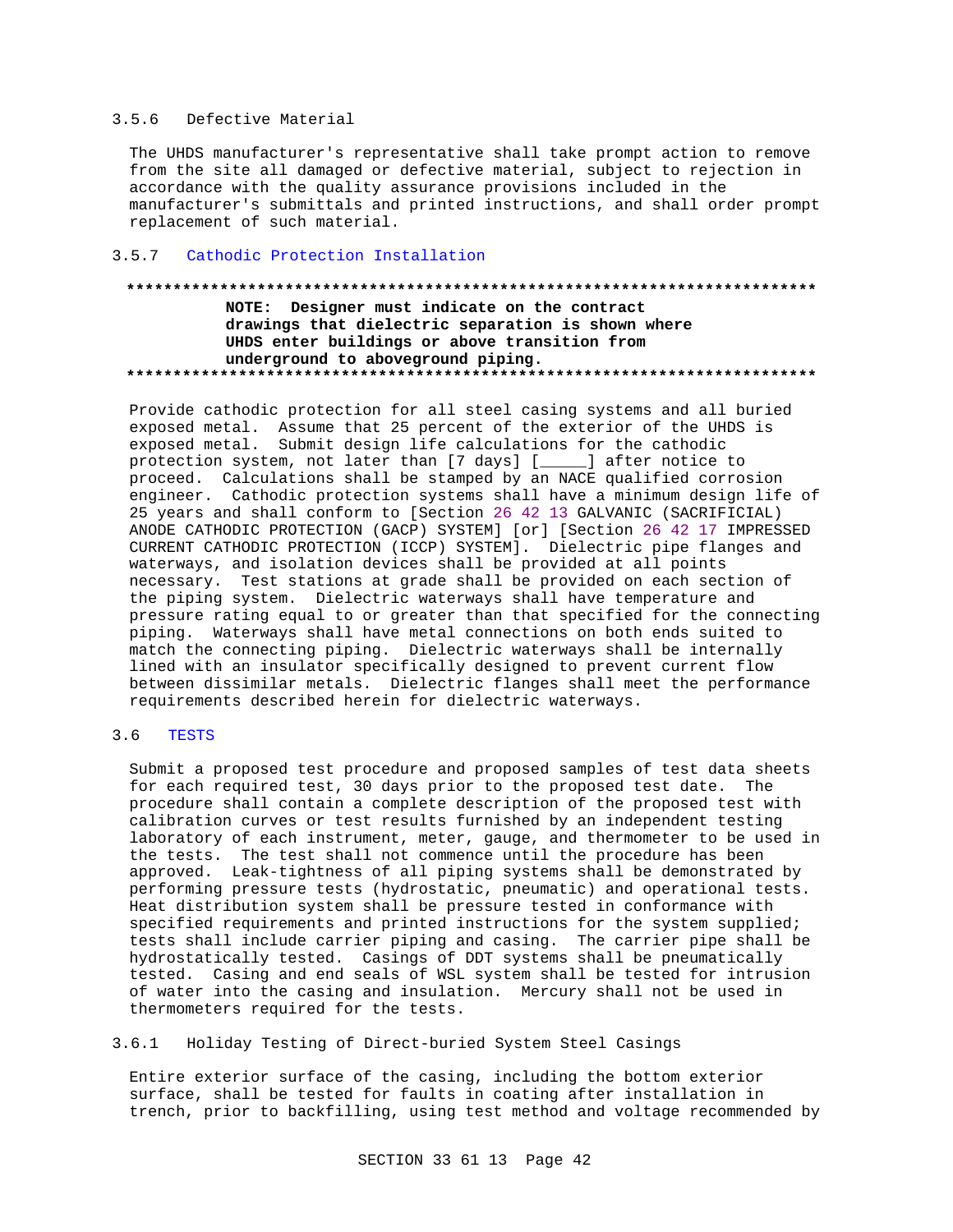### 3.5.6 Defective Material

The UHDS manufacturer's representative shall take prompt action to remove from the site all damaged or defective material, subject to rejection in accordance with the quality assurance provisions included in the manufacturer's submittals and printed instructions, and shall order prompt replacement of such material.

### 3.5.7 Cathodic Protection Installation

**************************************************************************

**NOTE: Designer must indicate on the contract drawings that dielectric separation is shown where UHDS enter buildings or above transition from underground to aboveground piping.**

**************************************************************************

Provide cathodic protection for all steel casing systems and all buried exposed metal. Assume that 25 percent of the exterior of the UHDS is exposed metal. Submit design life calculations for the cathodic protection system, not later than [7 days] [_____] after notice to proceed. Calculations shall be stamped by an NACE qualified corrosion engineer. Cathodic protection systems shall have a minimum design life of 25 years and shall conform to [Section 26 42 13 GALVANIC (SACRIFICIAL) ANODE CATHODIC PROTECTION (GACP) SYSTEM] [or] [Section 26 42 17 IMPRESSED CURRENT CATHODIC PROTECTION (ICCP) SYSTEM]. Dielectric pipe flanges and waterways, and isolation devices shall be provided at all points necessary. Test stations at grade shall be provided on each section of the piping system. Dielectric waterways shall have temperature and pressure rating equal to or greater than that specified for the connecting piping. Waterways shall have metal connections on both ends suited to match the connecting piping. Dielectric waterways shall be internally lined with an insulator specifically designed to prevent current flow between dissimilar metals. Dielectric flanges shall meet the performance requirements described herein for dielectric waterways.

## 3.6 TESTS

Submit a proposed test procedure and proposed samples of test data sheets for each required test, 30 days prior to the proposed test date. The procedure shall contain a complete description of the proposed test with calibration curves or test results furnished by an independent testing laboratory of each instrument, meter, gauge, and thermometer to be used in the tests. The test shall not commence until the procedure has been approved. Leak-tightness of all piping systems shall be demonstrated by performing pressure tests (hydrostatic, pneumatic) and operational tests. Heat distribution system shall be pressure tested in conformance with specified requirements and printed instructions for the system supplied; tests shall include carrier piping and casing. The carrier pipe shall be hydrostatically tested. Casings of DDT systems shall be pneumatically tested. Casing and end seals of WSL system shall be tested for intrusion of water into the casing and insulation. Mercury shall not be used in thermometers required for the tests.

### 3.6.1 Holiday Testing of Direct-buried System Steel Casings

Entire exterior surface of the casing, including the bottom exterior surface, shall be tested for faults in coating after installation in trench, prior to backfilling, using test method and voltage recommended by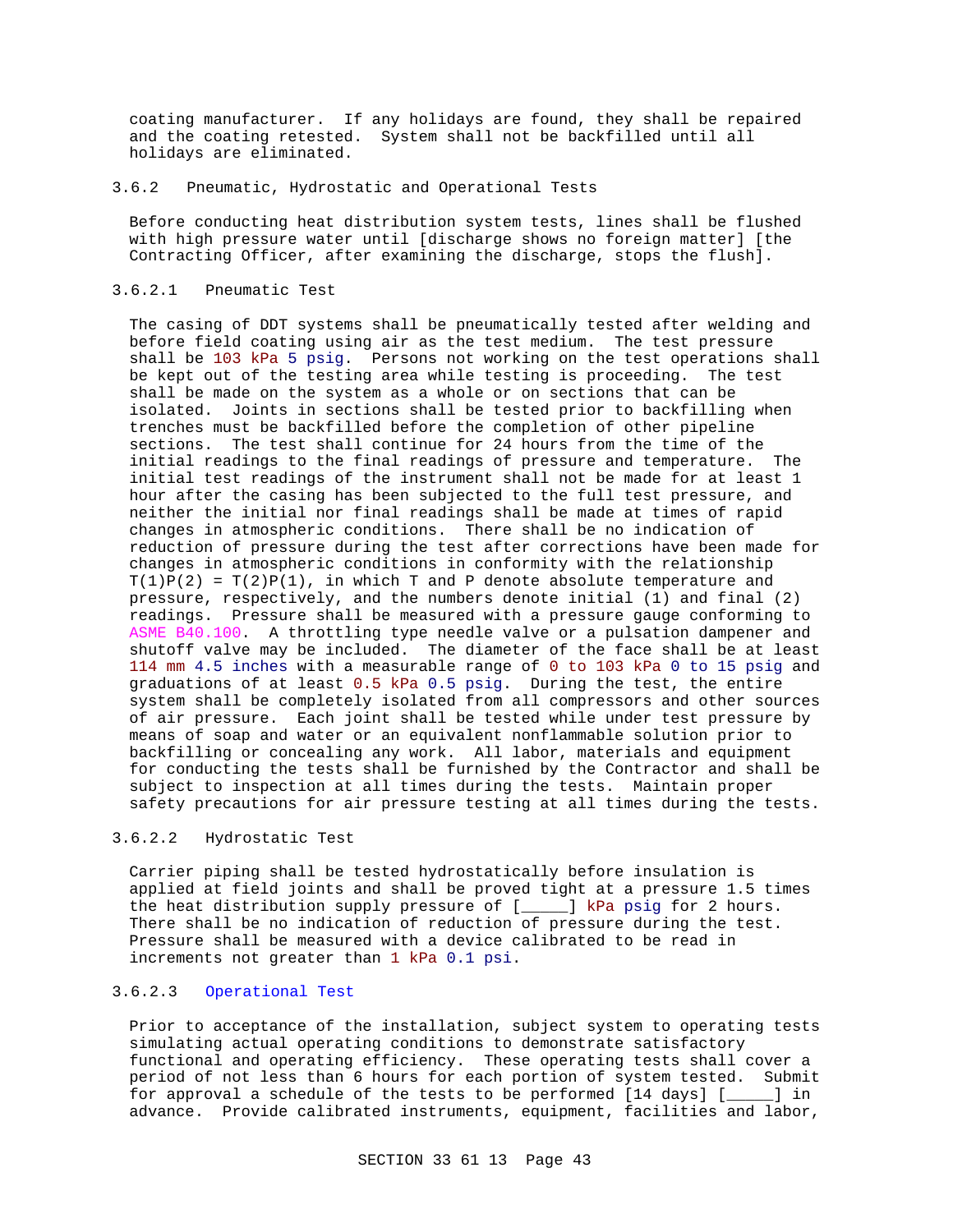coating manufacturer. If any holidays are found, they shall be repaired and the coating retested. System shall not be backfilled until all holidays are eliminated.

### 3.6.2 Pneumatic, Hydrostatic and Operational Tests

Before conducting heat distribution system tests, lines shall be flushed with high pressure water until [discharge shows no foreign matter] [the Contracting Officer, after examining the discharge, stops the flush].

#### 3.6.2.1 Pneumatic Test

The casing of DDT systems shall be pneumatically tested after welding and before field coating using air as the test medium. The test pressure shall be 103 kPa 5 psig. Persons not working on the test operations shall be kept out of the testing area while testing is proceeding. The test shall be made on the system as a whole or on sections that can be isolated. Joints in sections shall be tested prior to backfilling when trenches must be backfilled before the completion of other pipeline sections. The test shall continue for 24 hours from the time of the initial readings to the final readings of pressure and temperature. The initial test readings of the instrument shall not be made for at least 1 hour after the casing has been subjected to the full test pressure, and neither the initial nor final readings shall be made at times of rapid changes in atmospheric conditions. There shall be no indication of reduction of pressure during the test after corrections have been made for changes in atmospheric conditions in conformity with the relationship $T(1)P(2) = T(2)P(1)$, in which T and P denote absolute temperature and pressure, respectively, and the numbers denote initial (1) and final (2) readings. Pressure shall be measured with a pressure gauge conforming to ASME B40.100. A throttling type needle valve or a pulsation dampener and shutoff valve may be included. The diameter of the face shall be at least 114 mm 4.5 inches with a measurable range of 0 to 103 kPa 0 to 15 psig and graduations of at least 0.5 kPa 0.5 psig. During the test, the entire system shall be completely isolated from all compressors and other sources of air pressure. Each joint shall be tested while under test pressure by means of soap and water or an equivalent nonflammable solution prior to backfilling or concealing any work. All labor, materials and equipment for conducting the tests shall be furnished by the Contractor and shall be subject to inspection at all times during the tests. Maintain proper safety precautions for air pressure testing at all times during the tests.

#### 3.6.2.2 Hydrostatic Test

Carrier piping shall be tested hydrostatically before insulation is applied at field joints and shall be proved tight at a pressure 1.5 times the heat distribution supply pressure of [_____] kPa psig for 2 hours. There shall be no indication of reduction of pressure during the test. Pressure shall be measured with a device calibrated to be read in increments not greater than 1 kPa 0.1 psi.

#### 3.6.2.3 Operational Test

Prior to acceptance of the installation, subject system to operating tests simulating actual operating conditions to demonstrate satisfactory functional and operating efficiency. These operating tests shall cover a period of not less than 6 hours for each portion of system tested. Submit for approval a schedule of the tests to be performed [14 days] [_____] in advance. Provide calibrated instruments, equipment, facilities and labor,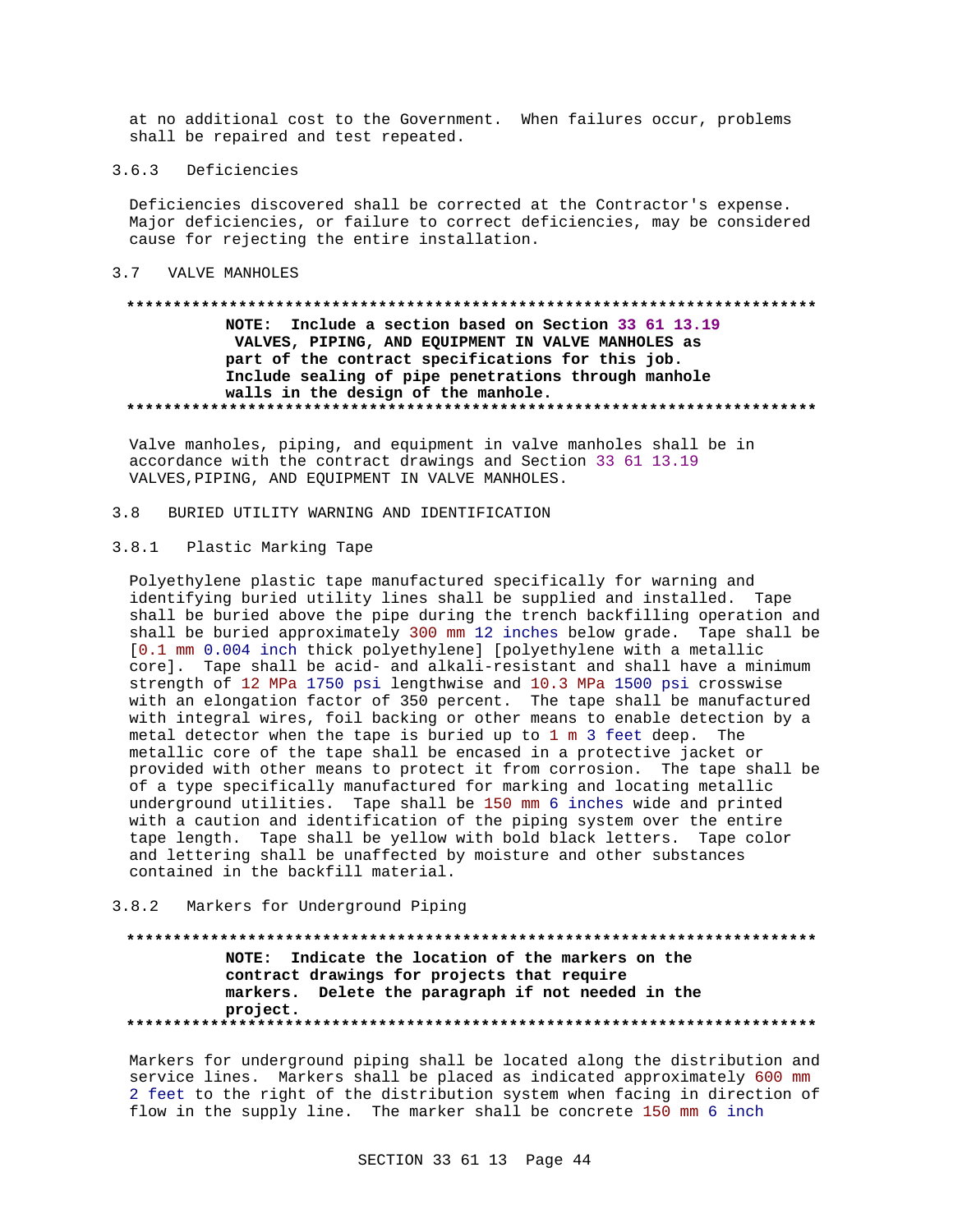at no additional cost to the Government. When failures occur, problems shall be repaired and test repeated.

#### 3.6.3 Deficiencies

Deficiencies discovered shall be corrected at the Contractor's expense. Major deficiencies, or failure to correct deficiencies, may be considered cause for rejecting the entire installation.

## 3.7 VALVE MANHOLES

**************************************************************************
**NOTE: Include a section based on Section 33 61 13.19 VALVES, PIPING, AND EQUIPMENT IN VALVE MANHOLES as part of the contract specifications for this job. Include sealing of pipe penetrations through manhole walls in the design of the manhole.**
**************************************************************************

Valve manholes, piping, and equipment in valve manholes shall be in accordance with the contract drawings and Section 33 61 13.19 VALVES,PIPING, AND EQUIPMENT IN VALVE MANHOLES.

## 3.8 BURIED UTILITY WARNING AND IDENTIFICATION

### 3.8.1 Plastic Marking Tape

Polyethylene plastic tape manufactured specifically for warning and identifying buried utility lines shall be supplied and installed. Tape shall be buried above the pipe during the trench backfilling operation and shall be buried approximately 300 mm 12 inches below grade. Tape shall be [0.1 mm 0.004 inch thick polyethylene] [polyethylene with a metallic core]. Tape shall be acid- and alkali-resistant and shall have a minimum strength of 12 MPa 1750 psi lengthwise and 10.3 MPa 1500 psi crosswise with an elongation factor of 350 percent. The tape shall be manufactured with integral wires, foil backing or other means to enable detection by a metal detector when the tape is buried up to 1 m 3 feet deep. The metallic core of the tape shall be encased in a protective jacket or provided with other means to protect it from corrosion. The tape shall be of a type specifically manufactured for marking and locating metallic underground utilities. Tape shall be 150 mm 6 inches wide and printed with a caution and identification of the piping system over the entire tape length. Tape shall be yellow with bold black letters. Tape color and lettering shall be unaffected by moisture and other substances contained in the backfill material.

### 3.8.2 Markers for Underground Piping

**************************************************************************
**NOTE: Indicate the location of the markers on the contract drawings for projects that require markers. Delete the paragraph if not needed in the project.**
**************************************************************************

Markers for underground piping shall be located along the distribution and service lines. Markers shall be placed as indicated approximately 600 mm 2 feet to the right of the distribution system when facing in direction of flow in the supply line. The marker shall be concrete 150 mm 6 inch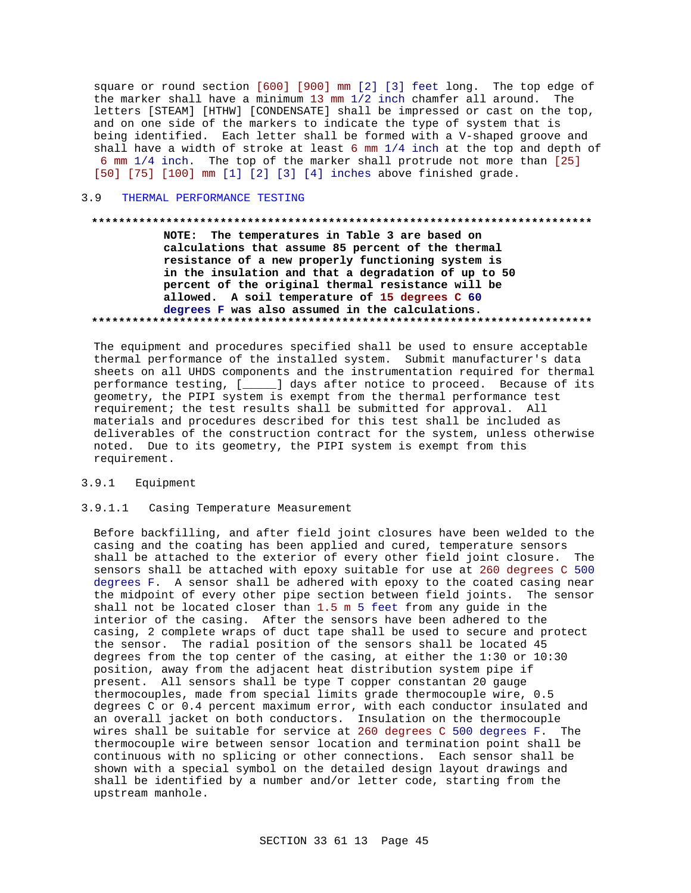square or round section [600] [900] mm [2] [3] feet long. The top edge of the marker shall have a minimum 13 mm 1/2 inch chamfer all around. The letters [STEAM] [HTHW] [CONDENSATE] shall be impressed or cast on the top, and on one side of the markers to indicate the type of system that is being identified. Each letter shall be formed with a V-shaped groove and shall have a width of stroke at least 6 mm 1/4 inch at the top and depth of 6 mm 1/4 inch. The top of the marker shall protrude not more than [25] [50] [75] [100] mm [1] [2] [3] [4] inches above finished grade.

## 3.9 THERMAL PERFORMANCE TESTING

**************************************************************************

**NOTE: The temperatures in Table 3 are based on calculations that assume 85 percent of the thermal resistance of a new properly functioning system is in the insulation and that a degradation of up to 50 percent of the original thermal resistance will be allowed. A soil temperature of 15 degrees C 60 degrees F was also assumed in the calculations.**

**************************************************************************

The equipment and procedures specified shall be used to ensure acceptable thermal performance of the installed system. Submit manufacturer's data sheets on all UHDS components and the instrumentation required for thermal performance testing, [_____] days after notice to proceed. Because of its geometry, the PIPI system is exempt from the thermal performance test requirement; the test results shall be submitted for approval. All materials and procedures described for this test shall be included as deliverables of the construction contract for the system, unless otherwise noted. Due to its geometry, the PIPI system is exempt from this requirement.

### 3.9.1 Equipment

#### 3.9.1.1 Casing Temperature Measurement

Before backfilling, and after field joint closures have been welded to the casing and the coating has been applied and cured, temperature sensors shall be attached to the exterior of every other field joint closure. The sensors shall be attached with epoxy suitable for use at 260 degrees C 500 degrees F. A sensor shall be adhered with epoxy to the coated casing near the midpoint of every other pipe section between field joints. The sensor shall not be located closer than 1.5 m 5 feet from any guide in the interior of the casing. After the sensors have been adhered to the casing, 2 complete wraps of duct tape shall be used to secure and protect the sensor. The radial position of the sensors shall be located 45 degrees from the top center of the casing, at either the 1:30 or 10:30 position, away from the adjacent heat distribution system pipe if present. All sensors shall be type T copper constantan 20 gauge thermocouples, made from special limits grade thermocouple wire, 0.5 degrees C or 0.4 percent maximum error, with each conductor insulated and an overall jacket on both conductors. Insulation on the thermocouple wires shall be suitable for service at 260 degrees C 500 degrees F. The thermocouple wire between sensor location and termination point shall be continuous with no splicing or other connections. Each sensor shall be shown with a special symbol on the detailed design layout drawings and shall be identified by a number and/or letter code, starting from the upstream manhole.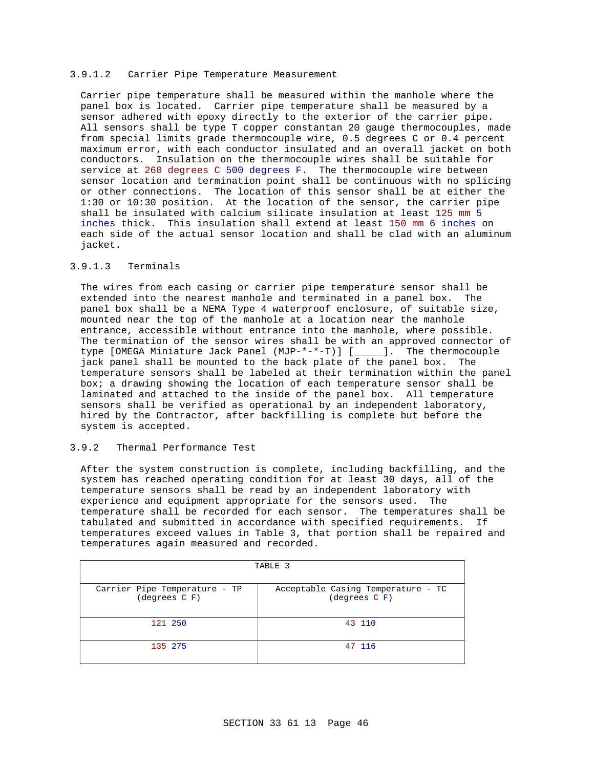#### 3.9.1.2 Carrier Pipe Temperature Measurement

Carrier pipe temperature shall be measured within the manhole where the panel box is located. Carrier pipe temperature shall be measured by a sensor adhered with epoxy directly to the exterior of the carrier pipe. All sensors shall be type T copper constantan 20 gauge thermocouples, made from special limits grade thermocouple wire, 0.5 degrees C or 0.4 percent maximum error, with each conductor insulated and an overall jacket on both conductors. Insulation on the thermocouple wires shall be suitable for service at 260 degrees C 500 degrees F. The thermocouple wire between sensor location and termination point shall be continuous with no splicing or other connections. The location of this sensor shall be at either the 1:30 or 10:30 position. At the location of the sensor, the carrier pipe shall be insulated with calcium silicate insulation at least 125 mm 5 inches thick. This insulation shall extend at least 150 mm 6 inches on each side of the actual sensor location and shall be clad with an aluminum jacket.

#### 3.9.1.3 Terminals

The wires from each casing or carrier pipe temperature sensor shall be extended into the nearest manhole and terminated in a panel box. The panel box shall be a NEMA Type 4 waterproof enclosure, of suitable size, mounted near the top of the manhole at a location near the manhole entrance, accessible without entrance into the manhole, where possible. The termination of the sensor wires shall be with an approved connector of type [OMEGA Miniature Jack Panel (MJP-*-*-T)] [_____]. The thermocouple jack panel shall be mounted to the back plate of the panel box. The temperature sensors shall be labeled at their termination within the panel box; a drawing showing the location of each temperature sensor shall be laminated and attached to the inside of the panel box. All temperature sensors shall be verified as operational by an independent laboratory, hired by the Contractor, after backfilling is complete but before the system is accepted.

### 3.9.2 Thermal Performance Test

After the system construction is complete, including backfilling, and the system has reached operating condition for at least 30 days, all of the temperature sensors shall be read by an independent laboratory with experience and equipment appropriate for the sensors used. The temperature shall be recorded for each sensor. The temperatures shall be tabulated and submitted in accordance with specified requirements. If temperatures exceed values in Table 3, that portion shall be repaired and temperatures again measured and recorded.

TABLE 3

| Carrier Pipe Temperature - TP (degrees C F) | Acceptable Casing Temperature - TC (degrees C F) |
|---|---|
| 121 250 | 43 110 |
| 135 275 | 47 116 |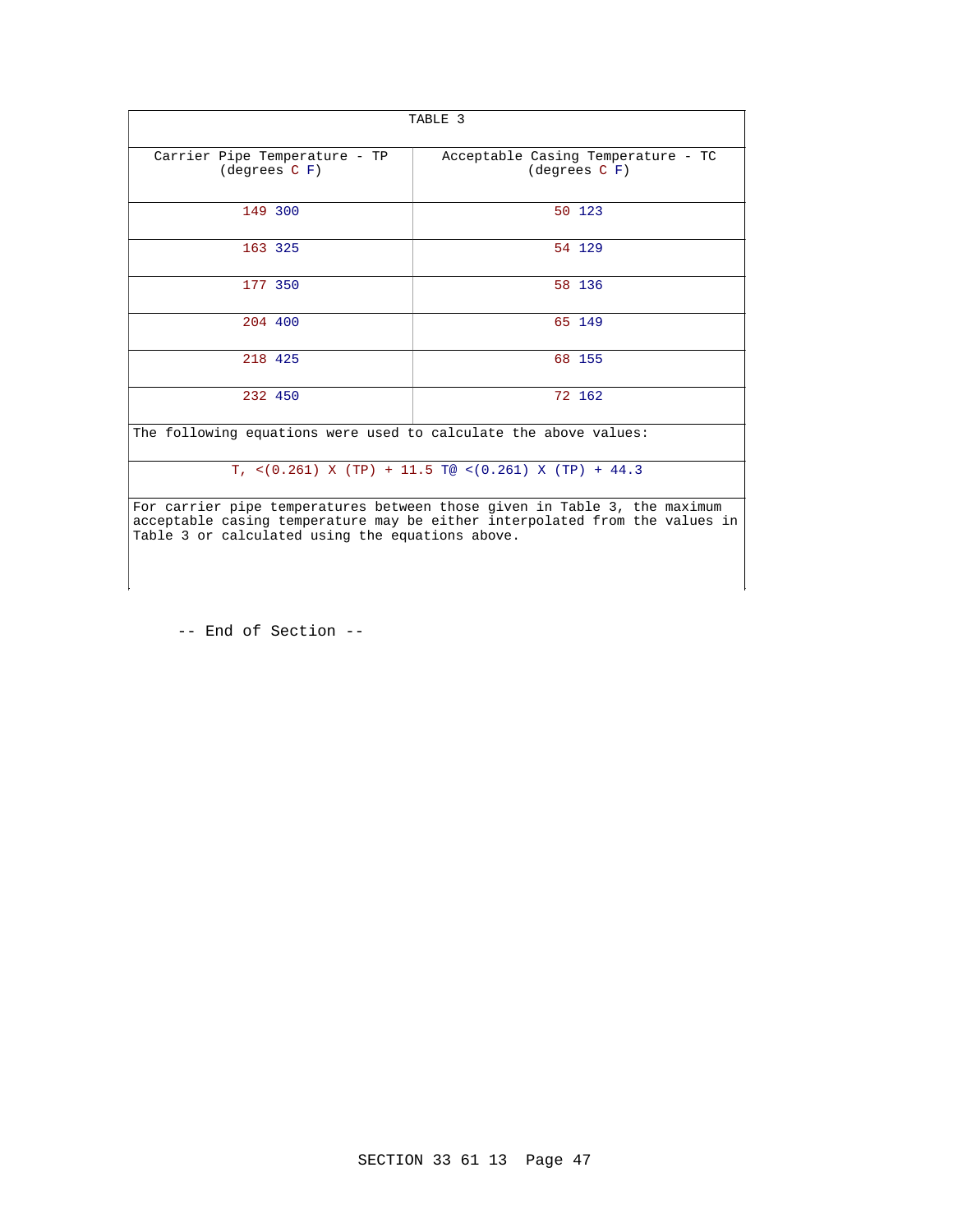TABLE 3

| Carrier Pipe Temperature - TP (degrees C F) | Acceptable Casing Temperature - TC (degrees C F) |
|---|---|
| 149 300 | 50 123 |
| 163 325 | 54 129 |
| 177 350 | 58 136 |
| 204 400 | 65 149 |
| 218 425 | 68 155 |
| 232 450 | 72 162 |

The following equations were used to calculate the above values:

T, <(0.261) X (TP) + 11.5 T@ <(0.261) X (TP) + 44.3

For carrier pipe temperatures between those given in Table 3, the maximum acceptable casing temperature may be either interpolated from the values in Table 3 or calculated using the equations above.

-- End of Section --